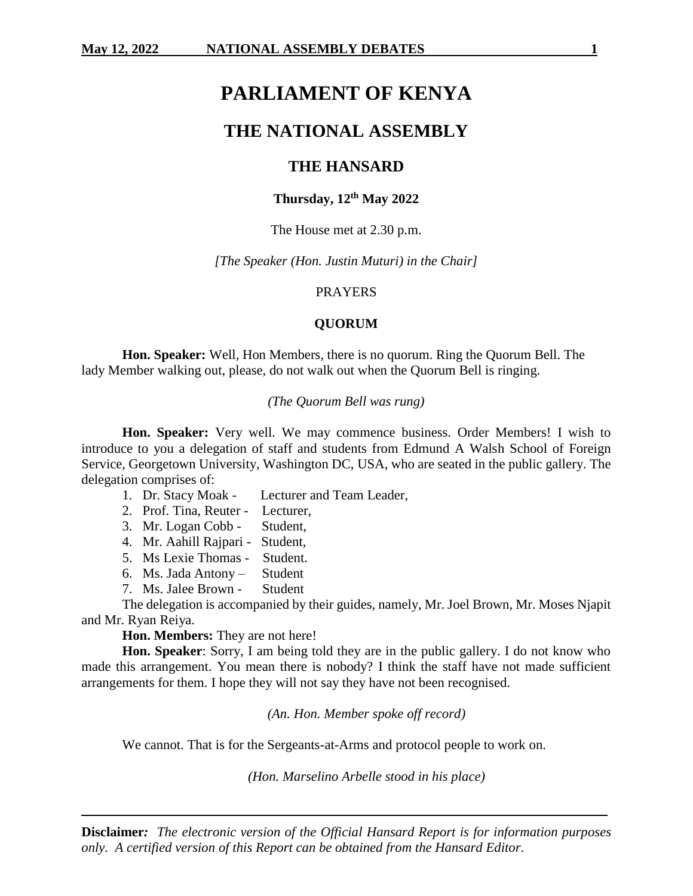# PARLIAMENT OF KENYA

## THE NATIONAL ASSEMBLY

### THE HANSARD

**Thursday, 12th May 2022**

The House met at 2.30 p.m.

*[The Speaker (Hon. Justin Muturi) in the Chair]*

PRAYERS

**QUORUM**

**Hon. Speaker:** Well, Hon Members, there is no quorum. Ring the Quorum Bell. The lady Member walking out, please, do not walk out when the Quorum Bell is ringing.

*(The Quorum Bell was rung)*

**Hon. Speaker:** Very well. We may commence business. Order Members! I wish to introduce to you a delegation of staff and students from Edmund A Walsh School of Foreign Service, Georgetown University, Washington DC, USA, who are seated in the public gallery. The delegation comprises of:

1. Dr. Stacy Moak - Lecturer and Team Leader,
2. Prof. Tina, Reuter - Lecturer,
3. Mr. Logan Cobb - Student,
4. Mr. Aahill Rajpari - Student,
5. Ms Lexie Thomas - Student.
6. Ms. Jada Antony – Student
7. Ms. Jalee Brown - Student

The delegation is accompanied by their guides, namely, Mr. Joel Brown, Mr. Moses Njapit and Mr. Ryan Reiya.

**Hon. Members:** They are not here!

**Hon. Speaker**: Sorry, I am being told they are in the public gallery. I do not know who made this arrangement. You mean there is nobody? I think the staff have not made sufficient arrangements for them. I hope they will not say they have not been recognised.

*(An. Hon. Member spoke off record)*

We cannot. That is for the Sergeants-at-Arms and protocol people to work on.

*(Hon. Marselino Arbelle stood in his place)*

**Disclaimer***:* *The electronic version of the Official Hansard Report is for information purposes only. A certified version of this Report can be obtained from the Hansard Editor.*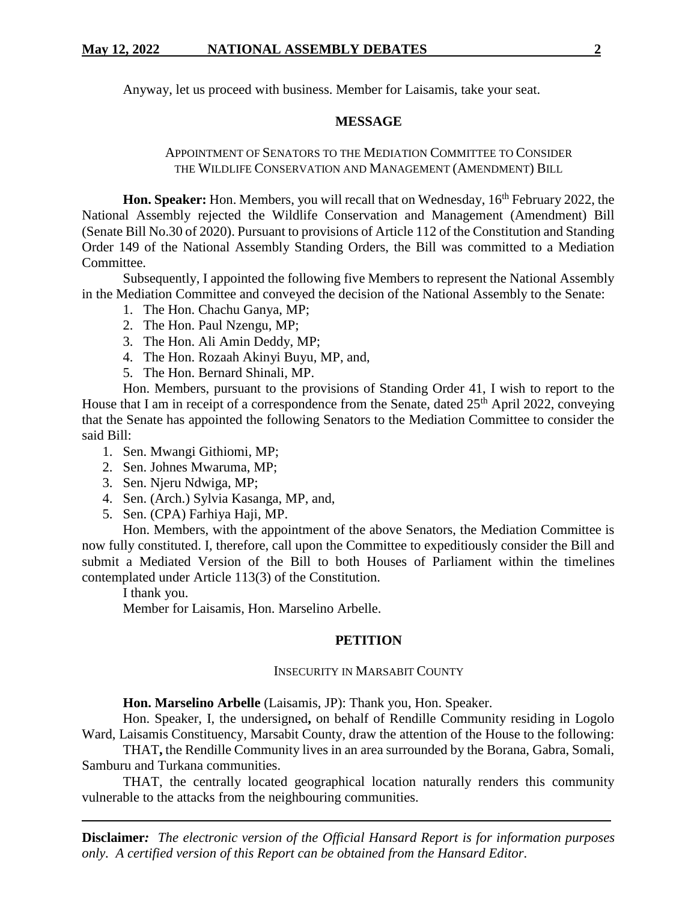Anyway, let us proceed with business. Member for Laisamis, take your seat.

## MESSAGE

### APPOINTMENT OF SENATORS TO THE MEDIATION COMMITTEE TO CONSIDER THE WILDLIFE CONSERVATION AND MANAGEMENT (AMENDMENT) BILL

**Hon. Speaker:** Hon. Members, you will recall that on Wednesday, 16th February 2022, the National Assembly rejected the Wildlife Conservation and Management (Amendment) Bill (Senate Bill No.30 of 2020). Pursuant to provisions of Article 112 of the Constitution and Standing Order 149 of the National Assembly Standing Orders, the Bill was committed to a Mediation Committee.

Subsequently, I appointed the following five Members to represent the National Assembly in the Mediation Committee and conveyed the decision of the National Assembly to the Senate:

1. The Hon. Chachu Ganya, MP;
2. The Hon. Paul Nzengu, MP;
3. The Hon. Ali Amin Deddy, MP;
4. The Hon. Rozaah Akinyi Buyu, MP, and,
5. The Hon. Bernard Shinali, MP.

Hon. Members, pursuant to the provisions of Standing Order 41, I wish to report to the House that I am in receipt of a correspondence from the Senate, dated 25th April 2022, conveying that the Senate has appointed the following Senators to the Mediation Committee to consider the said Bill:

1. Sen. Mwangi Githiomi, MP;
2. Sen. Johnes Mwaruma, MP;
3. Sen. Njeru Ndwiga, MP;
4. Sen. (Arch.) Sylvia Kasanga, MP, and,
5. Sen. (CPA) Farhiya Haji, MP.

Hon. Members, with the appointment of the above Senators, the Mediation Committee is now fully constituted. I, therefore, call upon the Committee to expeditiously consider the Bill and submit a Mediated Version of the Bill to both Houses of Parliament within the timelines contemplated under Article 113(3) of the Constitution.

I thank you.

Member for Laisamis, Hon. Marselino Arbelle.

## PETITION

### INSECURITY IN MARSABIT COUNTY

**Hon. Marselino Arbelle** (Laisamis, JP): Thank you, Hon. Speaker.

Hon. Speaker, I, the undersigned**,** on behalf of Rendille Community residing in Logolo Ward, Laisamis Constituency, Marsabit County, draw the attention of the House to the following:

THAT**,** the Rendille Community lives in an area surrounded by the Borana, Gabra, Somali, Samburu and Turkana communities.

THAT, the centrally located geographical location naturally renders this community vulnerable to the attacks from the neighbouring communities.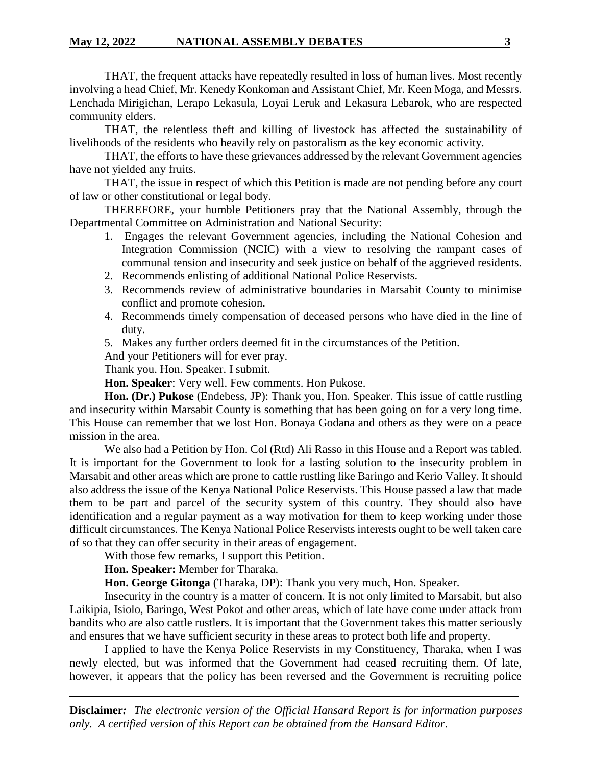THAT, the frequent attacks have repeatedly resulted in loss of human lives. Most recently involving a head Chief, Mr. Kenedy Konkoman and Assistant Chief, Mr. Keen Moga, and Messrs. Lenchada Mirigichan, Lerapo Lekasula, Loyai Leruk and Lekasura Lebarok, who are respected community elders.

THAT, the relentless theft and killing of livestock has affected the sustainability of livelihoods of the residents who heavily rely on pastoralism as the key economic activity.

THAT, the efforts to have these grievances addressed by the relevant Government agencies have not yielded any fruits.

THAT, the issue in respect of which this Petition is made are not pending before any court of law or other constitutional or legal body.

THEREFORE, your humble Petitioners pray that the National Assembly, through the Departmental Committee on Administration and National Security:

1. Engages the relevant Government agencies, including the National Cohesion and Integration Commission (NCIC) with a view to resolving the rampant cases of communal tension and insecurity and seek justice on behalf of the aggrieved residents.
2. Recommends enlisting of additional National Police Reservists.
3. Recommends review of administrative boundaries in Marsabit County to minimise conflict and promote cohesion.
4. Recommends timely compensation of deceased persons who have died in the line of duty.
5. Makes any further orders deemed fit in the circumstances of the Petition.

And your Petitioners will for ever pray.

Thank you. Hon. Speaker. I submit.

**Hon. Speaker**: Very well. Few comments. Hon Pukose.

**Hon. (Dr.) Pukose** (Endebess, JP): Thank you, Hon. Speaker. This issue of cattle rustling and insecurity within Marsabit County is something that has been going on for a very long time. This House can remember that we lost Hon. Bonaya Godana and others as they were on a peace mission in the area.

We also had a Petition by Hon. Col (Rtd) Ali Rasso in this House and a Report was tabled. It is important for the Government to look for a lasting solution to the insecurity problem in Marsabit and other areas which are prone to cattle rustling like Baringo and Kerio Valley. It should also address the issue of the Kenya National Police Reservists. This House passed a law that made them to be part and parcel of the security system of this country. They should also have identification and a regular payment as a way motivation for them to keep working under those difficult circumstances. The Kenya National Police Reservists interests ought to be well taken care of so that they can offer security in their areas of engagement.

With those few remarks, I support this Petition.

**Hon. Speaker:** Member for Tharaka.

**Hon. George Gitonga** (Tharaka, DP): Thank you very much, Hon. Speaker.

Insecurity in the country is a matter of concern. It is not only limited to Marsabit, but also Laikipia, Isiolo, Baringo, West Pokot and other areas, which of late have come under attack from bandits who are also cattle rustlers. It is important that the Government takes this matter seriously and ensures that we have sufficient security in these areas to protect both life and property.

I applied to have the Kenya Police Reservists in my Constituency, Tharaka, when I was newly elected, but was informed that the Government had ceased recruiting them. Of late, however, it appears that the policy has been reversed and the Government is recruiting police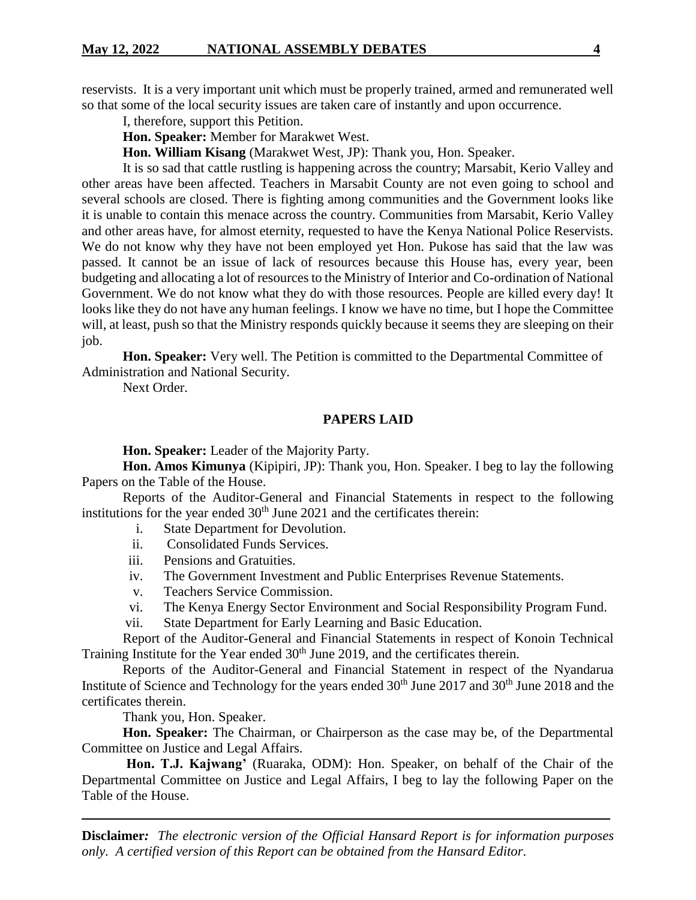reservists. It is a very important unit which must be properly trained, armed and remunerated well so that some of the local security issues are taken care of instantly and upon occurrence.

I, therefore, support this Petition.

**Hon. Speaker:** Member for Marakwet West.

**Hon. William Kisang** (Marakwet West, JP): Thank you, Hon. Speaker.

It is so sad that cattle rustling is happening across the country; Marsabit, Kerio Valley and other areas have been affected. Teachers in Marsabit County are not even going to school and several schools are closed. There is fighting among communities and the Government looks like it is unable to contain this menace across the country. Communities from Marsabit, Kerio Valley and other areas have, for almost eternity, requested to have the Kenya National Police Reservists. We do not know why they have not been employed yet Hon. Pukose has said that the law was passed. It cannot be an issue of lack of resources because this House has, every year, been budgeting and allocating a lot of resources to the Ministry of Interior and Co-ordination of National Government. We do not know what they do with those resources. People are killed every day! It looks like they do not have any human feelings. I know we have no time, but I hope the Committee will, at least, push so that the Ministry responds quickly because it seems they are sleeping on their job.

**Hon. Speaker:** Very well. The Petition is committed to the Departmental Committee of Administration and National Security.

Next Order.

## PAPERS LAID

**Hon. Speaker:** Leader of the Majority Party.

**Hon. Amos Kimunya** (Kipipiri, JP): Thank you, Hon. Speaker. I beg to lay the following Papers on the Table of the House.

Reports of the Auditor-General and Financial Statements in respect to the following institutions for the year ended 30th June 2021 and the certificates therein:

i. State Department for Devolution.
ii. Consolidated Funds Services.
iii. Pensions and Gratuities.
iv. The Government Investment and Public Enterprises Revenue Statements.
v. Teachers Service Commission.
vi. The Kenya Energy Sector Environment and Social Responsibility Program Fund.
vii. State Department for Early Learning and Basic Education.

Report of the Auditor-General and Financial Statements in respect of Konoin Technical Training Institute for the Year ended 30th June 2019, and the certificates therein.

Reports of the Auditor-General and Financial Statement in respect of the Nyandarua Institute of Science and Technology for the years ended 30th June 2017 and 30th June 2018 and the certificates therein.

Thank you, Hon. Speaker.

**Hon. Speaker:** The Chairman, or Chairperson as the case may be, of the Departmental Committee on Justice and Legal Affairs.

**Hon. T.J. Kajwang'** (Ruaraka, ODM): Hon. Speaker, on behalf of the Chair of the Departmental Committee on Justice and Legal Affairs, I beg to lay the following Paper on the Table of the House.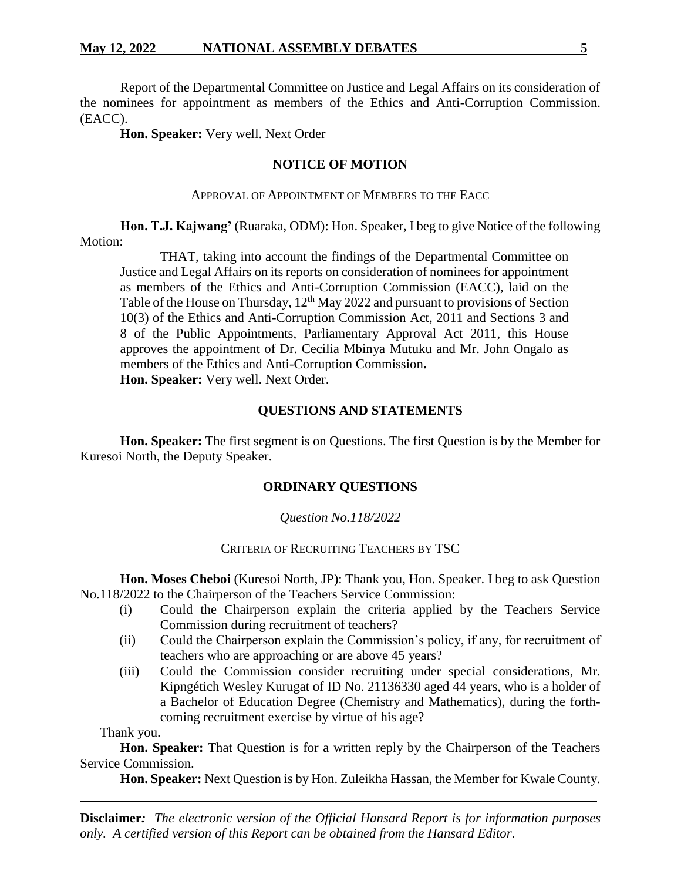Report of the Departmental Committee on Justice and Legal Affairs on its consideration of the nominees for appointment as members of the Ethics and Anti-Corruption Commission. (EACC).

**Hon. Speaker:** Very well. Next Order

## NOTICE OF MOTION

### APPROVAL OF APPOINTMENT OF MEMBERS TO THE EACC

**Hon. T.J. Kajwang'** (Ruaraka, ODM): Hon. Speaker, I beg to give Notice of the following Motion:

> THAT, taking into account the findings of the Departmental Committee on Justice and Legal Affairs on its reports on consideration of nominees for appointment as members of the Ethics and Anti-Corruption Commission (EACC), laid on the Table of the House on Thursday, 12th May 2022 and pursuant to provisions of Section 10(3) of the Ethics and Anti-Corruption Commission Act, 2011 and Sections 3 and 8 of the Public Appointments, Parliamentary Approval Act 2011, this House approves the appointment of Dr. Cecilia Mbinya Mutuku and Mr. John Ongalo as members of the Ethics and Anti-Corruption Commission**.**

**Hon. Speaker:** Very well. Next Order.

## QUESTIONS AND STATEMENTS

**Hon. Speaker:** The first segment is on Questions. The first Question is by the Member for Kuresoi North, the Deputy Speaker.

## ORDINARY QUESTIONS

*Question No.118/2022*

### CRITERIA OF RECRUITING TEACHERS BY TSC

**Hon. Moses Cheboi** (Kuresoi North, JP): Thank you, Hon. Speaker. I beg to ask Question No.118/2022 to the Chairperson of the Teachers Service Commission:

(i) Could the Chairperson explain the criteria applied by the Teachers Service Commission during recruitment of teachers?

(ii) Could the Chairperson explain the Commission's policy, if any, for recruitment of teachers who are approaching or are above 45 years?

(iii) Could the Commission consider recruiting under special considerations, Mr. Kipngétich Wesley Kurugat of ID No. 21136330 aged 44 years, who is a holder of a Bachelor of Education Degree (Chemistry and Mathematics), during the forth-coming recruitment exercise by virtue of his age?

Thank you.

**Hon. Speaker:** That Question is for a written reply by the Chairperson of the Teachers Service Commission.

**Hon. Speaker:** Next Question is by Hon. Zuleikha Hassan, the Member for Kwale County.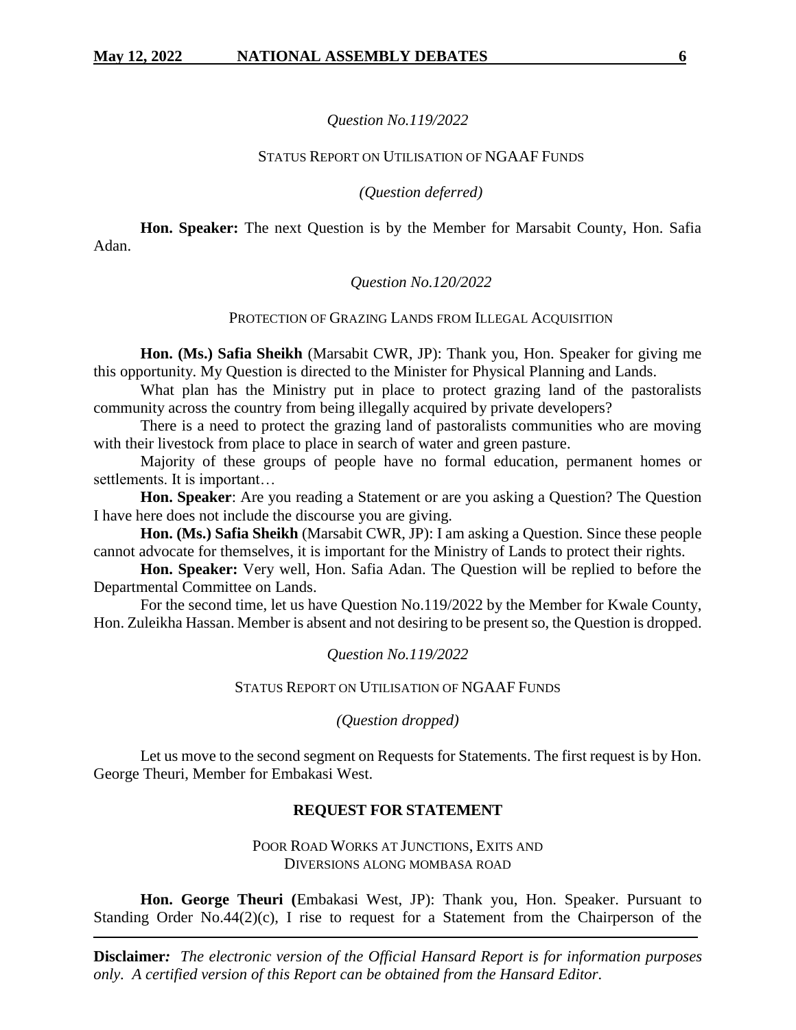*Question No.119/2022*

STATUS REPORT ON UTILISATION OF NGAAF FUNDS

*(Question deferred)*

**Hon. Speaker:** The next Question is by the Member for Marsabit County, Hon. Safia Adan.

*Question No.120/2022*

PROTECTION OF GRAZING LANDS FROM ILLEGAL ACQUISITION

**Hon. (Ms.) Safia Sheikh** (Marsabit CWR, JP): Thank you, Hon. Speaker for giving me this opportunity. My Question is directed to the Minister for Physical Planning and Lands.

What plan has the Ministry put in place to protect grazing land of the pastoralists community across the country from being illegally acquired by private developers?

There is a need to protect the grazing land of pastoralists communities who are moving with their livestock from place to place in search of water and green pasture.

Majority of these groups of people have no formal education, permanent homes or settlements. It is important…

**Hon. Speaker**: Are you reading a Statement or are you asking a Question? The Question I have here does not include the discourse you are giving.

**Hon. (Ms.) Safia Sheikh** (Marsabit CWR, JP): I am asking a Question. Since these people cannot advocate for themselves, it is important for the Ministry of Lands to protect their rights.

**Hon. Speaker:** Very well, Hon. Safia Adan. The Question will be replied to before the Departmental Committee on Lands.

For the second time, let us have Question No.119/2022 by the Member for Kwale County, Hon. Zuleikha Hassan. Member is absent and not desiring to be present so, the Question is dropped.

*Question No.119/2022*

STATUS REPORT ON UTILISATION OF NGAAF FUNDS

*(Question dropped)*

Let us move to the second segment on Requests for Statements. The first request is by Hon. George Theuri, Member for Embakasi West.

**REQUEST FOR STATEMENT**

POOR ROAD WORKS AT JUNCTIONS, EXITS AND DIVERSIONS ALONG MOMBASA ROAD

**Hon. George Theuri (**Embakasi West, JP): Thank you, Hon. Speaker. Pursuant to Standing Order No.44(2)(c), I rise to request for a Statement from the Chairperson of the

**Disclaimer***: The electronic version of the Official Hansard Report is for information purposes only. A certified version of this Report can be obtained from the Hansard Editor.*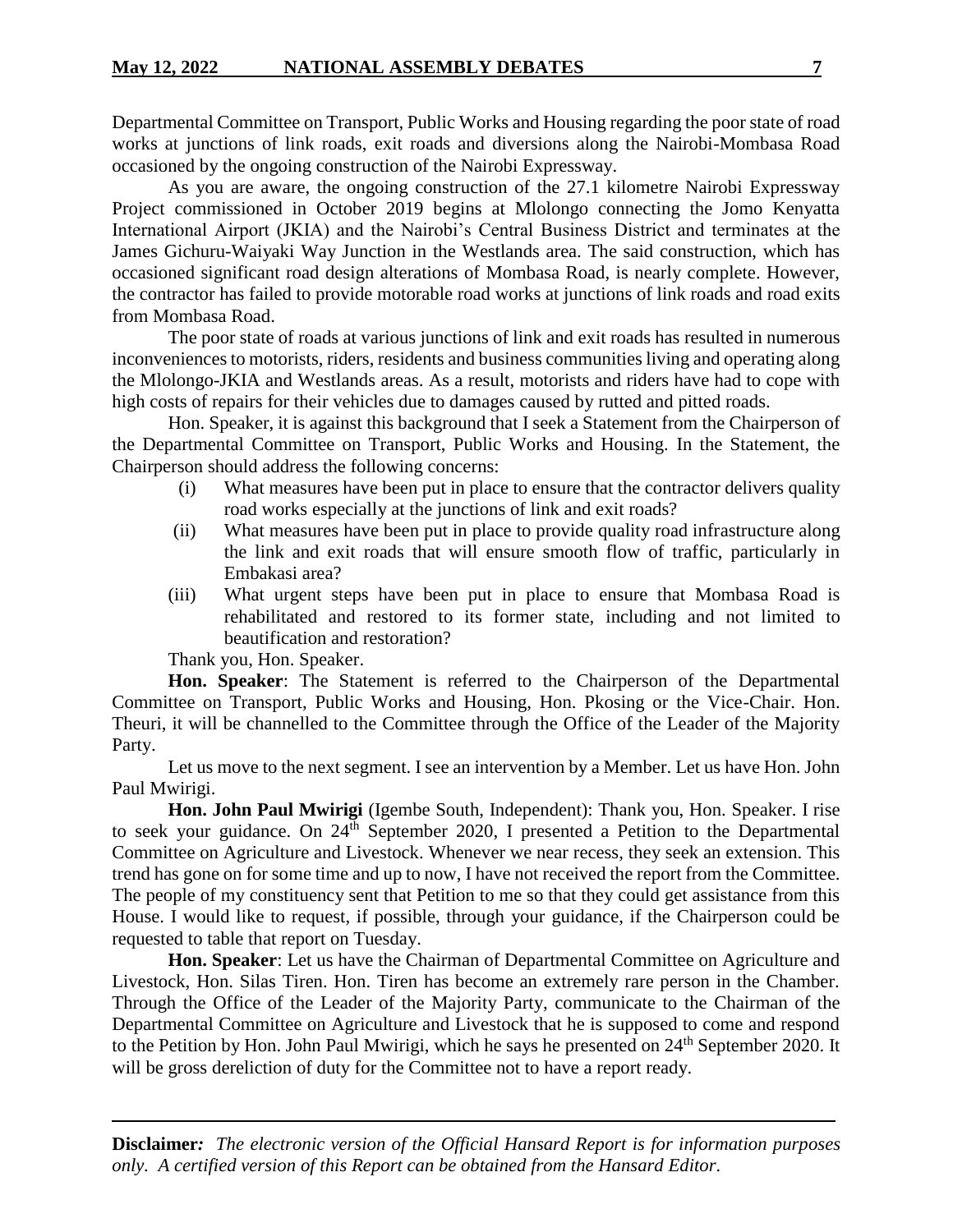Departmental Committee on Transport, Public Works and Housing regarding the poor state of road works at junctions of link roads, exit roads and diversions along the Nairobi-Mombasa Road occasioned by the ongoing construction of the Nairobi Expressway.

As you are aware, the ongoing construction of the 27.1 kilometre Nairobi Expressway Project commissioned in October 2019 begins at Mlolongo connecting the Jomo Kenyatta International Airport (JKIA) and the Nairobi's Central Business District and terminates at the James Gichuru-Waiyaki Way Junction in the Westlands area. The said construction, which has occasioned significant road design alterations of Mombasa Road, is nearly complete. However, the contractor has failed to provide motorable road works at junctions of link roads and road exits from Mombasa Road.

The poor state of roads at various junctions of link and exit roads has resulted in numerous inconveniences to motorists, riders, residents and business communities living and operating along the Mlolongo-JKIA and Westlands areas. As a result, motorists and riders have had to cope with high costs of repairs for their vehicles due to damages caused by rutted and pitted roads.

Hon. Speaker, it is against this background that I seek a Statement from the Chairperson of the Departmental Committee on Transport, Public Works and Housing. In the Statement, the Chairperson should address the following concerns:

(i) What measures have been put in place to ensure that the contractor delivers quality road works especially at the junctions of link and exit roads?

(ii) What measures have been put in place to provide quality road infrastructure along the link and exit roads that will ensure smooth flow of traffic, particularly in Embakasi area?

(iii) What urgent steps have been put in place to ensure that Mombasa Road is rehabilitated and restored to its former state, including and not limited to beautification and restoration?

Thank you, Hon. Speaker.

**Hon. Speaker**: The Statement is referred to the Chairperson of the Departmental Committee on Transport, Public Works and Housing, Hon. Pkosing or the Vice-Chair. Hon. Theuri, it will be channelled to the Committee through the Office of the Leader of the Majority Party.

Let us move to the next segment. I see an intervention by a Member. Let us have Hon. John Paul Mwirigi.

**Hon. John Paul Mwirigi** (Igembe South, Independent): Thank you, Hon. Speaker. I rise to seek your guidance. On 24th September 2020, I presented a Petition to the Departmental Committee on Agriculture and Livestock. Whenever we near recess, they seek an extension. This trend has gone on for some time and up to now, I have not received the report from the Committee. The people of my constituency sent that Petition to me so that they could get assistance from this House. I would like to request, if possible, through your guidance, if the Chairperson could be requested to table that report on Tuesday.

**Hon. Speaker**: Let us have the Chairman of Departmental Committee on Agriculture and Livestock, Hon. Silas Tiren. Hon. Tiren has become an extremely rare person in the Chamber. Through the Office of the Leader of the Majority Party, communicate to the Chairman of the Departmental Committee on Agriculture and Livestock that he is supposed to come and respond to the Petition by Hon. John Paul Mwirigi, which he says he presented on 24th September 2020. It will be gross dereliction of duty for the Committee not to have a report ready.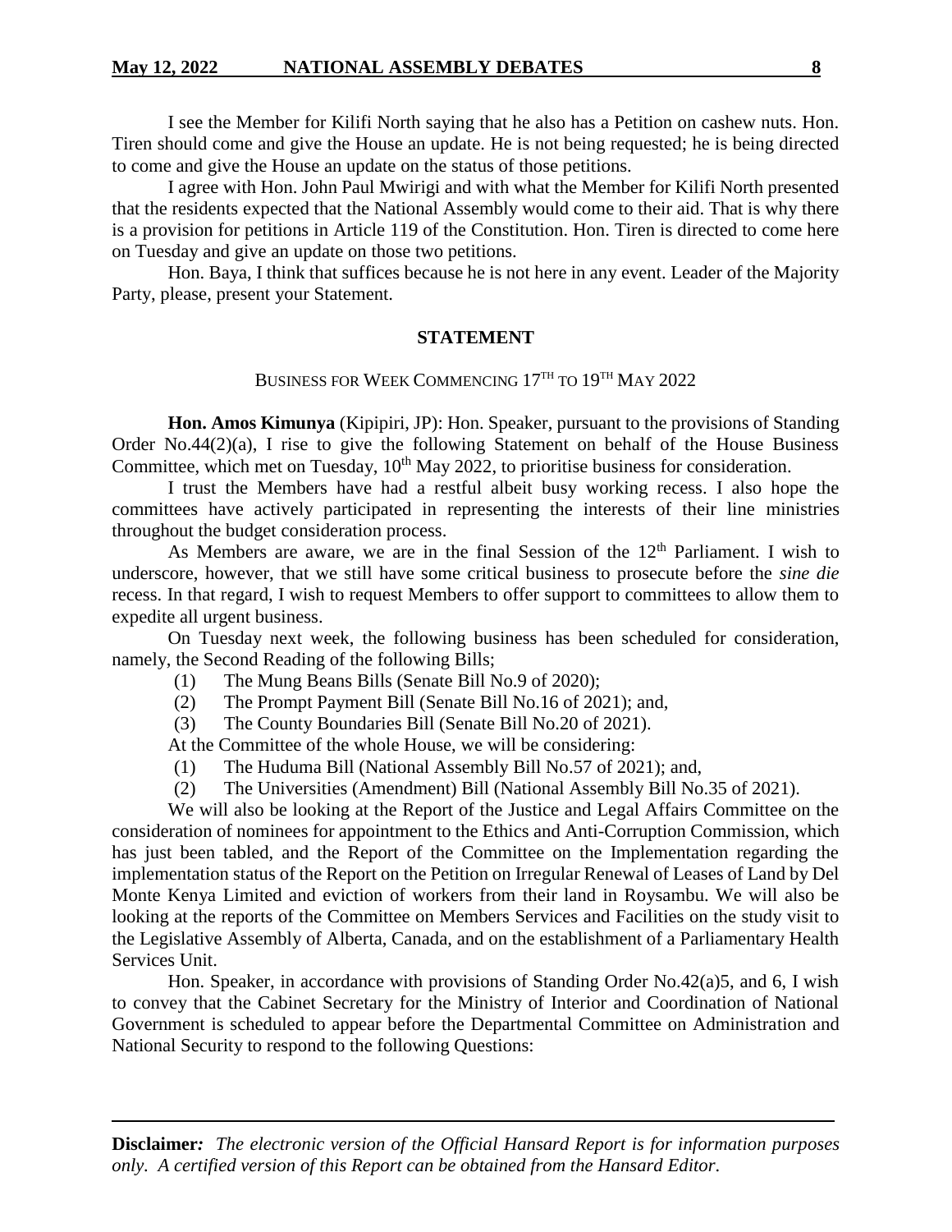I see the Member for Kilifi North saying that he also has a Petition on cashew nuts. Hon. Tiren should come and give the House an update. He is not being requested; he is being directed to come and give the House an update on the status of those petitions.

I agree with Hon. John Paul Mwirigi and with what the Member for Kilifi North presented that the residents expected that the National Assembly would come to their aid. That is why there is a provision for petitions in Article 119 of the Constitution. Hon. Tiren is directed to come here on Tuesday and give an update on those two petitions.

Hon. Baya, I think that suffices because he is not here in any event. Leader of the Majority Party, please, present your Statement.

## STATEMENT

### BUSINESS FOR WEEK COMMENCING 17TH TO 19TH MAY 2022

**Hon. Amos Kimunya** (Kipipiri, JP): Hon. Speaker, pursuant to the provisions of Standing Order No.44(2)(a), I rise to give the following Statement on behalf of the House Business Committee, which met on Tuesday, 10th May 2022, to prioritise business for consideration.

I trust the Members have had a restful albeit busy working recess. I also hope the committees have actively participated in representing the interests of their line ministries throughout the budget consideration process.

As Members are aware, we are in the final Session of the 12th Parliament. I wish to underscore, however, that we still have some critical business to prosecute before the *sine die* recess. In that regard, I wish to request Members to offer support to committees to allow them to expedite all urgent business.

On Tuesday next week, the following business has been scheduled for consideration, namely, the Second Reading of the following Bills;

(1) The Mung Beans Bills (Senate Bill No.9 of 2020);
(2) The Prompt Payment Bill (Senate Bill No.16 of 2021); and,
(3) The County Boundaries Bill (Senate Bill No.20 of 2021).

At the Committee of the whole House, we will be considering:

(1) The Huduma Bill (National Assembly Bill No.57 of 2021); and,
(2) The Universities (Amendment) Bill (National Assembly Bill No.35 of 2021).

We will also be looking at the Report of the Justice and Legal Affairs Committee on the consideration of nominees for appointment to the Ethics and Anti-Corruption Commission, which has just been tabled, and the Report of the Committee on the Implementation regarding the implementation status of the Report on the Petition on Irregular Renewal of Leases of Land by Del Monte Kenya Limited and eviction of workers from their land in Roysambu. We will also be looking at the reports of the Committee on Members Services and Facilities on the study visit to the Legislative Assembly of Alberta, Canada, and on the establishment of a Parliamentary Health Services Unit.

Hon. Speaker, in accordance with provisions of Standing Order No.42(a)5, and 6, I wish to convey that the Cabinet Secretary for the Ministry of Interior and Coordination of National Government is scheduled to appear before the Departmental Committee on Administration and National Security to respond to the following Questions: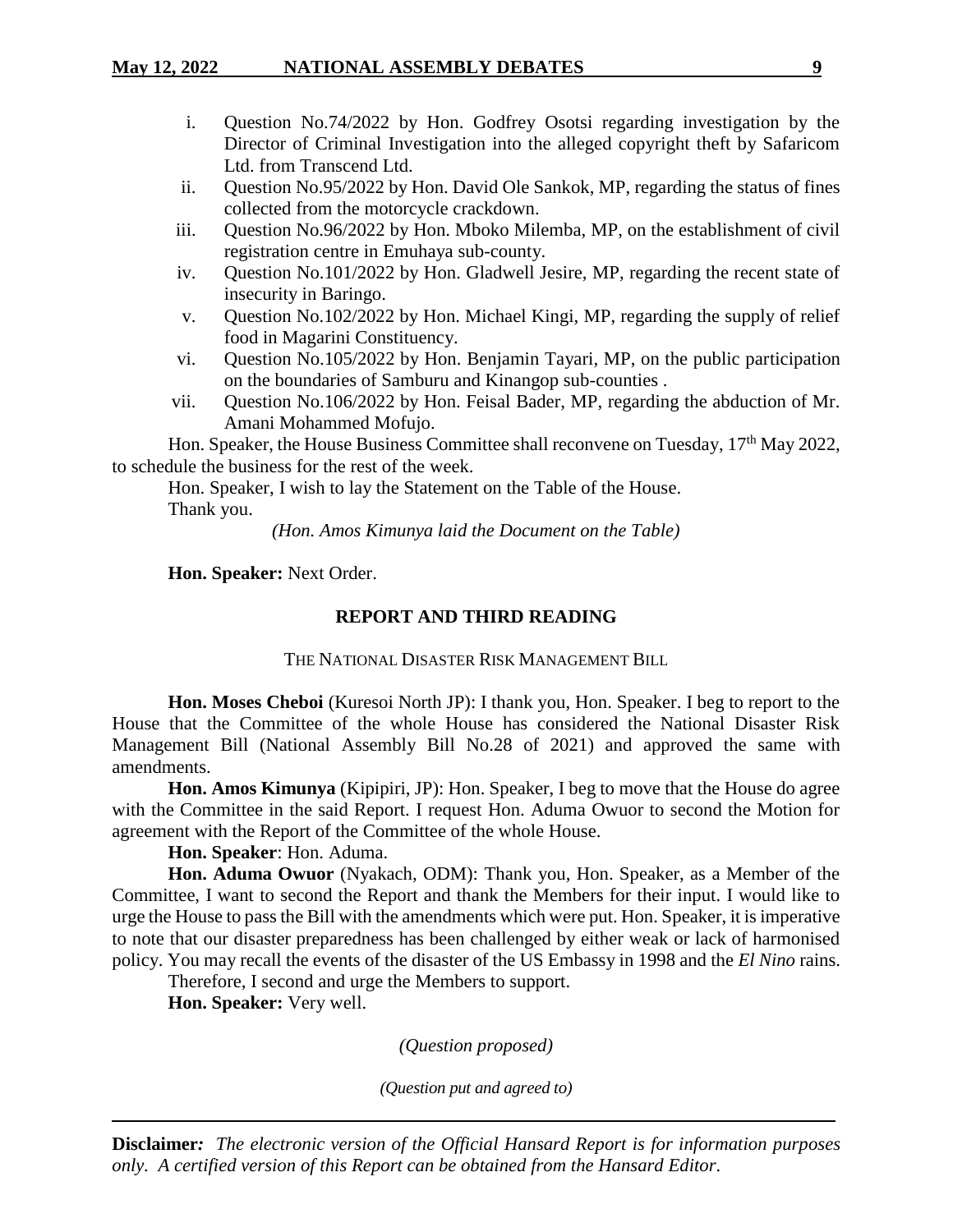i. Question No.74/2022 by Hon. Godfrey Osotsi regarding investigation by the Director of Criminal Investigation into the alleged copyright theft by Safaricom Ltd. from Transcend Ltd.
ii. Question No.95/2022 by Hon. David Ole Sankok, MP, regarding the status of fines collected from the motorcycle crackdown.
iii. Question No.96/2022 by Hon. Mboko Milemba, MP, on the establishment of civil registration centre in Emuhaya sub-county.
iv. Question No.101/2022 by Hon. Gladwell Jesire, MP, regarding the recent state of insecurity in Baringo.
v. Question No.102/2022 by Hon. Michael Kingi, MP, regarding the supply of relief food in Magarini Constituency.
vi. Question No.105/2022 by Hon. Benjamin Tayari, MP, on the public participation on the boundaries of Samburu and Kinangop sub-counties .
vii. Question No.106/2022 by Hon. Feisal Bader, MP, regarding the abduction of Mr. Amani Mohammed Mofujo.

Hon. Speaker, the House Business Committee shall reconvene on Tuesday, 17th May 2022, to schedule the business for the rest of the week.

Hon. Speaker, I wish to lay the Statement on the Table of the House.

Thank you.

*(Hon. Amos Kimunya laid the Document on the Table)*

**Hon. Speaker:** Next Order.

## REPORT AND THIRD READING

### THE NATIONAL DISASTER RISK MANAGEMENT BILL

**Hon. Moses Cheboi** (Kuresoi North JP): I thank you, Hon. Speaker. I beg to report to the House that the Committee of the whole House has considered the National Disaster Risk Management Bill (National Assembly Bill No.28 of 2021) and approved the same with amendments.

**Hon. Amos Kimunya** (Kipipiri, JP): Hon. Speaker, I beg to move that the House do agree with the Committee in the said Report. I request Hon. Aduma Owuor to second the Motion for agreement with the Report of the Committee of the whole House.

**Hon. Speaker**: Hon. Aduma.

**Hon. Aduma Owuor** (Nyakach, ODM): Thank you, Hon. Speaker, as a Member of the Committee, I want to second the Report and thank the Members for their input. I would like to urge the House to pass the Bill with the amendments which were put. Hon. Speaker, it is imperative to note that our disaster preparedness has been challenged by either weak or lack of harmonised policy. You may recall the events of the disaster of the US Embassy in 1998 and the *El Nino* rains.

Therefore, I second and urge the Members to support.

**Hon. Speaker:** Very well.

*(Question proposed)*

*(Question put and agreed to)*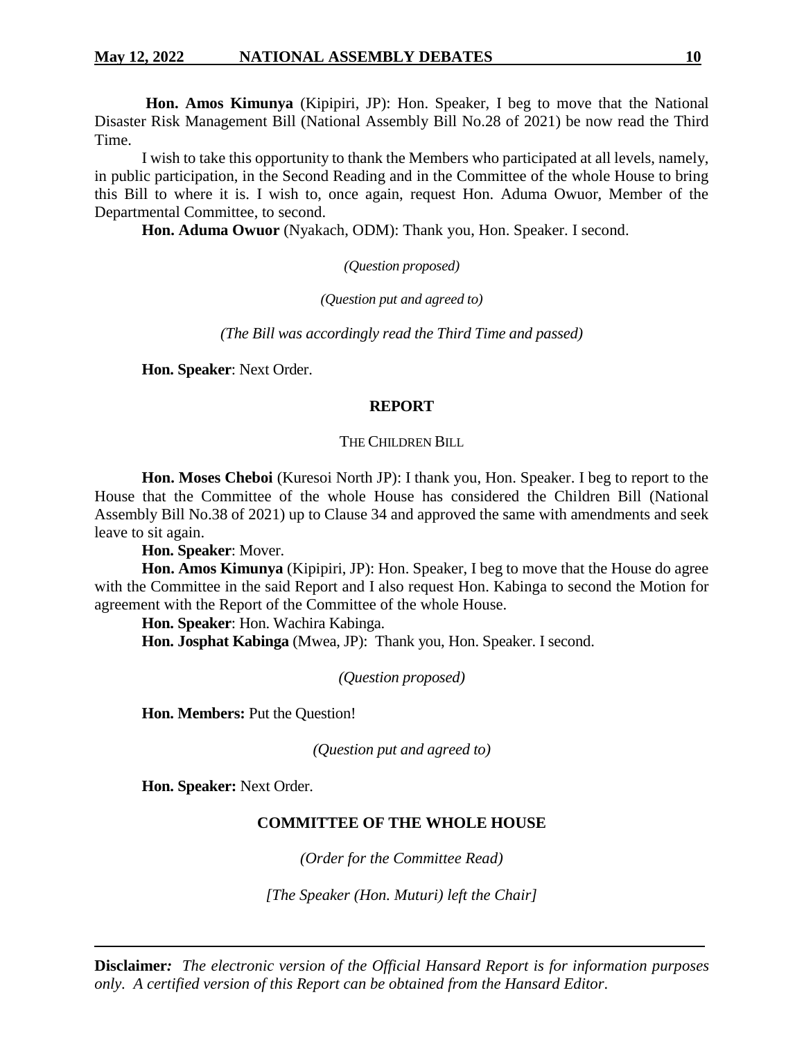**Hon. Amos Kimunya** (Kipipiri, JP): Hon. Speaker, I beg to move that the National Disaster Risk Management Bill (National Assembly Bill No.28 of 2021) be now read the Third Time.

I wish to take this opportunity to thank the Members who participated at all levels, namely, in public participation, in the Second Reading and in the Committee of the whole House to bring this Bill to where it is. I wish to, once again, request Hon. Aduma Owuor, Member of the Departmental Committee, to second.

**Hon. Aduma Owuor** (Nyakach, ODM): Thank you, Hon. Speaker. I second.

*(Question proposed)*

*(Question put and agreed to)*

*(The Bill was accordingly read the Third Time and passed)*

**Hon. Speaker**: Next Order.

## REPORT

### THE CHILDREN BILL

**Hon. Moses Cheboi** (Kuresoi North JP): I thank you, Hon. Speaker. I beg to report to the House that the Committee of the whole House has considered the Children Bill (National Assembly Bill No.38 of 2021) up to Clause 34 and approved the same with amendments and seek leave to sit again.

**Hon. Speaker**: Mover.

**Hon. Amos Kimunya** (Kipipiri, JP): Hon. Speaker, I beg to move that the House do agree with the Committee in the said Report and I also request Hon. Kabinga to second the Motion for agreement with the Report of the Committee of the whole House.

**Hon. Speaker**: Hon. Wachira Kabinga.

**Hon. Josphat Kabinga** (Mwea, JP): Thank you, Hon. Speaker. I second.

*(Question proposed)*

**Hon. Members:** Put the Question!

*(Question put and agreed to)*

**Hon. Speaker:** Next Order.

## COMMITTEE OF THE WHOLE HOUSE

*(Order for the Committee Read)*

*[The Speaker (Hon. Muturi) left the Chair]*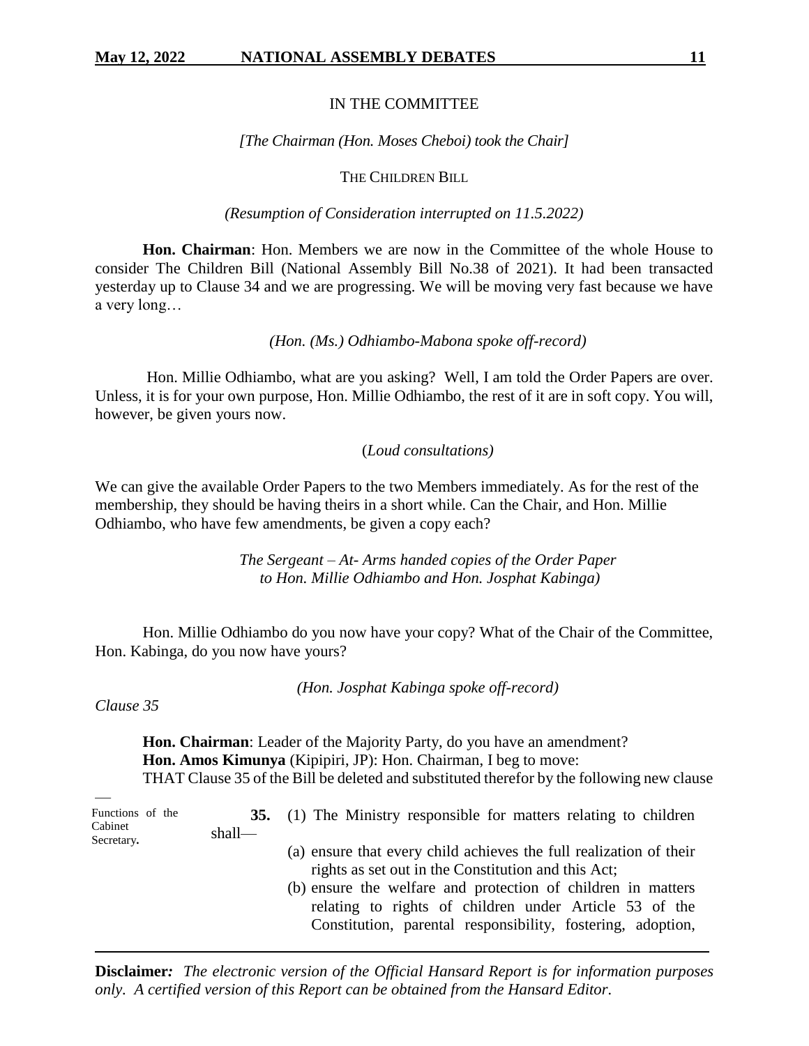IN THE COMMITTEE

*[The Chairman (Hon. Moses Cheboi) took the Chair]*

THE CHILDREN BILL

*(Resumption of Consideration interrupted on 11.5.2022)*

**Hon. Chairman**: Hon. Members we are now in the Committee of the whole House to consider The Children Bill (National Assembly Bill No.38 of 2021). It had been transacted yesterday up to Clause 34 and we are progressing. We will be moving very fast because we have a very long…

*(Hon. (Ms.) Odhiambo-Mabona spoke off-record)*

Hon. Millie Odhiambo, what are you asking? Well, I am told the Order Papers are over. Unless, it is for your own purpose, Hon. Millie Odhiambo, the rest of it are in soft copy. You will, however, be given yours now.

(*Loud consultations)*

We can give the available Order Papers to the two Members immediately. As for the rest of the membership, they should be having theirs in a short while. Can the Chair, and Hon. Millie Odhiambo, who have few amendments, be given a copy each?

*The Sergeant – At- Arms handed copies of the Order Paper to Hon. Millie Odhiambo and Hon. Josphat Kabinga)*

Hon. Millie Odhiambo do you now have your copy? What of the Chair of the Committee, Hon. Kabinga, do you now have yours?

*(Hon. Josphat Kabinga spoke off-record)*

*Clause 35*

**Hon. Chairman**: Leader of the Majority Party, do you have an amendment?

**Hon. Amos Kimunya** (Kipipiri, JP): Hon. Chairman, I beg to move:

THAT Clause 35 of the Bill be deleted and substituted therefor by the following new clause—

Functions of the Cabinet Secretary.

**35.** (1) The Ministry responsible for matters relating to children shall—

(a) ensure that every child achieves the full realization of their rights as set out in the Constitution and this Act;

(b) ensure the welfare and protection of children in matters relating to rights of children under Article 53 of the Constitution, parental responsibility, fostering, adoption,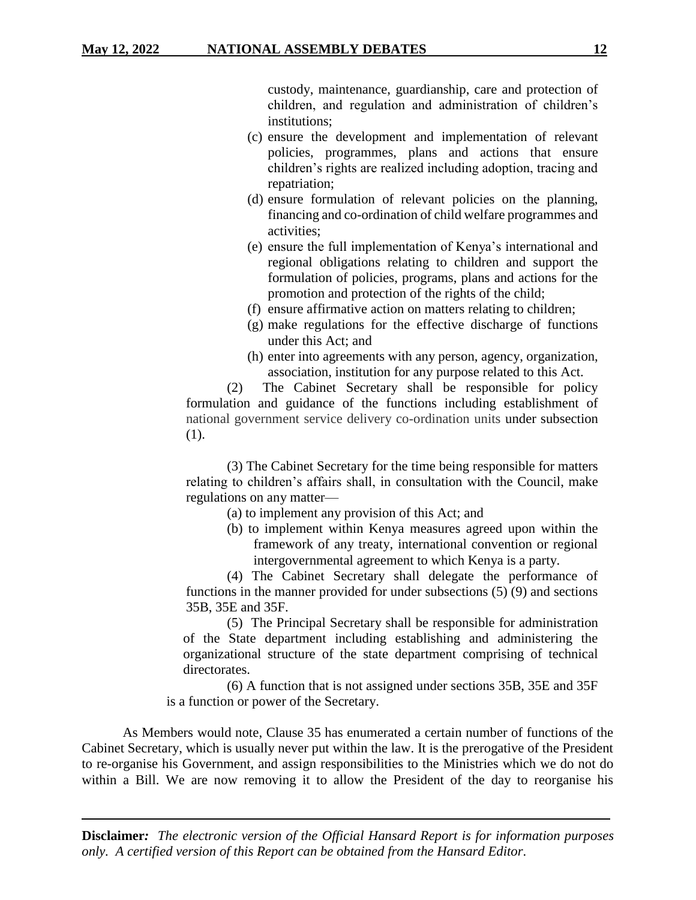custody, maintenance, guardianship, care and protection of children, and regulation and administration of children's institutions;

(c) ensure the development and implementation of relevant policies, programmes, plans and actions that ensure children's rights are realized including adoption, tracing and repatriation;

(d) ensure formulation of relevant policies on the planning, financing and co-ordination of child welfare programmes and activities;

(e) ensure the full implementation of Kenya's international and regional obligations relating to children and support the formulation of policies, programs, plans and actions for the promotion and protection of the rights of the child;

(f) ensure affirmative action on matters relating to children;

(g) make regulations for the effective discharge of functions under this Act; and

(h) enter into agreements with any person, agency, organization, association, institution for any purpose related to this Act.

(2) The Cabinet Secretary shall be responsible for policy formulation and guidance of the functions including establishment of national government service delivery co-ordination units under subsection (1).

(3) The Cabinet Secretary for the time being responsible for matters relating to children's affairs shall, in consultation with the Council, make regulations on any matter—

(a) to implement any provision of this Act; and

(b) to implement within Kenya measures agreed upon within the framework of any treaty, international convention or regional intergovernmental agreement to which Kenya is a party.

(4) The Cabinet Secretary shall delegate the performance of functions in the manner provided for under subsections (5) (9) and sections 35B, 35E and 35F.

(5) The Principal Secretary shall be responsible for administration of the State department including establishing and administering the organizational structure of the state department comprising of technical directorates.

(6) A function that is not assigned under sections 35B, 35E and 35F is a function or power of the Secretary.

As Members would note, Clause 35 has enumerated a certain number of functions of the Cabinet Secretary, which is usually never put within the law. It is the prerogative of the President to re-organise his Government, and assign responsibilities to the Ministries which we do not do within a Bill. We are now removing it to allow the President of the day to reorganise his

**Disclaimer***:* *The electronic version of the Official Hansard Report is for information purposes only. A certified version of this Report can be obtained from the Hansard Editor.*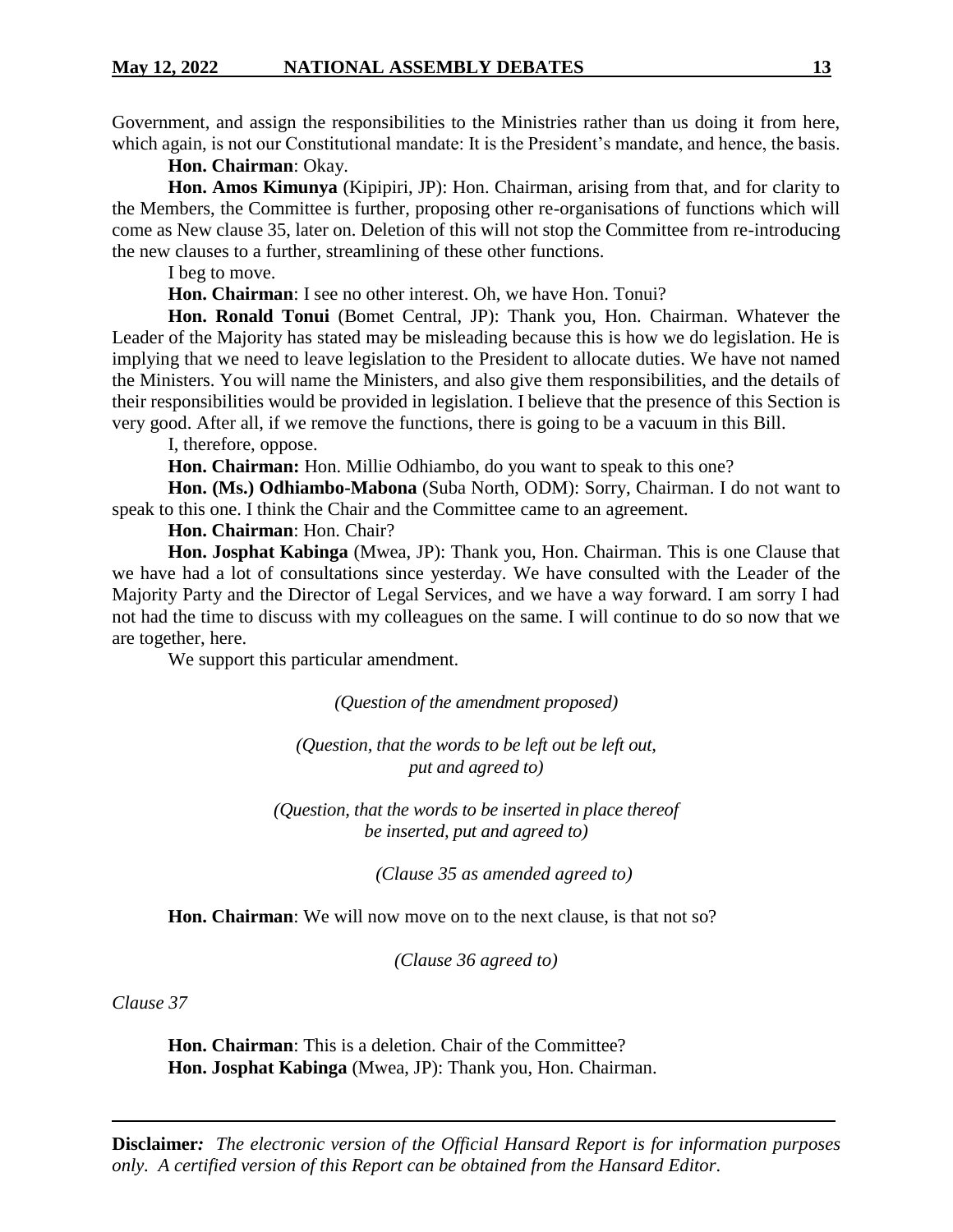Government, and assign the responsibilities to the Ministries rather than us doing it from here, which again, is not our Constitutional mandate: It is the President's mandate, and hence, the basis.

**Hon. Chairman**: Okay.

**Hon. Amos Kimunya** (Kipipiri, JP): Hon. Chairman, arising from that, and for clarity to the Members, the Committee is further, proposing other re-organisations of functions which will come as New clause 35, later on. Deletion of this will not stop the Committee from re-introducing the new clauses to a further, streamlining of these other functions.

I beg to move.

**Hon. Chairman**: I see no other interest. Oh, we have Hon. Tonui?

**Hon. Ronald Tonui** (Bomet Central, JP): Thank you, Hon. Chairman. Whatever the Leader of the Majority has stated may be misleading because this is how we do legislation. He is implying that we need to leave legislation to the President to allocate duties. We have not named the Ministers. You will name the Ministers, and also give them responsibilities, and the details of their responsibilities would be provided in legislation. I believe that the presence of this Section is very good. After all, if we remove the functions, there is going to be a vacuum in this Bill.

I, therefore, oppose.

**Hon. Chairman:** Hon. Millie Odhiambo, do you want to speak to this one?

**Hon. (Ms.) Odhiambo-Mabona** (Suba North, ODM): Sorry, Chairman. I do not want to speak to this one. I think the Chair and the Committee came to an agreement.

**Hon. Chairman**: Hon. Chair?

**Hon. Josphat Kabinga** (Mwea, JP): Thank you, Hon. Chairman. This is one Clause that we have had a lot of consultations since yesterday. We have consulted with the Leader of the Majority Party and the Director of Legal Services, and we have a way forward. I am sorry I had not had the time to discuss with my colleagues on the same. I will continue to do so now that we are together, here.

We support this particular amendment.

*(Question of the amendment proposed)*

*(Question, that the words to be left out be left out, put and agreed to)*

*(Question, that the words to be inserted in place thereof be inserted, put and agreed to)*

*(Clause 35 as amended agreed to)*

**Hon. Chairman**: We will now move on to the next clause, is that not so?

*(Clause 36 agreed to)*

*Clause 37*

**Hon. Chairman**: This is a deletion. Chair of the Committee?

**Hon. Josphat Kabinga** (Mwea, JP): Thank you, Hon. Chairman.

**Disclaimer***: The electronic version of the Official Hansard Report is for information purposes only. A certified version of this Report can be obtained from the Hansard Editor.*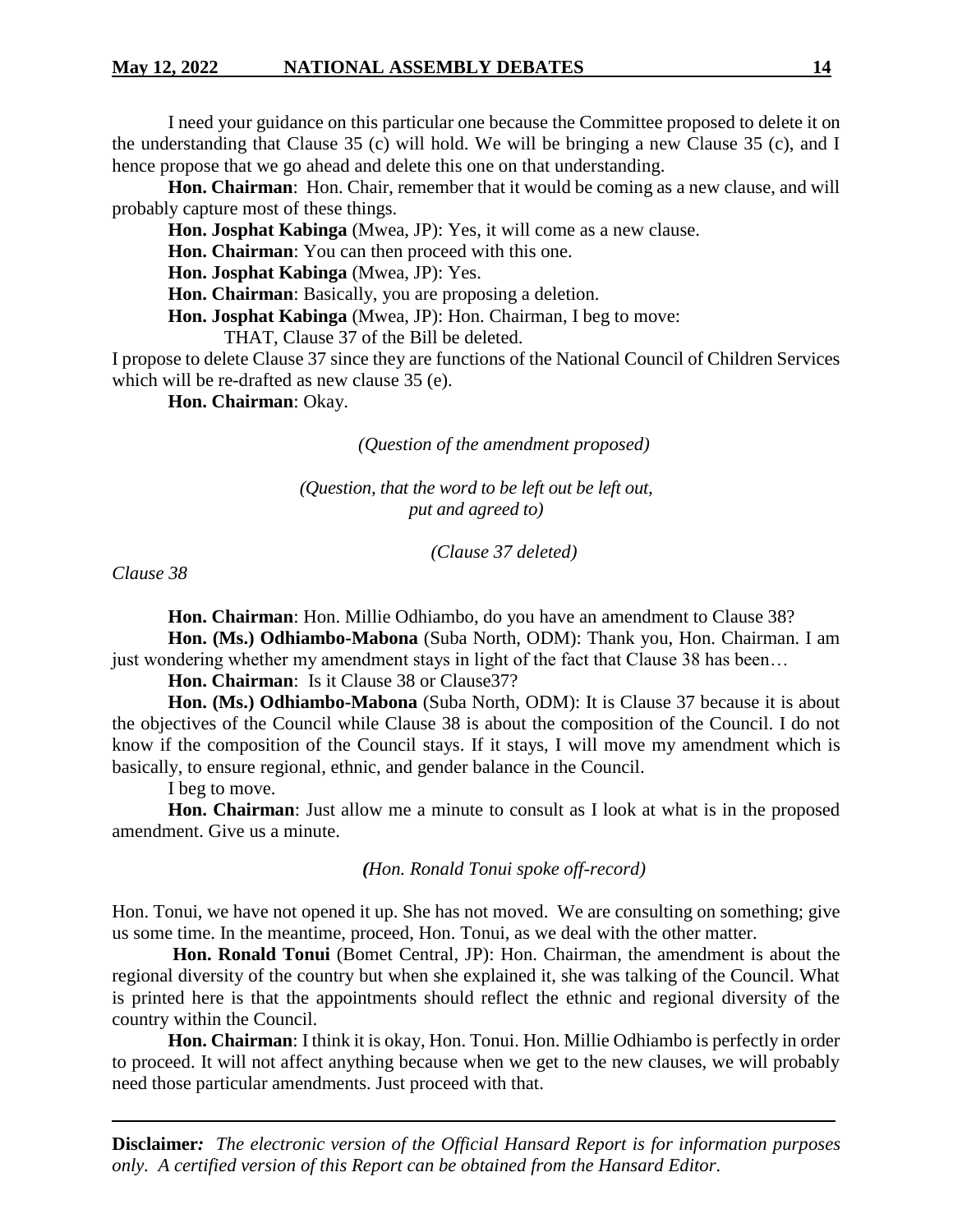I need your guidance on this particular one because the Committee proposed to delete it on the understanding that Clause 35 (c) will hold. We will be bringing a new Clause 35 (c), and I hence propose that we go ahead and delete this one on that understanding.

**Hon. Chairman**: Hon. Chair, remember that it would be coming as a new clause, and will probably capture most of these things.

**Hon. Josphat Kabinga** (Mwea, JP): Yes, it will come as a new clause.

**Hon. Chairman**: You can then proceed with this one.

**Hon. Josphat Kabinga** (Mwea, JP): Yes.

**Hon. Chairman**: Basically, you are proposing a deletion.

**Hon. Josphat Kabinga** (Mwea, JP): Hon. Chairman, I beg to move:

THAT, Clause 37 of the Bill be deleted.

I propose to delete Clause 37 since they are functions of the National Council of Children Services which will be re-drafted as new clause 35 (e).

**Hon. Chairman**: Okay.

*(Question of the amendment proposed)*

*(Question, that the word to be left out be left out, put and agreed to)*

*(Clause 37 deleted)*

*Clause 38*

**Hon. Chairman**: Hon. Millie Odhiambo, do you have an amendment to Clause 38?

**Hon. (Ms.) Odhiambo-Mabona** (Suba North, ODM): Thank you, Hon. Chairman. I am just wondering whether my amendment stays in light of the fact that Clause 38 has been…

**Hon. Chairman**: Is it Clause 38 or Clause37?

**Hon. (Ms.) Odhiambo-Mabona** (Suba North, ODM): It is Clause 37 because it is about the objectives of the Council while Clause 38 is about the composition of the Council. I do not know if the composition of the Council stays. If it stays, I will move my amendment which is basically, to ensure regional, ethnic, and gender balance in the Council.

I beg to move.

**Hon. Chairman**: Just allow me a minute to consult as I look at what is in the proposed amendment. Give us a minute.

*(Hon. Ronald Tonui spoke off-record)*

Hon. Tonui, we have not opened it up. She has not moved. We are consulting on something; give us some time. In the meantime, proceed, Hon. Tonui, as we deal with the other matter.

**Hon. Ronald Tonui** (Bomet Central, JP): Hon. Chairman, the amendment is about the regional diversity of the country but when she explained it, she was talking of the Council. What is printed here is that the appointments should reflect the ethnic and regional diversity of the country within the Council.

**Hon. Chairman**: I think it is okay, Hon. Tonui. Hon. Millie Odhiambo is perfectly in order to proceed. It will not affect anything because when we get to the new clauses, we will probably need those particular amendments. Just proceed with that.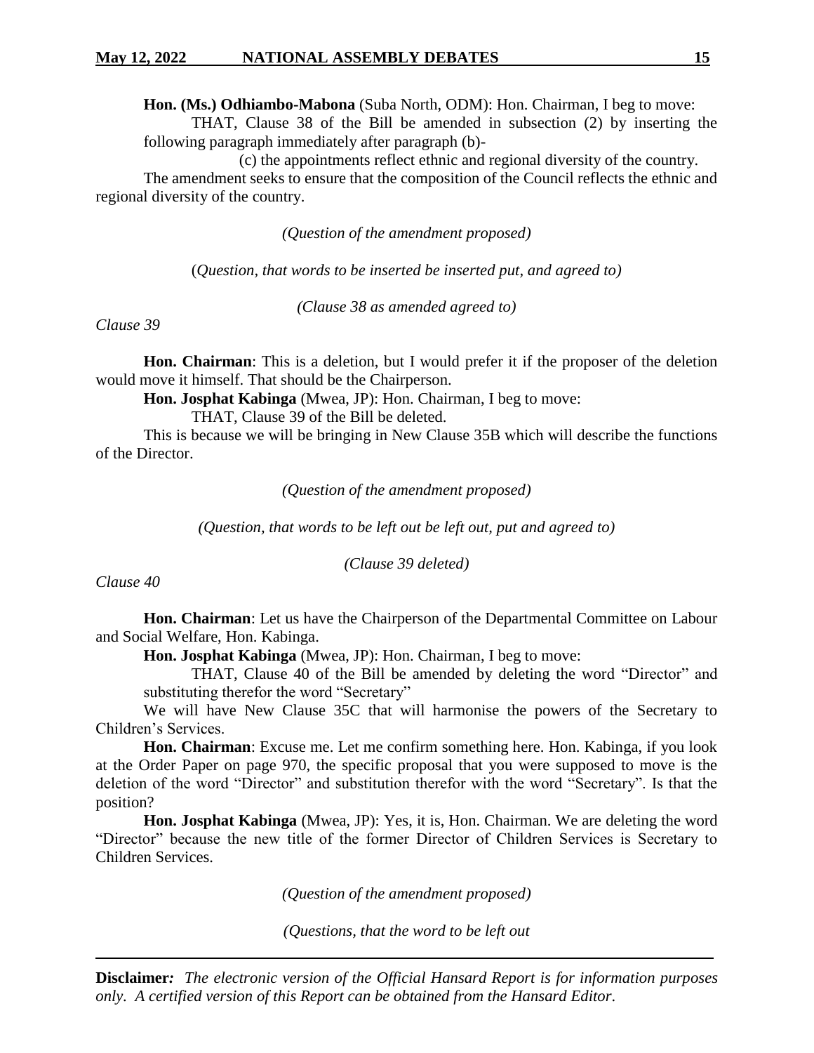**Hon. (Ms.) Odhiambo-Mabona** (Suba North, ODM): Hon. Chairman, I beg to move:

THAT, Clause 38 of the Bill be amended in subsection (2) by inserting the following paragraph immediately after paragraph (b)-

(c) the appointments reflect ethnic and regional diversity of the country.

The amendment seeks to ensure that the composition of the Council reflects the ethnic and regional diversity of the country.

*(Question of the amendment proposed)*

*(Question, that words to be inserted be inserted put, and agreed to)*

*(Clause 38 as amended agreed to)*

*Clause 39*

**Hon. Chairman**: This is a deletion, but I would prefer it if the proposer of the deletion would move it himself. That should be the Chairperson.

**Hon. Josphat Kabinga** (Mwea, JP): Hon. Chairman, I beg to move:

THAT, Clause 39 of the Bill be deleted.

This is because we will be bringing in New Clause 35B which will describe the functions of the Director.

*(Question of the amendment proposed)*

*(Question, that words to be left out be left out, put and agreed to)*

*(Clause 39 deleted)*

*Clause 40*

**Hon. Chairman**: Let us have the Chairperson of the Departmental Committee on Labour and Social Welfare, Hon. Kabinga.

**Hon. Josphat Kabinga** (Mwea, JP): Hon. Chairman, I beg to move:

THAT, Clause 40 of the Bill be amended by deleting the word "Director" and substituting therefor the word "Secretary"

We will have New Clause 35C that will harmonise the powers of the Secretary to Children's Services.

**Hon. Chairman**: Excuse me. Let me confirm something here. Hon. Kabinga, if you look at the Order Paper on page 970, the specific proposal that you were supposed to move is the deletion of the word "Director" and substitution therefor with the word "Secretary". Is that the position?

**Hon. Josphat Kabinga** (Mwea, JP): Yes, it is, Hon. Chairman. We are deleting the word "Director" because the new title of the former Director of Children Services is Secretary to Children Services.

*(Question of the amendment proposed)*

*(Questions, that the word to be left out*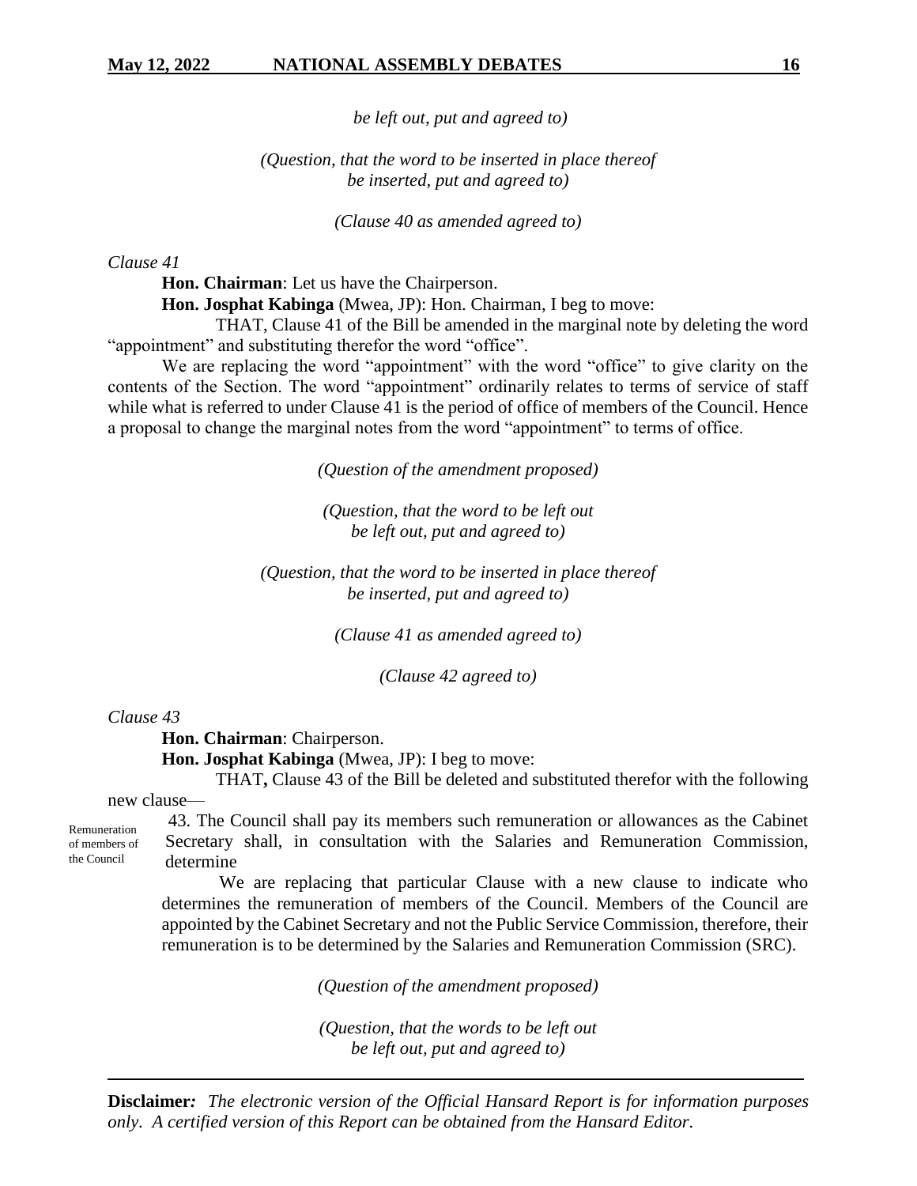*be left out, put and agreed to)*

*(Question, that the word to be inserted in place thereof be inserted, put and agreed to)*

*(Clause 40 as amended agreed to)*

*Clause 41*

**Hon. Chairman**: Let us have the Chairperson.

**Hon. Josphat Kabinga** (Mwea, JP): Hon. Chairman, I beg to move:

THAT, Clause 41 of the Bill be amended in the marginal note by deleting the word "appointment" and substituting therefor the word "office".

We are replacing the word "appointment" with the word "office" to give clarity on the contents of the Section. The word "appointment" ordinarily relates to terms of service of staff while what is referred to under Clause 41 is the period of office of members of the Council. Hence a proposal to change the marginal notes from the word "appointment" to terms of office.

*(Question of the amendment proposed)*

*(Question, that the word to be left out be left out, put and agreed to)*

*(Question, that the word to be inserted in place thereof be inserted, put and agreed to)*

*(Clause 41 as amended agreed to)*

*(Clause 42 agreed to)*

*Clause 43*

**Hon. Chairman**: Chairperson.

**Hon. Josphat Kabinga** (Mwea, JP): I beg to move:

THAT**,** Clause 43 of the Bill be deleted and substituted therefor with the following new clause—

Remuneration of members of the Council

43. The Council shall pay its members such remuneration or allowances as the Cabinet Secretary shall, in consultation with the Salaries and Remuneration Commission, determine

We are replacing that particular Clause with a new clause to indicate who determines the remuneration of members of the Council. Members of the Council are appointed by the Cabinet Secretary and not the Public Service Commission, therefore, their remuneration is to be determined by the Salaries and Remuneration Commission (SRC).

*(Question of the amendment proposed)*

*(Question, that the words to be left out be left out, put and agreed to)*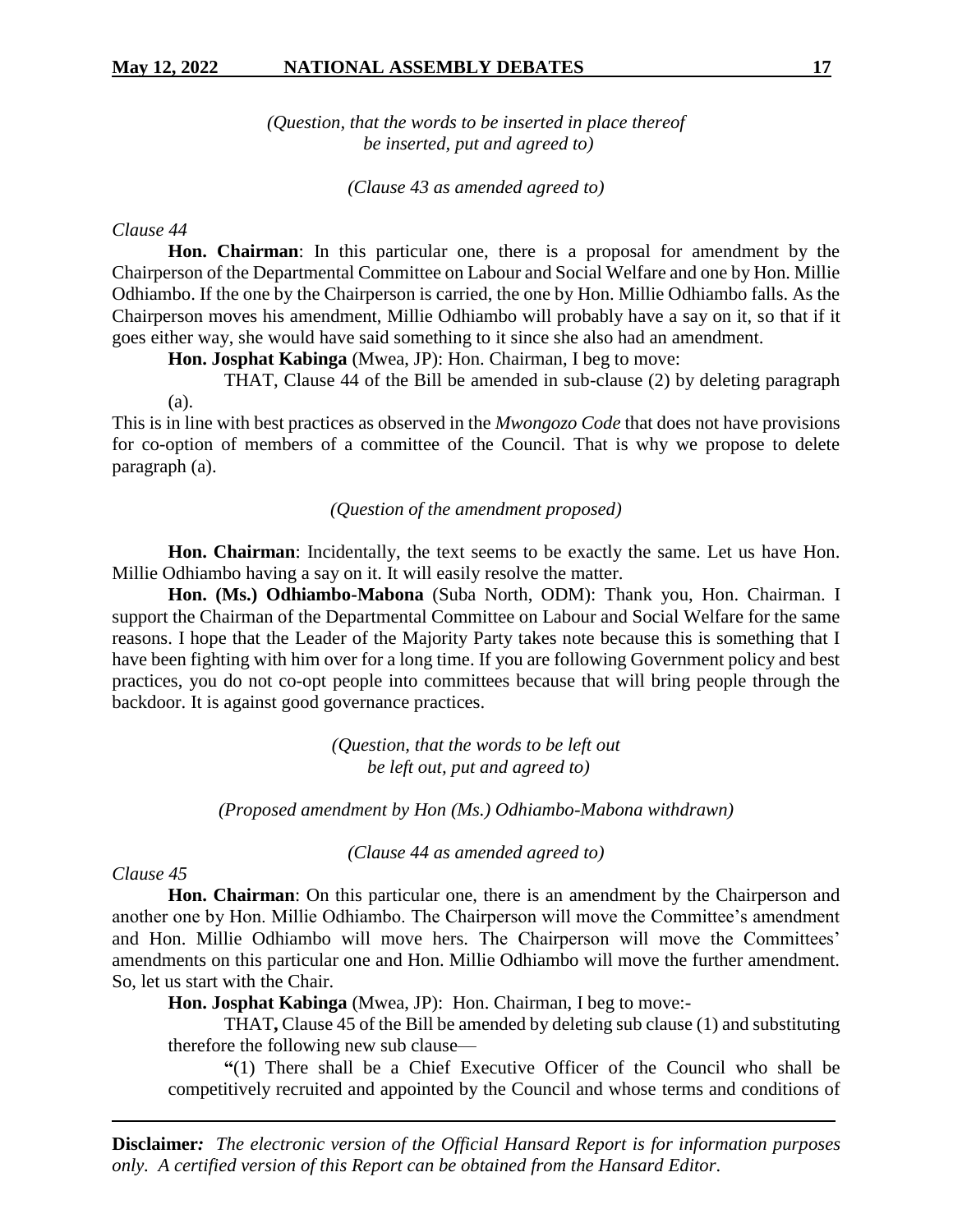*(Question, that the words to be inserted in place thereof be inserted, put and agreed to)*

*(Clause 43 as amended agreed to)*

*Clause 44*

**Hon. Chairman**: In this particular one, there is a proposal for amendment by the Chairperson of the Departmental Committee on Labour and Social Welfare and one by Hon. Millie Odhiambo. If the one by the Chairperson is carried, the one by Hon. Millie Odhiambo falls. As the Chairperson moves his amendment, Millie Odhiambo will probably have a say on it, so that if it goes either way, she would have said something to it since she also had an amendment.

**Hon. Josphat Kabinga** (Mwea, JP): Hon. Chairman, I beg to move:

THAT, Clause 44 of the Bill be amended in sub-clause (2) by deleting paragraph (a).

This is in line with best practices as observed in the *Mwongozo Code* that does not have provisions for co-option of members of a committee of the Council. That is why we propose to delete paragraph (a).

*(Question of the amendment proposed)*

**Hon. Chairman**: Incidentally, the text seems to be exactly the same. Let us have Hon. Millie Odhiambo having a say on it. It will easily resolve the matter.

**Hon. (Ms.) Odhiambo-Mabona** (Suba North, ODM): Thank you, Hon. Chairman. I support the Chairman of the Departmental Committee on Labour and Social Welfare for the same reasons. I hope that the Leader of the Majority Party takes note because this is something that I have been fighting with him over for a long time. If you are following Government policy and best practices, you do not co-opt people into committees because that will bring people through the backdoor. It is against good governance practices.

*(Question, that the words to be left out be left out, put and agreed to)*

*(Proposed amendment by Hon (Ms.) Odhiambo-Mabona withdrawn)*

*(Clause 44 as amended agreed to)*

*Clause 45*

**Hon. Chairman**: On this particular one, there is an amendment by the Chairperson and another one by Hon. Millie Odhiambo. The Chairperson will move the Committee's amendment and Hon. Millie Odhiambo will move hers. The Chairperson will move the Committees' amendments on this particular one and Hon. Millie Odhiambo will move the further amendment. So, let us start with the Chair.

**Hon. Josphat Kabinga** (Mwea, JP): Hon. Chairman, I beg to move:-

THAT**,** Clause 45 of the Bill be amended by deleting sub clause (1) and substituting therefore the following new sub clause—

**"**(1) There shall be a Chief Executive Officer of the Council who shall be competitively recruited and appointed by the Council and whose terms and conditions of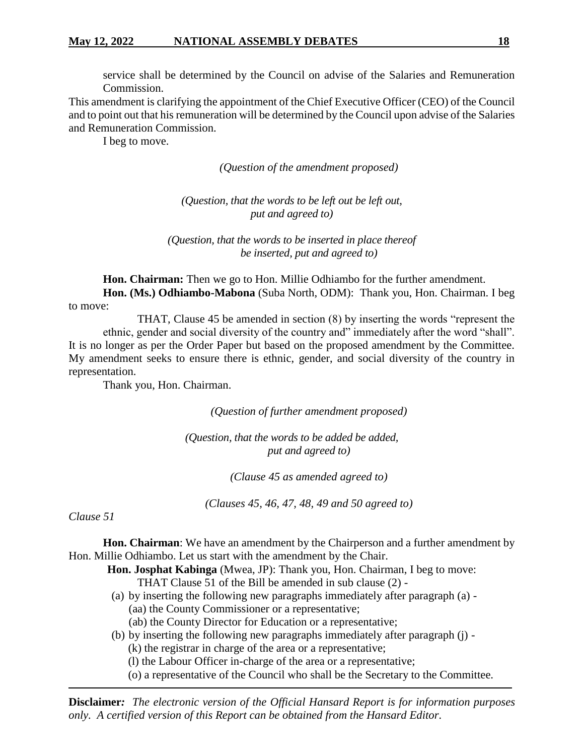service shall be determined by the Council on advise of the Salaries and Remuneration Commission.

This amendment is clarifying the appointment of the Chief Executive Officer (CEO) of the Council and to point out that his remuneration will be determined by the Council upon advise of the Salaries and Remuneration Commission.

I beg to move.

*(Question of the amendment proposed)*

*(Question, that the words to be left out be left out, put and agreed to)*

*(Question, that the words to be inserted in place thereof be inserted, put and agreed to)*

**Hon. Chairman:** Then we go to Hon. Millie Odhiambo for the further amendment.

**Hon. (Ms.) Odhiambo-Mabona** (Suba North, ODM): Thank you, Hon. Chairman. I beg to move:

THAT, Clause 45 be amended in section (8) by inserting the words "represent the ethnic, gender and social diversity of the country and" immediately after the word "shall".

It is no longer as per the Order Paper but based on the proposed amendment by the Committee. My amendment seeks to ensure there is ethnic, gender, and social diversity of the country in representation.

Thank you, Hon. Chairman.

*(Question of further amendment proposed)*

*(Question, that the words to be added be added, put and agreed to)*

*(Clause 45 as amended agreed to)*

*(Clauses 45, 46, 47, 48, 49 and 50 agreed to)*

*Clause 51*

**Hon. Chairman**: We have an amendment by the Chairperson and a further amendment by Hon. Millie Odhiambo. Let us start with the amendment by the Chair.

**Hon. Josphat Kabinga** (Mwea, JP): Thank you, Hon. Chairman, I beg to move:

THAT Clause 51 of the Bill be amended in sub clause (2) -

(a) by inserting the following new paragraphs immediately after paragraph (a) -
 (aa) the County Commissioner or a representative;
 (ab) the County Director for Education or a representative;
(b) by inserting the following new paragraphs immediately after paragraph (j) -
 (k) the registrar in charge of the area or a representative;
 (l) the Labour Officer in-charge of the area or a representative;
 (o) a representative of the Council who shall be the Secretary to the Committee.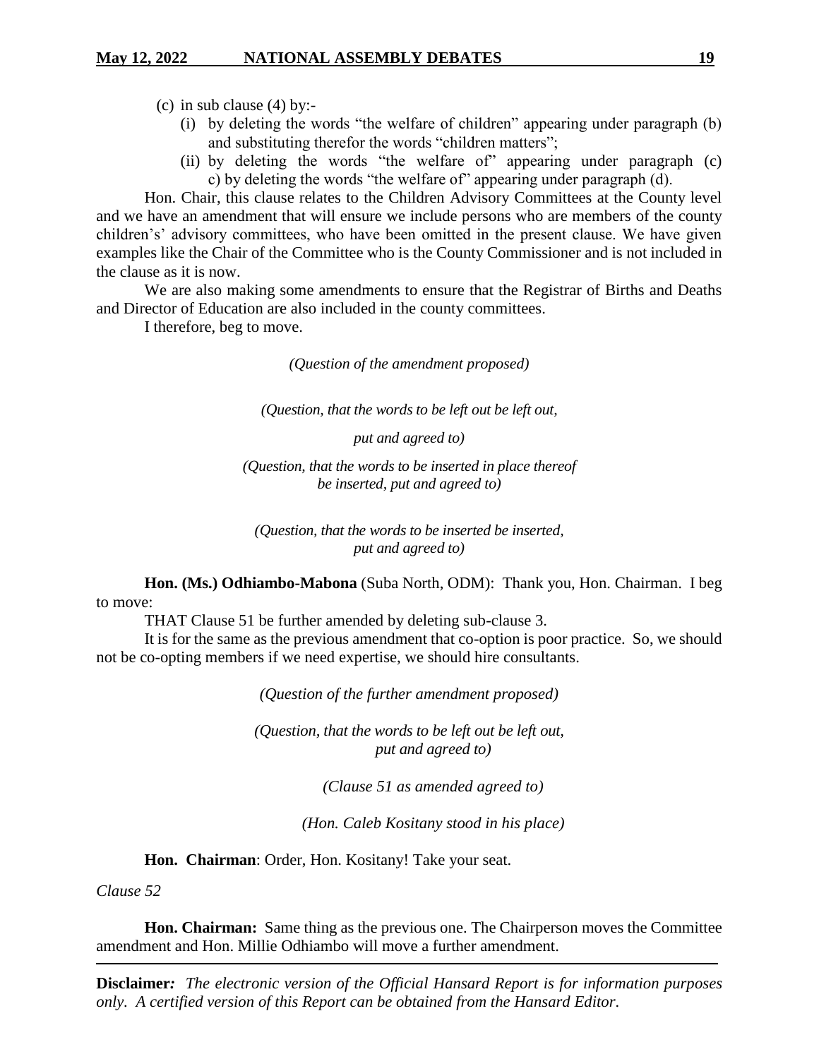(c) in sub clause (4) by:-

   (i) by deleting the words "the welfare of children" appearing under paragraph (b) and substituting therefor the words "children matters";

   (ii) by deleting the words "the welfare of" appearing under paragraph (c) c) by deleting the words "the welfare of" appearing under paragraph (d).

Hon. Chair, this clause relates to the Children Advisory Committees at the County level and we have an amendment that will ensure we include persons who are members of the county children's' advisory committees, who have been omitted in the present clause. We have given examples like the Chair of the Committee who is the County Commissioner and is not included in the clause as it is now.

We are also making some amendments to ensure that the Registrar of Births and Deaths and Director of Education are also included in the county committees.

I therefore, beg to move.

*(Question of the amendment proposed)*

*(Question, that the words to be left out be left out, put and agreed to)*

*(Question, that the words to be inserted in place thereof be inserted, put and agreed to)*

*(Question, that the words to be inserted be inserted, put and agreed to)*

**Hon. (Ms.) Odhiambo-Mabona** (Suba North, ODM): Thank you, Hon. Chairman. I beg to move:

THAT Clause 51 be further amended by deleting sub-clause 3.

It is for the same as the previous amendment that co-option is poor practice. So, we should not be co-opting members if we need expertise, we should hire consultants.

*(Question of the further amendment proposed)*

*(Question, that the words to be left out be left out, put and agreed to)*

*(Clause 51 as amended agreed to)*

*(Hon. Caleb Kositany stood in his place)*

**Hon. Chairman**: Order, Hon. Kositany! Take your seat.

*Clause 52*

**Hon. Chairman:** Same thing as the previous one. The Chairperson moves the Committee amendment and Hon. Millie Odhiambo will move a further amendment.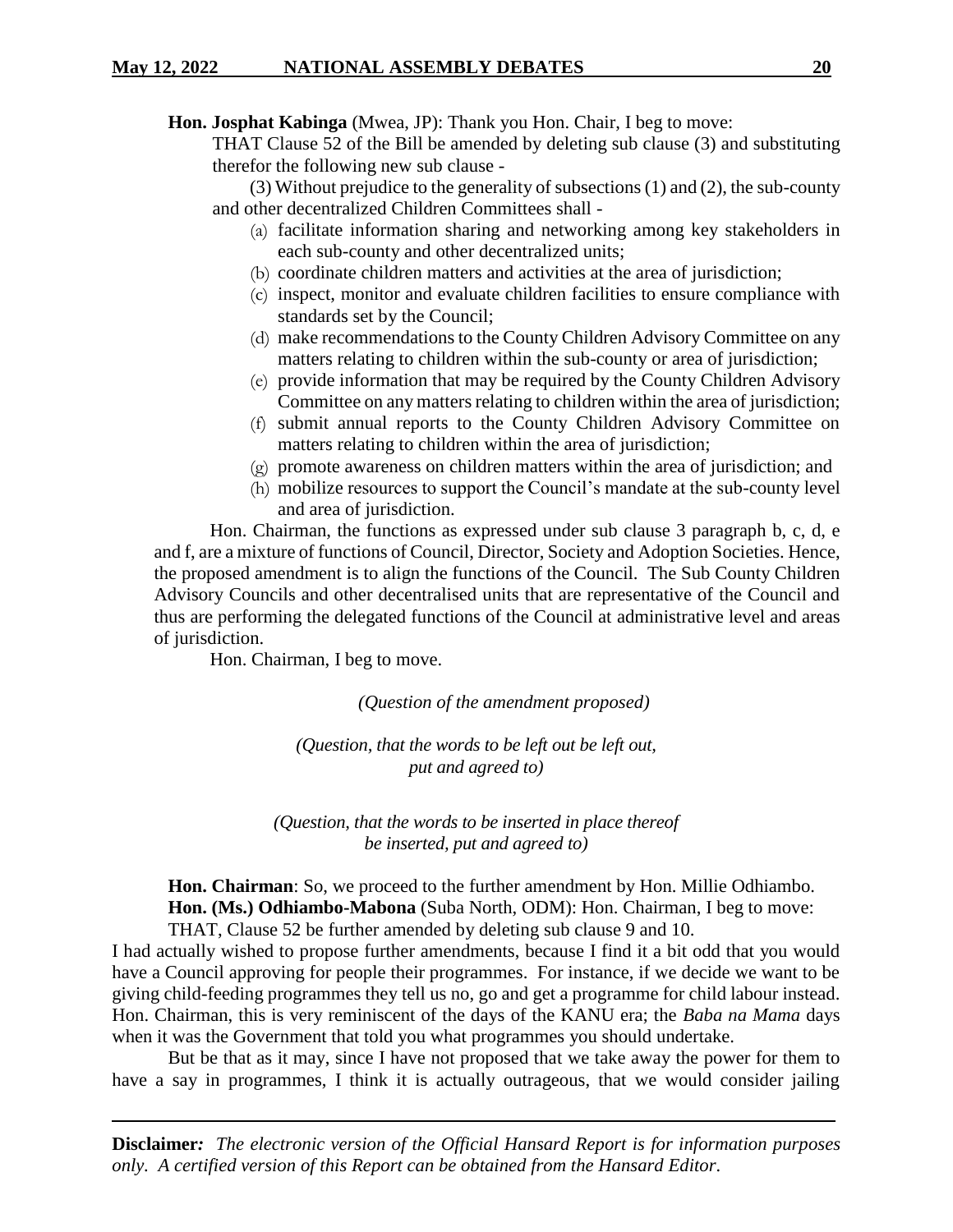**Hon. Josphat Kabinga** (Mwea, JP): Thank you Hon. Chair, I beg to move:

THAT Clause 52 of the Bill be amended by deleting sub clause (3) and substituting therefor the following new sub clause -

(3) Without prejudice to the generality of subsections (1) and (2), the sub-county and other decentralized Children Committees shall -

(a) facilitate information sharing and networking among key stakeholders in each sub-county and other decentralized units;

(b) coordinate children matters and activities at the area of jurisdiction;

(c) inspect, monitor and evaluate children facilities to ensure compliance with standards set by the Council;

(d) make recommendations to the County Children Advisory Committee on any matters relating to children within the sub-county or area of jurisdiction;

(e) provide information that may be required by the County Children Advisory Committee on any matters relating to children within the area of jurisdiction;

(f) submit annual reports to the County Children Advisory Committee on matters relating to children within the area of jurisdiction;

(g) promote awareness on children matters within the area of jurisdiction; and

(h) mobilize resources to support the Council's mandate at the sub-county level and area of jurisdiction.

Hon. Chairman, the functions as expressed under sub clause 3 paragraph b, c, d, e and f, are a mixture of functions of Council, Director, Society and Adoption Societies. Hence, the proposed amendment is to align the functions of the Council. The Sub County Children Advisory Councils and other decentralised units that are representative of the Council and thus are performing the delegated functions of the Council at administrative level and areas of jurisdiction.

Hon. Chairman, I beg to move.

*(Question of the amendment proposed)*

*(Question, that the words to be left out be left out, put and agreed to)*

*(Question, that the words to be inserted in place thereof be inserted, put and agreed to)*

**Hon. Chairman**: So, we proceed to the further amendment by Hon. Millie Odhiambo.

**Hon. (Ms.) Odhiambo-Mabona** (Suba North, ODM): Hon. Chairman, I beg to move:

THAT, Clause 52 be further amended by deleting sub clause 9 and 10.

I had actually wished to propose further amendments, because I find it a bit odd that you would have a Council approving for people their programmes. For instance, if we decide we want to be giving child-feeding programmes they tell us no, go and get a programme for child labour instead. Hon. Chairman, this is very reminiscent of the days of the KANU era; the *Baba na Mama* days when it was the Government that told you what programmes you should undertake.

But be that as it may, since I have not proposed that we take away the power for them to have a say in programmes, I think it is actually outrageous, that we would consider jailing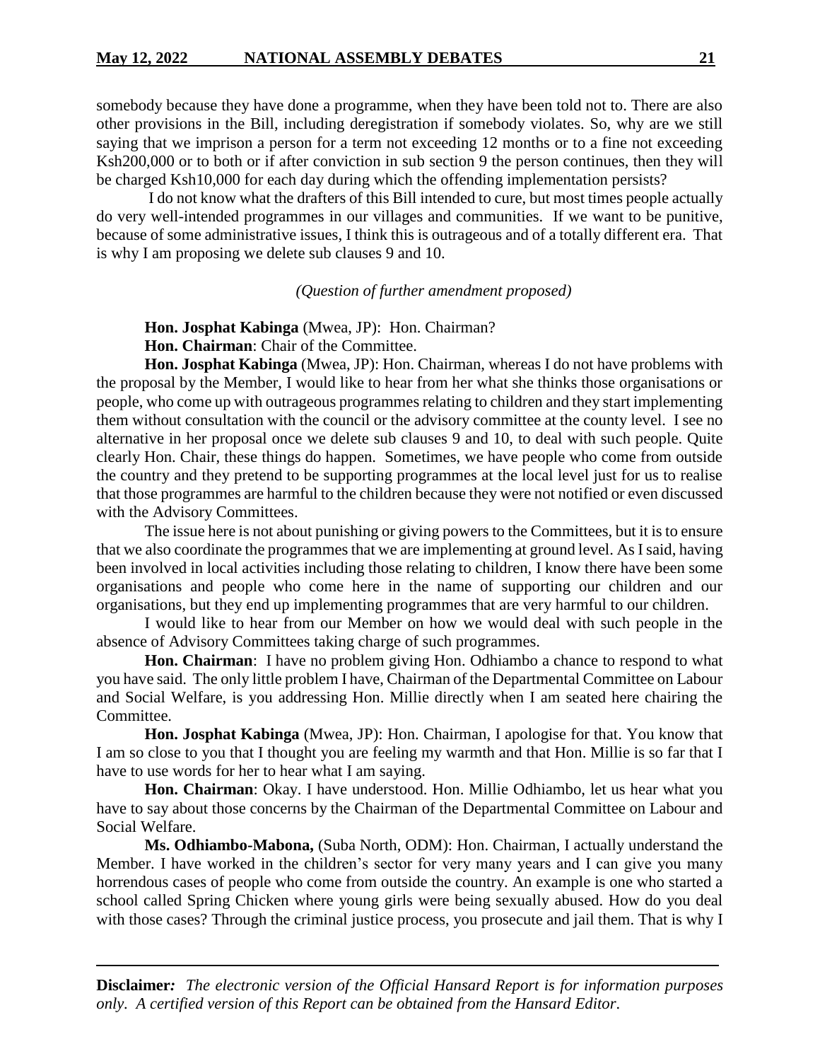somebody because they have done a programme, when they have been told not to. There are also other provisions in the Bill, including deregistration if somebody violates. So, why are we still saying that we imprison a person for a term not exceeding 12 months or to a fine not exceeding Ksh200,000 or to both or if after conviction in sub section 9 the person continues, then they will be charged Ksh10,000 for each day during which the offending implementation persists?

I do not know what the drafters of this Bill intended to cure, but most times people actually do very well-intended programmes in our villages and communities. If we want to be punitive, because of some administrative issues, I think this is outrageous and of a totally different era. That is why I am proposing we delete sub clauses 9 and 10.

*(Question of further amendment proposed)*

**Hon. Josphat Kabinga** (Mwea, JP): Hon. Chairman?

**Hon. Chairman**: Chair of the Committee.

**Hon. Josphat Kabinga** (Mwea, JP): Hon. Chairman, whereas I do not have problems with the proposal by the Member, I would like to hear from her what she thinks those organisations or people, who come up with outrageous programmes relating to children and they start implementing them without consultation with the council or the advisory committee at the county level. I see no alternative in her proposal once we delete sub clauses 9 and 10, to deal with such people. Quite clearly Hon. Chair, these things do happen. Sometimes, we have people who come from outside the country and they pretend to be supporting programmes at the local level just for us to realise that those programmes are harmful to the children because they were not notified or even discussed with the Advisory Committees.

The issue here is not about punishing or giving powers to the Committees, but it is to ensure that we also coordinate the programmes that we are implementing at ground level. As I said, having been involved in local activities including those relating to children, I know there have been some organisations and people who come here in the name of supporting our children and our organisations, but they end up implementing programmes that are very harmful to our children.

I would like to hear from our Member on how we would deal with such people in the absence of Advisory Committees taking charge of such programmes.

**Hon. Chairman**: I have no problem giving Hon. Odhiambo a chance to respond to what you have said. The only little problem I have, Chairman of the Departmental Committee on Labour and Social Welfare, is you addressing Hon. Millie directly when I am seated here chairing the Committee.

**Hon. Josphat Kabinga** (Mwea, JP): Hon. Chairman, I apologise for that. You know that I am so close to you that I thought you are feeling my warmth and that Hon. Millie is so far that I have to use words for her to hear what I am saying.

**Hon. Chairman**: Okay. I have understood. Hon. Millie Odhiambo, let us hear what you have to say about those concerns by the Chairman of the Departmental Committee on Labour and Social Welfare.

**Ms. Odhiambo-Mabona,** (Suba North, ODM): Hon. Chairman, I actually understand the Member. I have worked in the children's sector for very many years and I can give you many horrendous cases of people who come from outside the country. An example is one who started a school called Spring Chicken where young girls were being sexually abused. How do you deal with those cases? Through the criminal justice process, you prosecute and jail them. That is why I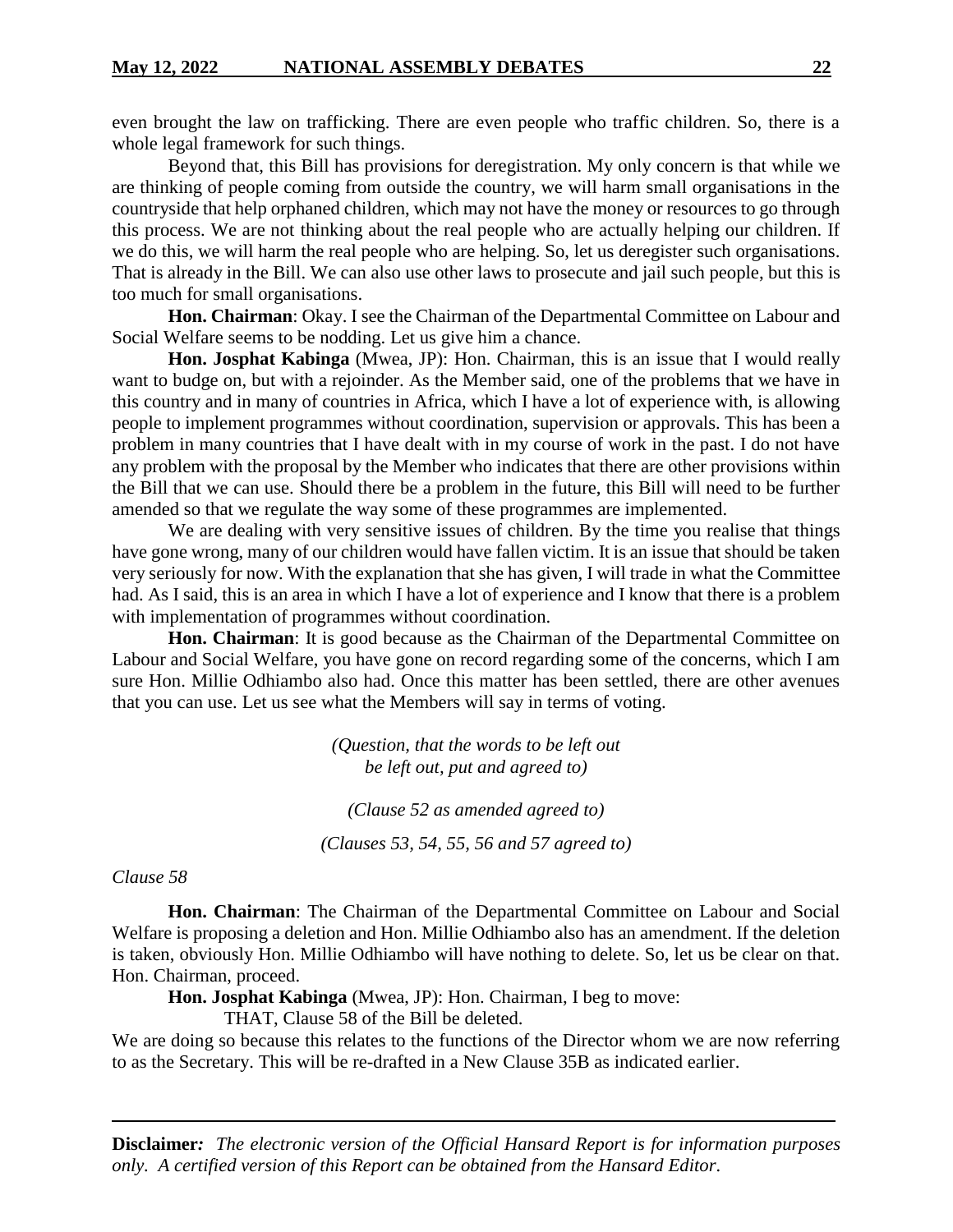even brought the law on trafficking. There are even people who traffic children. So, there is a whole legal framework for such things.

Beyond that, this Bill has provisions for deregistration. My only concern is that while we are thinking of people coming from outside the country, we will harm small organisations in the countryside that help orphaned children, which may not have the money or resources to go through this process. We are not thinking about the real people who are actually helping our children. If we do this, we will harm the real people who are helping. So, let us deregister such organisations. That is already in the Bill. We can also use other laws to prosecute and jail such people, but this is too much for small organisations.

**Hon. Chairman**: Okay. I see the Chairman of the Departmental Committee on Labour and Social Welfare seems to be nodding. Let us give him a chance.

**Hon. Josphat Kabinga** (Mwea, JP): Hon. Chairman, this is an issue that I would really want to budge on, but with a rejoinder. As the Member said, one of the problems that we have in this country and in many of countries in Africa, which I have a lot of experience with, is allowing people to implement programmes without coordination, supervision or approvals. This has been a problem in many countries that I have dealt with in my course of work in the past. I do not have any problem with the proposal by the Member who indicates that there are other provisions within the Bill that we can use. Should there be a problem in the future, this Bill will need to be further amended so that we regulate the way some of these programmes are implemented.

We are dealing with very sensitive issues of children. By the time you realise that things have gone wrong, many of our children would have fallen victim. It is an issue that should be taken very seriously for now. With the explanation that she has given, I will trade in what the Committee had. As I said, this is an area in which I have a lot of experience and I know that there is a problem with implementation of programmes without coordination.

**Hon. Chairman**: It is good because as the Chairman of the Departmental Committee on Labour and Social Welfare, you have gone on record regarding some of the concerns, which I am sure Hon. Millie Odhiambo also had. Once this matter has been settled, there are other avenues that you can use. Let us see what the Members will say in terms of voting.

*(Question, that the words to be left out be left out, put and agreed to)*

*(Clause 52 as amended agreed to)*

*(Clauses 53, 54, 55, 56 and 57 agreed to)*

*Clause 58*

**Hon. Chairman**: The Chairman of the Departmental Committee on Labour and Social Welfare is proposing a deletion and Hon. Millie Odhiambo also has an amendment. If the deletion is taken, obviously Hon. Millie Odhiambo will have nothing to delete. So, let us be clear on that. Hon. Chairman, proceed.

**Hon. Josphat Kabinga** (Mwea, JP): Hon. Chairman, I beg to move:

THAT, Clause 58 of the Bill be deleted.

We are doing so because this relates to the functions of the Director whom we are now referring to as the Secretary. This will be re-drafted in a New Clause 35B as indicated earlier.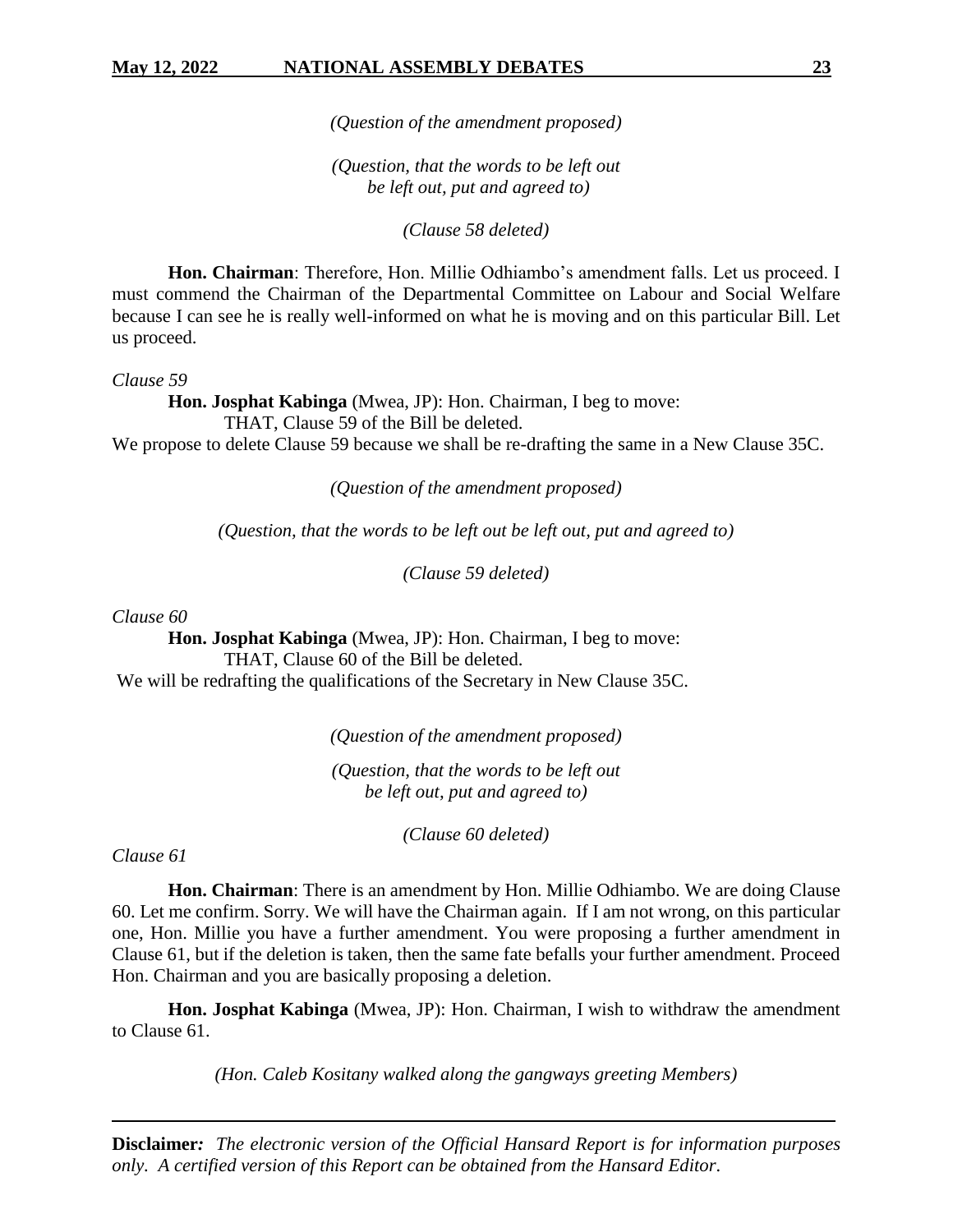*(Question of the amendment proposed)*

*(Question, that the words to be left out be left out, put and agreed to)*

*(Clause 58 deleted)*

**Hon. Chairman**: Therefore, Hon. Millie Odhiambo's amendment falls. Let us proceed. I must commend the Chairman of the Departmental Committee on Labour and Social Welfare because I can see he is really well-informed on what he is moving and on this particular Bill. Let us proceed.

*Clause 59*

**Hon. Josphat Kabinga** (Mwea, JP): Hon. Chairman, I beg to move:

THAT, Clause 59 of the Bill be deleted.

We propose to delete Clause 59 because we shall be re-drafting the same in a New Clause 35C.

*(Question of the amendment proposed)*

*(Question, that the words to be left out be left out, put and agreed to)*

*(Clause 59 deleted)*

*Clause 60*

**Hon. Josphat Kabinga** (Mwea, JP): Hon. Chairman, I beg to move:

THAT, Clause 60 of the Bill be deleted.

We will be redrafting the qualifications of the Secretary in New Clause 35C.

*(Question of the amendment proposed)*

*(Question, that the words to be left out be left out, put and agreed to)*

*(Clause 60 deleted)*

*Clause 61*

**Hon. Chairman**: There is an amendment by Hon. Millie Odhiambo. We are doing Clause 60. Let me confirm. Sorry. We will have the Chairman again. If I am not wrong, on this particular one, Hon. Millie you have a further amendment. You were proposing a further amendment in Clause 61, but if the deletion is taken, then the same fate befalls your further amendment. Proceed Hon. Chairman and you are basically proposing a deletion.

**Hon. Josphat Kabinga** (Mwea, JP): Hon. Chairman, I wish to withdraw the amendment to Clause 61.

*(Hon. Caleb Kositany walked along the gangways greeting Members)*

**Disclaimer***:* *The electronic version of the Official Hansard Report is for information purposes only. A certified version of this Report can be obtained from the Hansard Editor.*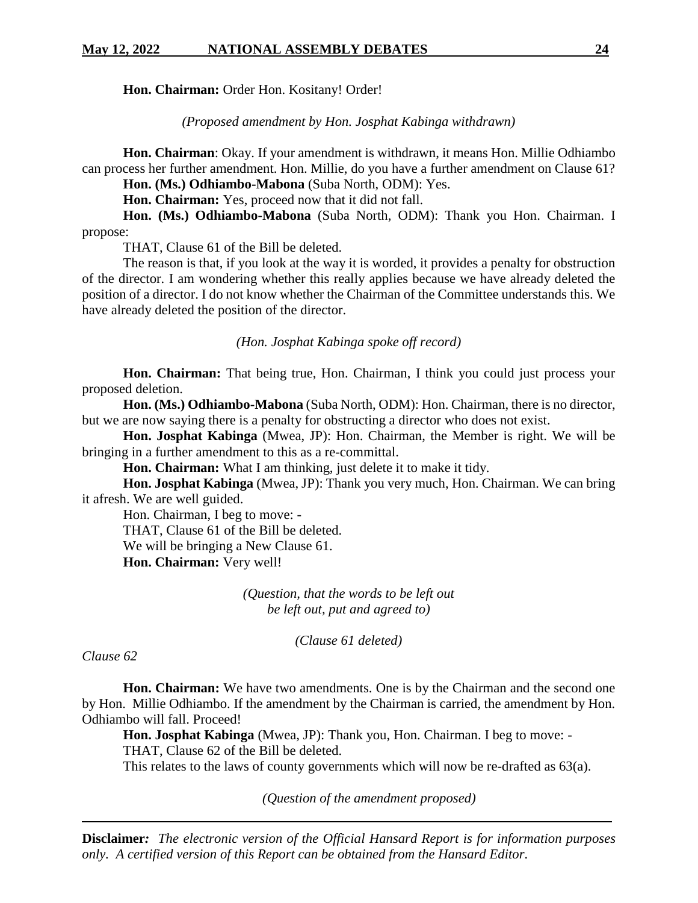**Hon. Chairman:** Order Hon. Kositany! Order!

*(Proposed amendment by Hon. Josphat Kabinga withdrawn)*

**Hon. Chairman**: Okay. If your amendment is withdrawn, it means Hon. Millie Odhiambo can process her further amendment. Hon. Millie, do you have a further amendment on Clause 61?

**Hon. (Ms.) Odhiambo-Mabona** (Suba North, ODM): Yes.

**Hon. Chairman:** Yes, proceed now that it did not fall.

**Hon. (Ms.) Odhiambo-Mabona** (Suba North, ODM): Thank you Hon. Chairman. I propose:

THAT, Clause 61 of the Bill be deleted.

The reason is that, if you look at the way it is worded, it provides a penalty for obstruction of the director. I am wondering whether this really applies because we have already deleted the position of a director. I do not know whether the Chairman of the Committee understands this. We have already deleted the position of the director.

*(Hon. Josphat Kabinga spoke off record)*

**Hon. Chairman:** That being true, Hon. Chairman, I think you could just process your proposed deletion.

**Hon. (Ms.) Odhiambo-Mabona** (Suba North, ODM): Hon. Chairman, there is no director, but we are now saying there is a penalty for obstructing a director who does not exist.

**Hon. Josphat Kabinga** (Mwea, JP): Hon. Chairman, the Member is right. We will be bringing in a further amendment to this as a re-committal.

**Hon. Chairman:** What I am thinking, just delete it to make it tidy.

**Hon. Josphat Kabinga** (Mwea, JP): Thank you very much, Hon. Chairman. We can bring it afresh. We are well guided.

Hon. Chairman, I beg to move: -

THAT, Clause 61 of the Bill be deleted.

We will be bringing a New Clause 61.

**Hon. Chairman:** Very well!

*(Question, that the words to be left out be left out, put and agreed to)*

*(Clause 61 deleted)*

*Clause 62*

**Hon. Chairman:** We have two amendments. One is by the Chairman and the second one by Hon. Millie Odhiambo. If the amendment by the Chairman is carried, the amendment by Hon. Odhiambo will fall. Proceed!

**Hon. Josphat Kabinga** (Mwea, JP): Thank you, Hon. Chairman. I beg to move: -

THAT, Clause 62 of the Bill be deleted.

This relates to the laws of county governments which will now be re-drafted as 63(a).

*(Question of the amendment proposed)*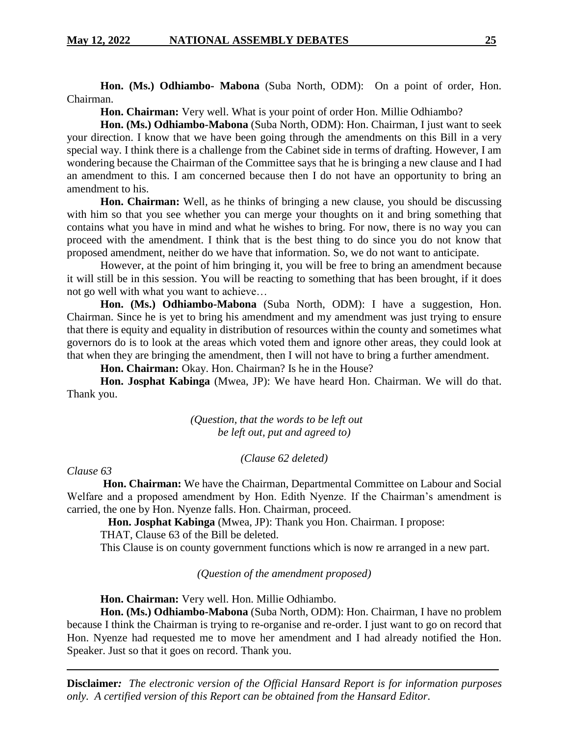**Hon. (Ms.) Odhiambo- Mabona** (Suba North, ODM): On a point of order, Hon. Chairman.

**Hon. Chairman:** Very well. What is your point of order Hon. Millie Odhiambo?

**Hon. (Ms.) Odhiambo-Mabona** (Suba North, ODM): Hon. Chairman, I just want to seek your direction. I know that we have been going through the amendments on this Bill in a very special way. I think there is a challenge from the Cabinet side in terms of drafting. However, I am wondering because the Chairman of the Committee says that he is bringing a new clause and I had an amendment to this. I am concerned because then I do not have an opportunity to bring an amendment to his.

**Hon. Chairman:** Well, as he thinks of bringing a new clause, you should be discussing with him so that you see whether you can merge your thoughts on it and bring something that contains what you have in mind and what he wishes to bring. For now, there is no way you can proceed with the amendment. I think that is the best thing to do since you do not know that proposed amendment, neither do we have that information. So, we do not want to anticipate.

However, at the point of him bringing it, you will be free to bring an amendment because it will still be in this session. You will be reacting to something that has been brought, if it does not go well with what you want to achieve…

**Hon. (Ms.) Odhiambo-Mabona** (Suba North, ODM): I have a suggestion, Hon. Chairman. Since he is yet to bring his amendment and my amendment was just trying to ensure that there is equity and equality in distribution of resources within the county and sometimes what governors do is to look at the areas which voted them and ignore other areas, they could look at that when they are bringing the amendment, then I will not have to bring a further amendment.

**Hon. Chairman:** Okay. Hon. Chairman? Is he in the House?

**Hon. Josphat Kabinga** (Mwea, JP): We have heard Hon. Chairman. We will do that. Thank you.

*(Question, that the words to be left out be left out, put and agreed to)*

*(Clause 62 deleted)*

*Clause 63*

**Hon. Chairman:** We have the Chairman, Departmental Committee on Labour and Social Welfare and a proposed amendment by Hon. Edith Nyenze. If the Chairman's amendment is carried, the one by Hon. Nyenze falls. Hon. Chairman, proceed.

**Hon. Josphat Kabinga** (Mwea, JP): Thank you Hon. Chairman. I propose:

THAT, Clause 63 of the Bill be deleted.

This Clause is on county government functions which is now re arranged in a new part.

*(Question of the amendment proposed)*

**Hon. Chairman:** Very well. Hon. Millie Odhiambo.

**Hon. (Ms.) Odhiambo-Mabona** (Suba North, ODM): Hon. Chairman, I have no problem because I think the Chairman is trying to re-organise and re-order. I just want to go on record that Hon. Nyenze had requested me to move her amendment and I had already notified the Hon. Speaker. Just so that it goes on record. Thank you.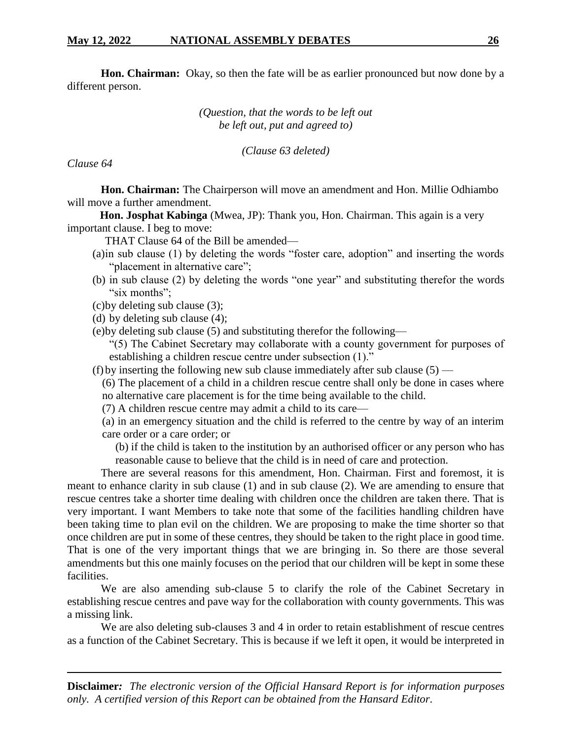**Hon. Chairman:** Okay, so then the fate will be as earlier pronounced but now done by a different person.

*(Question, that the words to be left out be left out, put and agreed to)*

*(Clause 63 deleted)*

*Clause 64*

**Hon. Chairman:** The Chairperson will move an amendment and Hon. Millie Odhiambo will move a further amendment.

**Hon. Josphat Kabinga** (Mwea, JP): Thank you, Hon. Chairman. This again is a very important clause. I beg to move:

THAT Clause 64 of the Bill be amended—

(a) in sub clause (1) by deleting the words "foster care, adoption" and inserting the words "placement in alternative care";

(b) in sub clause (2) by deleting the words "one year" and substituting therefor the words "six months";

(c) by deleting sub clause (3);

(d) by deleting sub clause (4);

(e) by deleting sub clause (5) and substituting therefor the following—

"(5) The Cabinet Secretary may collaborate with a county government for purposes of establishing a children rescue centre under subsection (1)."

(f) by inserting the following new sub clause immediately after sub clause (5) —

(6) The placement of a child in a children rescue centre shall only be done in cases where no alternative care placement is for the time being available to the child.

(7) A children rescue centre may admit a child to its care—

(a) in an emergency situation and the child is referred to the centre by way of an interim care order or a care order; or

(b) if the child is taken to the institution by an authorised officer or any person who has reasonable cause to believe that the child is in need of care and protection.

There are several reasons for this amendment, Hon. Chairman. First and foremost, it is meant to enhance clarity in sub clause (1) and in sub clause (2). We are amending to ensure that rescue centres take a shorter time dealing with children once the children are taken there. That is very important. I want Members to take note that some of the facilities handling children have been taking time to plan evil on the children. We are proposing to make the time shorter so that once children are put in some of these centres, they should be taken to the right place in good time. That is one of the very important things that we are bringing in. So there are those several amendments but this one mainly focuses on the period that our children will be kept in some these facilities.

We are also amending sub-clause 5 to clarify the role of the Cabinet Secretary in establishing rescue centres and pave way for the collaboration with county governments. This was a missing link.

We are also deleting sub-clauses 3 and 4 in order to retain establishment of rescue centres as a function of the Cabinet Secretary. This is because if we left it open, it would be interpreted in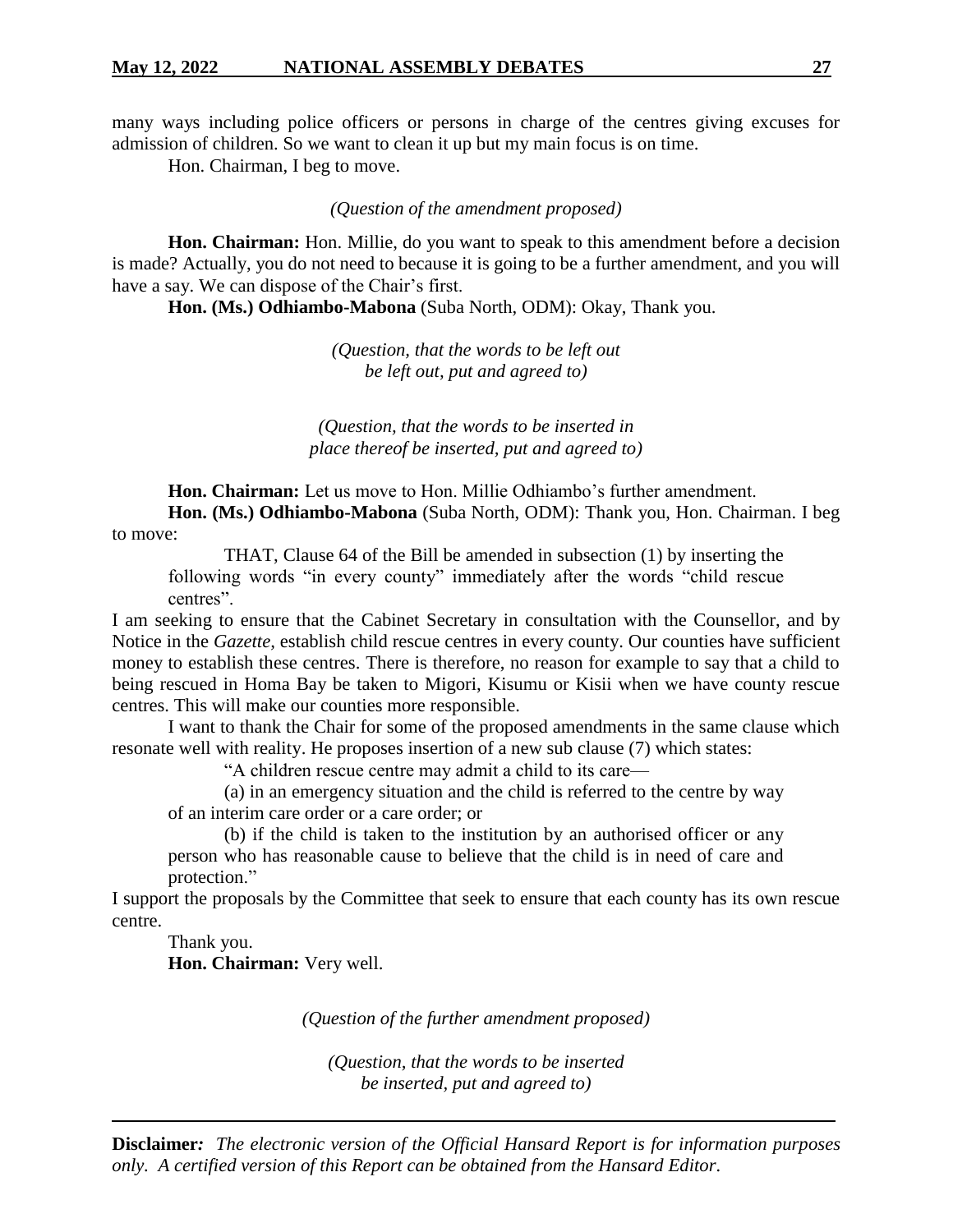many ways including police officers or persons in charge of the centres giving excuses for admission of children. So we want to clean it up but my main focus is on time.

Hon. Chairman, I beg to move.

*(Question of the amendment proposed)*

**Hon. Chairman:** Hon. Millie, do you want to speak to this amendment before a decision is made? Actually, you do not need to because it is going to be a further amendment, and you will have a say. We can dispose of the Chair's first.

**Hon. (Ms.) Odhiambo-Mabona** (Suba North, ODM): Okay, Thank you.

*(Question, that the words to be left out be left out, put and agreed to)*

*(Question, that the words to be inserted in place thereof be inserted, put and agreed to)*

**Hon. Chairman:** Let us move to Hon. Millie Odhiambo's further amendment.

**Hon. (Ms.) Odhiambo-Mabona** (Suba North, ODM): Thank you, Hon. Chairman. I beg to move:

> THAT, Clause 64 of the Bill be amended in subsection (1) by inserting the following words "in every county" immediately after the words "child rescue centres".

I am seeking to ensure that the Cabinet Secretary in consultation with the Counsellor, and by Notice in the *Gazette,* establish child rescue centres in every county. Our counties have sufficient money to establish these centres. There is therefore, no reason for example to say that a child to being rescued in Homa Bay be taken to Migori, Kisumu or Kisii when we have county rescue centres. This will make our counties more responsible.

I want to thank the Chair for some of the proposed amendments in the same clause which resonate well with reality. He proposes insertion of a new sub clause (7) which states:

> "A children rescue centre may admit a child to its care—
>
> (a) in an emergency situation and the child is referred to the centre by way of an interim care order or a care order; or
>
> (b) if the child is taken to the institution by an authorised officer or any person who has reasonable cause to believe that the child is in need of care and protection."

I support the proposals by the Committee that seek to ensure that each county has its own rescue centre.

Thank you.

**Hon. Chairman:** Very well.

*(Question of the further amendment proposed)*

*(Question, that the words to be inserted be inserted, put and agreed to)*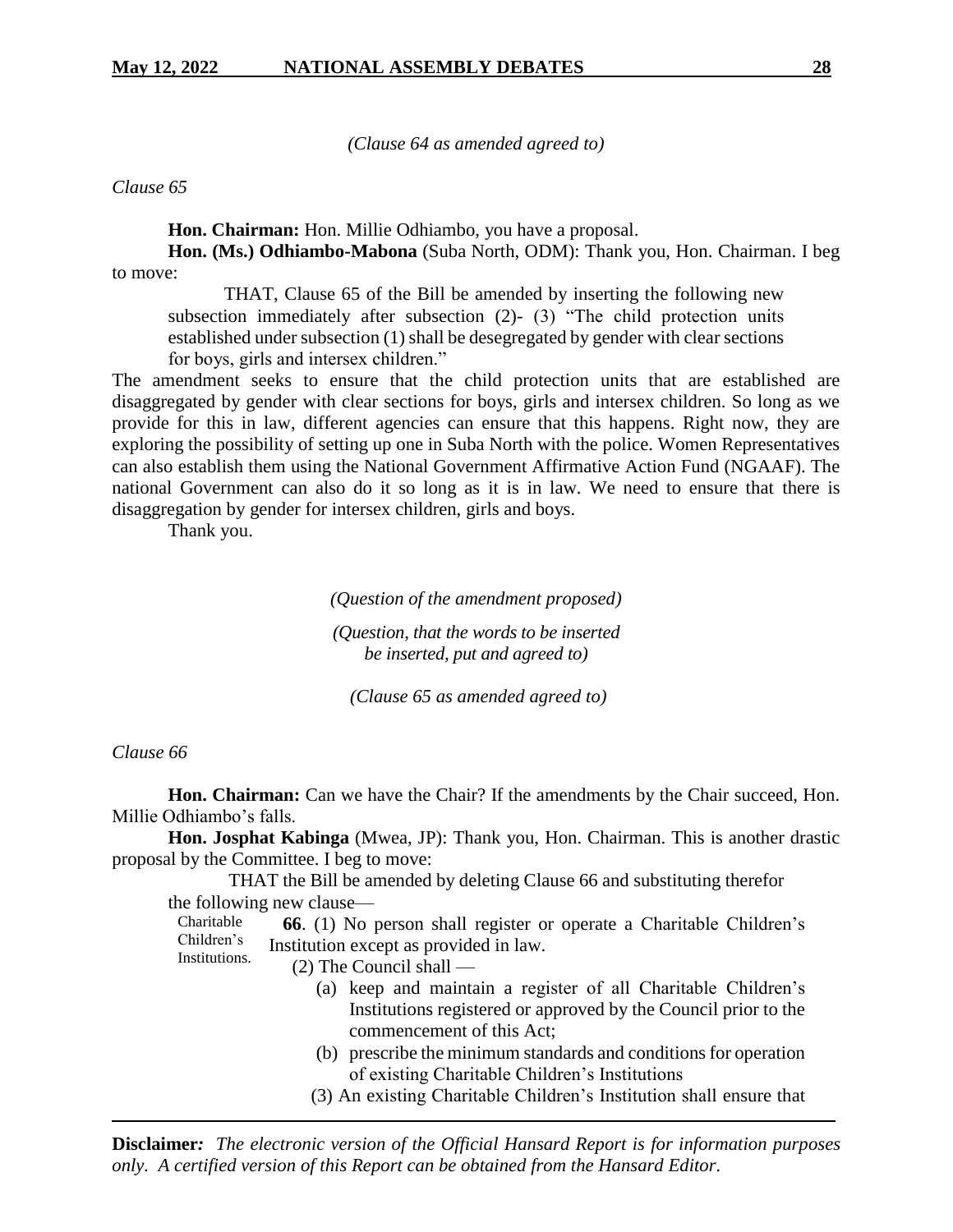*(Clause 64 as amended agreed to)*

*Clause 65*

**Hon. Chairman:** Hon. Millie Odhiambo, you have a proposal.

**Hon. (Ms.) Odhiambo-Mabona** (Suba North, ODM): Thank you, Hon. Chairman. I beg to move:

> THAT, Clause 65 of the Bill be amended by inserting the following new subsection immediately after subsection (2)- (3) "The child protection units established under subsection (1) shall be desegregated by gender with clear sections for boys, girls and intersex children."

The amendment seeks to ensure that the child protection units that are established are disaggregated by gender with clear sections for boys, girls and intersex children. So long as we provide for this in law, different agencies can ensure that this happens. Right now, they are exploring the possibility of setting up one in Suba North with the police. Women Representatives can also establish them using the National Government Affirmative Action Fund (NGAAF). The national Government can also do it so long as it is in law. We need to ensure that there is disaggregation by gender for intersex children, girls and boys.

Thank you.

*(Question of the amendment proposed)*

*(Question, that the words to be inserted be inserted, put and agreed to)*

*(Clause 65 as amended agreed to)*

*Clause 66*

**Hon. Chairman:** Can we have the Chair? If the amendments by the Chair succeed, Hon. Millie Odhiambo's falls.

**Hon. Josphat Kabinga** (Mwea, JP): Thank you, Hon. Chairman. This is another drastic proposal by the Committee. I beg to move:

> THAT the Bill be amended by deleting Clause 66 and substituting therefor the following new clause—
>
> Charitable Children's Institutions.
>
> **66**. (1) No person shall register or operate a Charitable Children's Institution except as provided in law.
>
> (2) The Council shall —
>
> (a) keep and maintain a register of all Charitable Children's Institutions registered or approved by the Council prior to the commencement of this Act;
>
> (b) prescribe the minimum standards and conditions for operation of existing Charitable Children's Institutions
>
> (3) An existing Charitable Children's Institution shall ensure that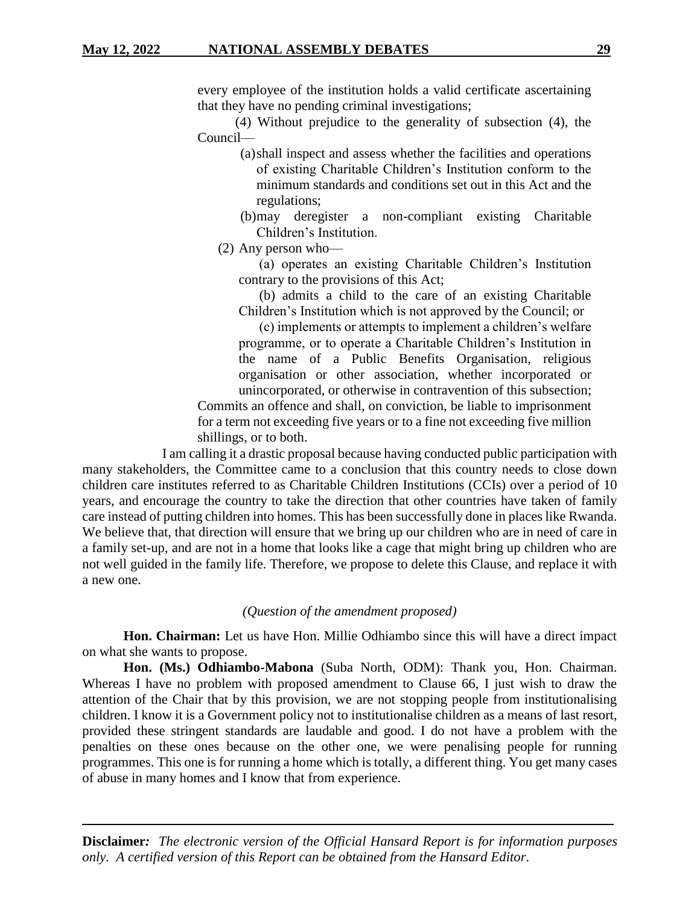every employee of the institution holds a valid certificate ascertaining that they have no pending criminal investigations;

(4) Without prejudice to the generality of subsection (4), the Council—

(a) shall inspect and assess whether the facilities and operations of existing Charitable Children's Institution conform to the minimum standards and conditions set out in this Act and the regulations;

(b) may deregister a non-compliant existing Charitable Children's Institution.

(2) Any person who—

(a) operates an existing Charitable Children's Institution contrary to the provisions of this Act;

(b) admits a child to the care of an existing Charitable Children's Institution which is not approved by the Council; or

(c) implements or attempts to implement a children's welfare programme, or to operate a Charitable Children's Institution in the name of a Public Benefits Organisation, religious organisation or other association, whether incorporated or unincorporated, or otherwise in contravention of this subsection;

Commits an offence and shall, on conviction, be liable to imprisonment for a term not exceeding five years or to a fine not exceeding five million shillings, or to both.

I am calling it a drastic proposal because having conducted public participation with many stakeholders, the Committee came to a conclusion that this country needs to close down children care institutes referred to as Charitable Children Institutions (CCIs) over a period of 10 years, and encourage the country to take the direction that other countries have taken of family care instead of putting children into homes. This has been successfully done in places like Rwanda. We believe that, that direction will ensure that we bring up our children who are in need of care in a family set-up, and are not in a home that looks like a cage that might bring up children who are not well guided in the family life. Therefore, we propose to delete this Clause, and replace it with a new one.

*(Question of the amendment proposed)*

**Hon. Chairman:** Let us have Hon. Millie Odhiambo since this will have a direct impact on what she wants to propose.

**Hon. (Ms.) Odhiambo-Mabona** (Suba North, ODM): Thank you, Hon. Chairman. Whereas I have no problem with proposed amendment to Clause 66, I just wish to draw the attention of the Chair that by this provision, we are not stopping people from institutionalising children. I know it is a Government policy not to institutionalise children as a means of last resort, provided these stringent standards are laudable and good. I do not have a problem with the penalties on these ones because on the other one, we were penalising people for running programmes. This one is for running a home which is totally, a different thing. You get many cases of abuse in many homes and I know that from experience.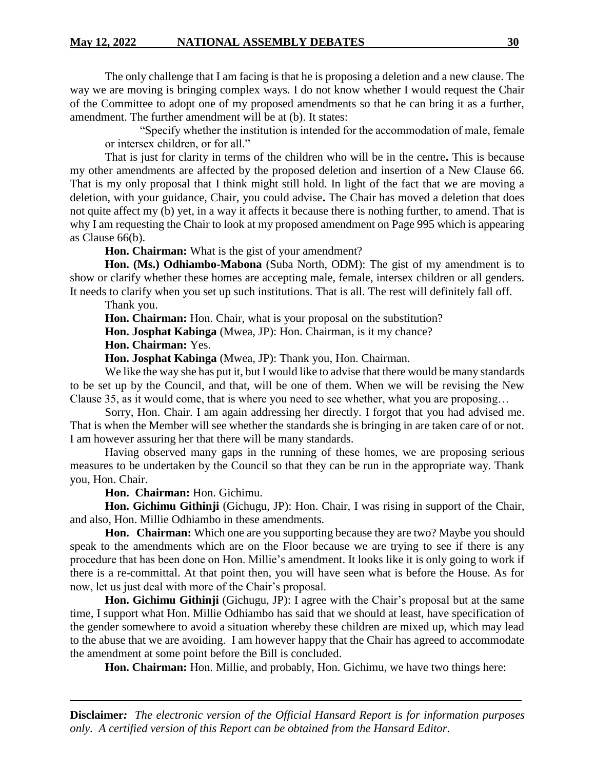The only challenge that I am facing is that he is proposing a deletion and a new clause. The way we are moving is bringing complex ways. I do not know whether I would request the Chair of the Committee to adopt one of my proposed amendments so that he can bring it as a further, amendment. The further amendment will be at (b). It states:

> "Specify whether the institution is intended for the accommodation of male, female or intersex children, or for all."

That is just for clarity in terms of the children who will be in the centre**.** This is because my other amendments are affected by the proposed deletion and insertion of a New Clause 66. That is my only proposal that I think might still hold. In light of the fact that we are moving a deletion, with your guidance, Chair, you could advise**.** The Chair has moved a deletion that does not quite affect my (b) yet, in a way it affects it because there is nothing further, to amend. That is why I am requesting the Chair to look at my proposed amendment on Page 995 which is appearing as Clause 66(b).

**Hon. Chairman:** What is the gist of your amendment?

**Hon. (Ms.) Odhiambo-Mabona** (Suba North, ODM): The gist of my amendment is to show or clarify whether these homes are accepting male, female, intersex children or all genders. It needs to clarify when you set up such institutions. That is all. The rest will definitely fall off.

Thank you.

**Hon. Chairman:** Hon. Chair, what is your proposal on the substitution?

**Hon. Josphat Kabinga** (Mwea, JP): Hon. Chairman, is it my chance?

**Hon. Chairman:** Yes.

**Hon. Josphat Kabinga** (Mwea, JP): Thank you, Hon. Chairman.

We like the way she has put it, but I would like to advise that there would be many standards to be set up by the Council, and that, will be one of them. When we will be revising the New Clause 35, as it would come, that is where you need to see whether, what you are proposing…

Sorry, Hon. Chair. I am again addressing her directly. I forgot that you had advised me. That is when the Member will see whether the standards she is bringing in are taken care of or not. I am however assuring her that there will be many standards.

Having observed many gaps in the running of these homes, we are proposing serious measures to be undertaken by the Council so that they can be run in the appropriate way. Thank you, Hon. Chair.

**Hon. Chairman:** Hon. Gichimu.

**Hon. Gichimu Githinji** (Gichugu, JP): Hon. Chair, I was rising in support of the Chair, and also, Hon. Millie Odhiambo in these amendments.

**Hon. Chairman:** Which one are you supporting because they are two? Maybe you should speak to the amendments which are on the Floor because we are trying to see if there is any procedure that has been done on Hon. Millie's amendment. It looks like it is only going to work if there is a re-committal. At that point then, you will have seen what is before the House. As for now, let us just deal with more of the Chair's proposal.

**Hon. Gichimu Githinji** (Gichugu, JP): I agree with the Chair's proposal but at the same time, I support what Hon. Millie Odhiambo has said that we should at least, have specification of the gender somewhere to avoid a situation whereby these children are mixed up, which may lead to the abuse that we are avoiding. I am however happy that the Chair has agreed to accommodate the amendment at some point before the Bill is concluded.

**Hon. Chairman:** Hon. Millie, and probably, Hon. Gichimu, we have two things here: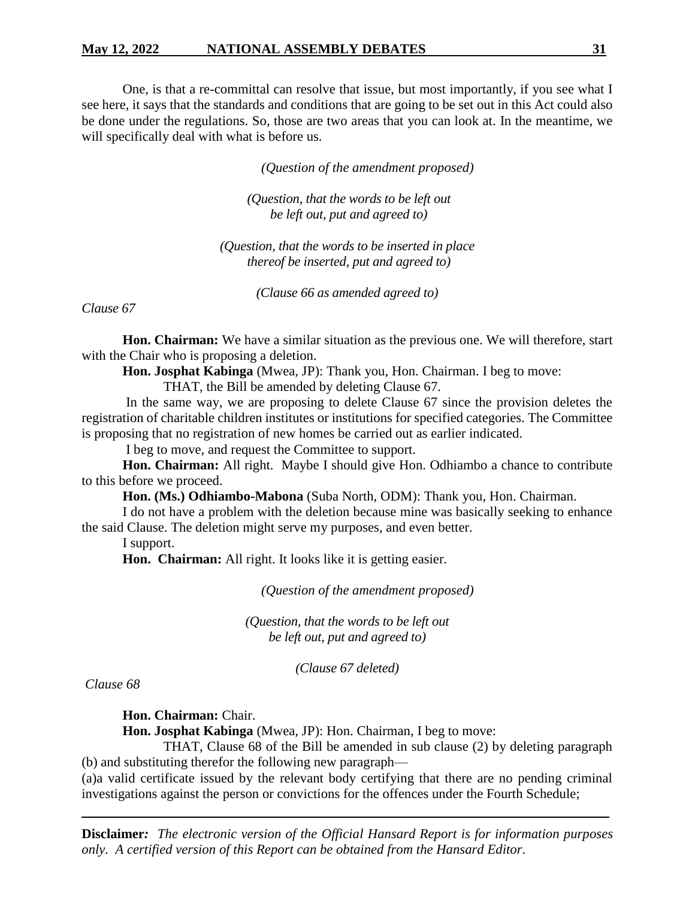One, is that a re-committal can resolve that issue, but most importantly, if you see what I see here, it says that the standards and conditions that are going to be set out in this Act could also be done under the regulations. So, those are two areas that you can look at. In the meantime, we will specifically deal with what is before us.

*(Question of the amendment proposed)*

*(Question, that the words to be left out be left out, put and agreed to)*

*(Question, that the words to be inserted in place thereof be inserted, put and agreed to)*

*(Clause 66 as amended agreed to)*

*Clause 67*

**Hon. Chairman:** We have a similar situation as the previous one. We will therefore, start with the Chair who is proposing a deletion.

**Hon. Josphat Kabinga** (Mwea, JP): Thank you, Hon. Chairman. I beg to move:

THAT, the Bill be amended by deleting Clause 67.

In the same way, we are proposing to delete Clause 67 since the provision deletes the registration of charitable children institutes or institutions for specified categories. The Committee is proposing that no registration of new homes be carried out as earlier indicated.

I beg to move, and request the Committee to support.

**Hon. Chairman:** All right. Maybe I should give Hon. Odhiambo a chance to contribute to this before we proceed.

**Hon. (Ms.) Odhiambo-Mabona** (Suba North, ODM): Thank you, Hon. Chairman.

I do not have a problem with the deletion because mine was basically seeking to enhance the said Clause. The deletion might serve my purposes, and even better.

I support.

**Hon. Chairman:** All right. It looks like it is getting easier.

*(Question of the amendment proposed)*

*(Question, that the words to be left out be left out, put and agreed to)*

*(Clause 67 deleted)*

*Clause 68*

**Hon. Chairman:** Chair.

**Hon. Josphat Kabinga** (Mwea, JP): Hon. Chairman, I beg to move:

THAT, Clause 68 of the Bill be amended in sub clause (2) by deleting paragraph (b) and substituting therefor the following new paragraph—

(a)a valid certificate issued by the relevant body certifying that there are no pending criminal investigations against the person or convictions for the offences under the Fourth Schedule;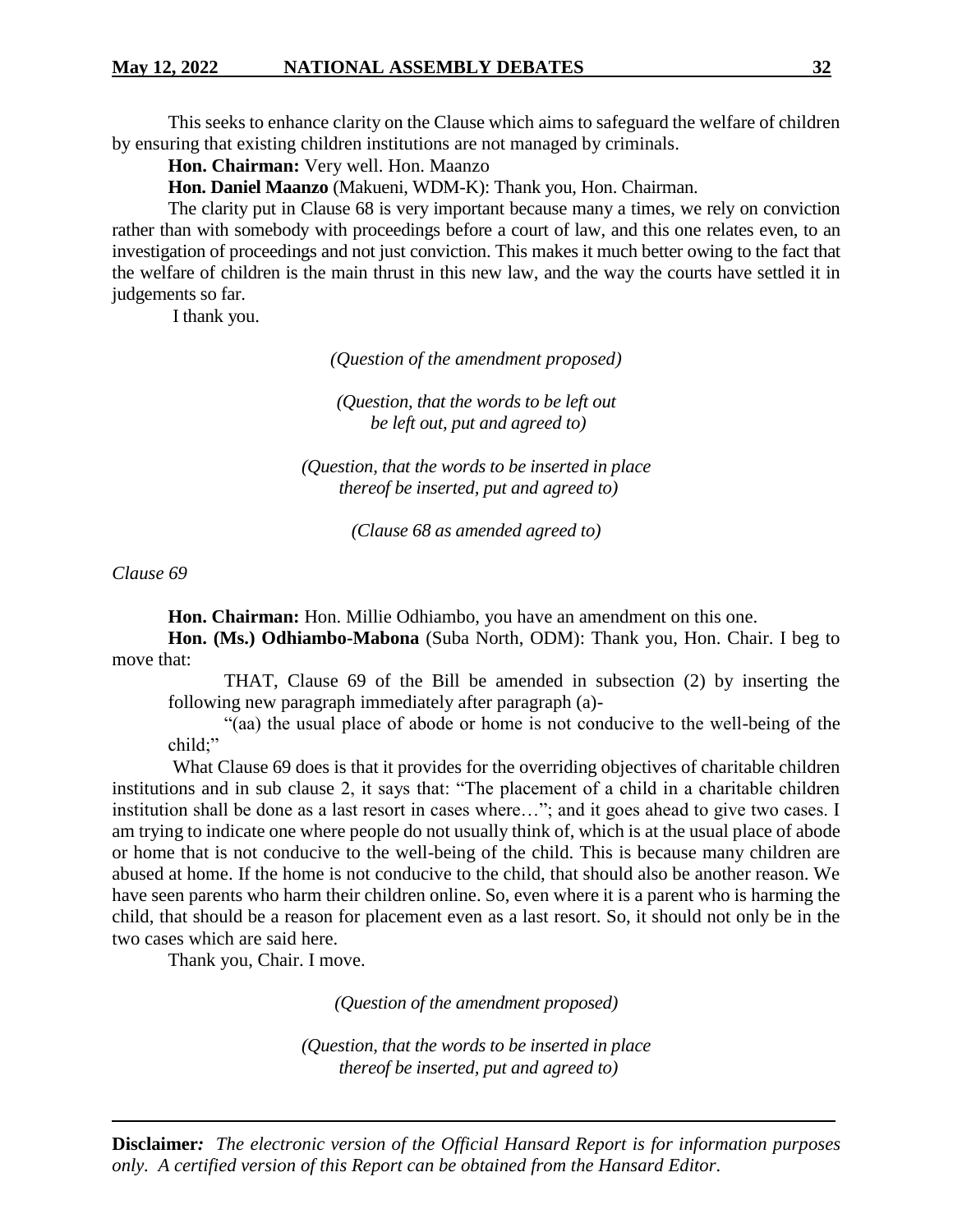This seeks to enhance clarity on the Clause which aims to safeguard the welfare of children by ensuring that existing children institutions are not managed by criminals.

**Hon. Chairman:** Very well. Hon. Maanzo

**Hon. Daniel Maanzo** (Makueni, WDM-K): Thank you, Hon. Chairman.

The clarity put in Clause 68 is very important because many a times, we rely on conviction rather than with somebody with proceedings before a court of law, and this one relates even, to an investigation of proceedings and not just conviction. This makes it much better owing to the fact that the welfare of children is the main thrust in this new law, and the way the courts have settled it in judgements so far.

I thank you.

*(Question of the amendment proposed)*

*(Question, that the words to be left out be left out, put and agreed to)*

*(Question, that the words to be inserted in place thereof be inserted, put and agreed to)*

*(Clause 68 as amended agreed to)*

*Clause 69*

**Hon. Chairman:** Hon. Millie Odhiambo, you have an amendment on this one.

**Hon. (Ms.) Odhiambo-Mabona** (Suba North, ODM): Thank you, Hon. Chair. I beg to move that:

> THAT, Clause 69 of the Bill be amended in subsection (2) by inserting the following new paragraph immediately after paragraph (a)-
>
> "(aa) the usual place of abode or home is not conducive to the well-being of the child;"

What Clause 69 does is that it provides for the overriding objectives of charitable children institutions and in sub clause 2, it says that: "The placement of a child in a charitable children institution shall be done as a last resort in cases where…"; and it goes ahead to give two cases. I am trying to indicate one where people do not usually think of, which is at the usual place of abode or home that is not conducive to the well-being of the child. This is because many children are abused at home. If the home is not conducive to the child, that should also be another reason. We have seen parents who harm their children online. So, even where it is a parent who is harming the child, that should be a reason for placement even as a last resort. So, it should not only be in the two cases which are said here.

Thank you, Chair. I move.

*(Question of the amendment proposed)*

*(Question, that the words to be inserted in place thereof be inserted, put and agreed to)*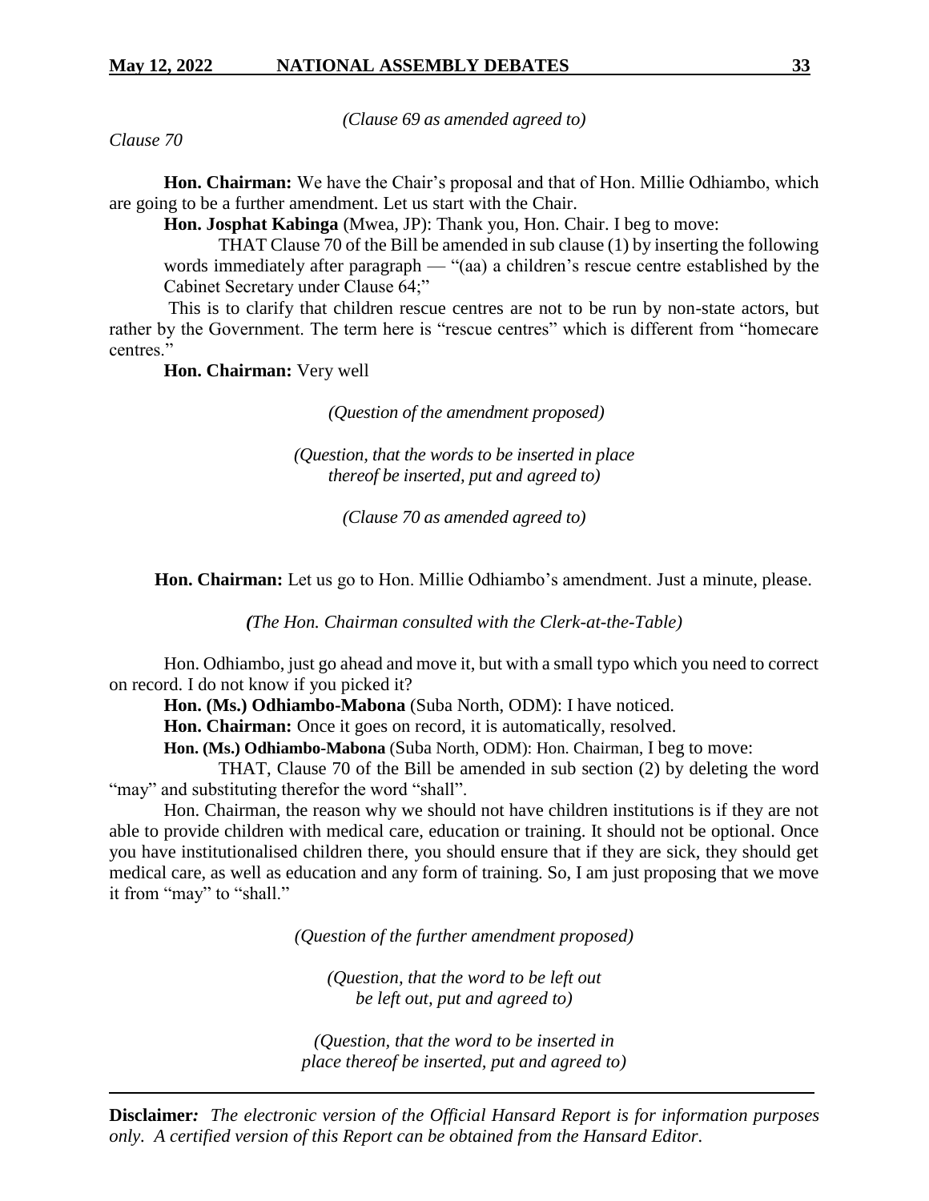*(Clause 69 as amended agreed to)*

*Clause 70*

**Hon. Chairman:** We have the Chair's proposal and that of Hon. Millie Odhiambo, which are going to be a further amendment. Let us start with the Chair.

**Hon. Josphat Kabinga** (Mwea, JP): Thank you, Hon. Chair. I beg to move:

> THAT Clause 70 of the Bill be amended in sub clause (1) by inserting the following words immediately after paragraph — "(aa) a children's rescue centre established by the Cabinet Secretary under Clause 64;"

This is to clarify that children rescue centres are not to be run by non-state actors, but rather by the Government. The term here is "rescue centres" which is different from "homecare centres."

**Hon. Chairman:** Very well

*(Question of the amendment proposed)*

*(Question, that the words to be inserted in place thereof be inserted, put and agreed to)*

*(Clause 70 as amended agreed to)*

**Hon. Chairman:** Let us go to Hon. Millie Odhiambo's amendment. Just a minute, please.

*(The Hon. Chairman consulted with the Clerk-at-the-Table)*

Hon. Odhiambo, just go ahead and move it, but with a small typo which you need to correct on record. I do not know if you picked it?

**Hon. (Ms.) Odhiambo-Mabona** (Suba North, ODM): I have noticed.

**Hon. Chairman:** Once it goes on record, it is automatically, resolved.

**Hon. (Ms.) Odhiambo-Mabona** (Suba North, ODM): Hon. Chairman, I beg to move:

> THAT, Clause 70 of the Bill be amended in sub section (2) by deleting the word "may" and substituting therefor the word "shall".

Hon. Chairman, the reason why we should not have children institutions is if they are not able to provide children with medical care, education or training. It should not be optional. Once you have institutionalised children there, you should ensure that if they are sick, they should get medical care, as well as education and any form of training. So, I am just proposing that we move it from "may" to "shall."

*(Question of the further amendment proposed)*

*(Question, that the word to be left out be left out, put and agreed to)*

*(Question, that the word to be inserted in place thereof be inserted, put and agreed to)*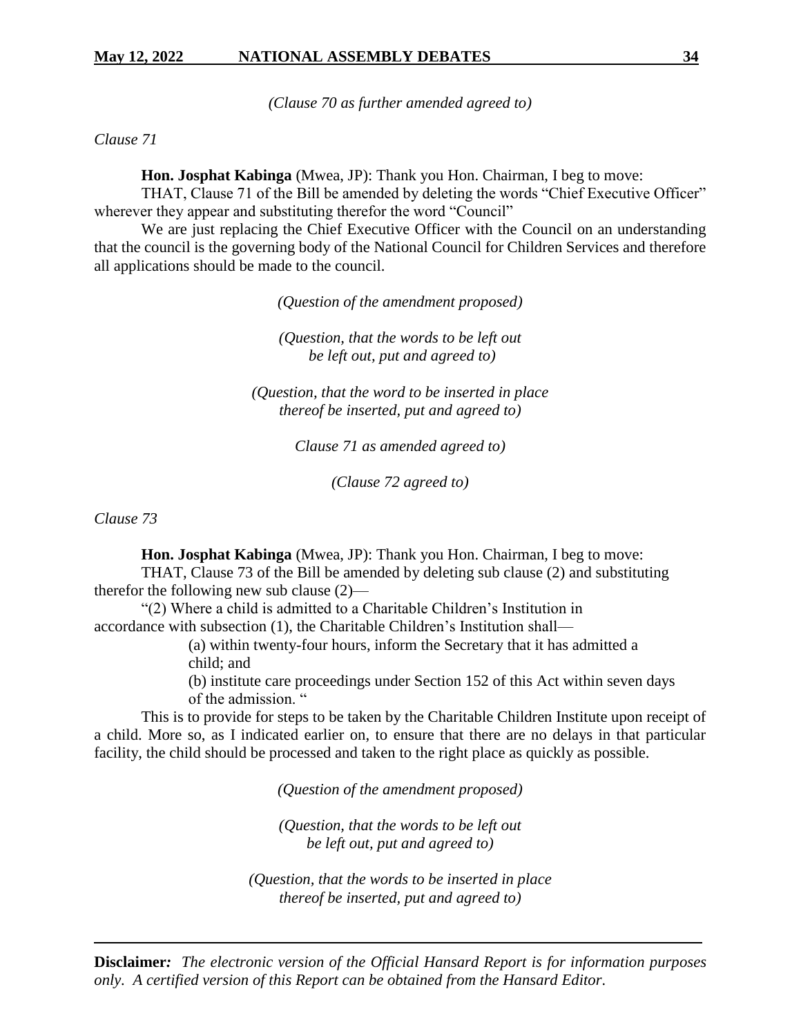*(Clause 70 as further amended agreed to)*

*Clause 71*

**Hon. Josphat Kabinga** (Mwea, JP): Thank you Hon. Chairman, I beg to move:

THAT, Clause 71 of the Bill be amended by deleting the words "Chief Executive Officer" wherever they appear and substituting therefor the word "Council"

We are just replacing the Chief Executive Officer with the Council on an understanding that the council is the governing body of the National Council for Children Services and therefore all applications should be made to the council.

*(Question of the amendment proposed)*

*(Question, that the words to be left out be left out, put and agreed to)*

*(Question, that the word to be inserted in place thereof be inserted, put and agreed to)*

*Clause 71 as amended agreed to)*

*(Clause 72 agreed to)*

*Clause 73*

**Hon. Josphat Kabinga** (Mwea, JP): Thank you Hon. Chairman, I beg to move:

THAT, Clause 73 of the Bill be amended by deleting sub clause (2) and substituting therefor the following new sub clause (2)—

"(2) Where a child is admitted to a Charitable Children's Institution in accordance with subsection (1), the Charitable Children's Institution shall—

(a) within twenty-four hours, inform the Secretary that it has admitted a child; and

(b) institute care proceedings under Section 152 of this Act within seven days of the admission. "

This is to provide for steps to be taken by the Charitable Children Institute upon receipt of a child. More so, as I indicated earlier on, to ensure that there are no delays in that particular facility, the child should be processed and taken to the right place as quickly as possible.

*(Question of the amendment proposed)*

*(Question, that the words to be left out be left out, put and agreed to)*

*(Question, that the words to be inserted in place thereof be inserted, put and agreed to)*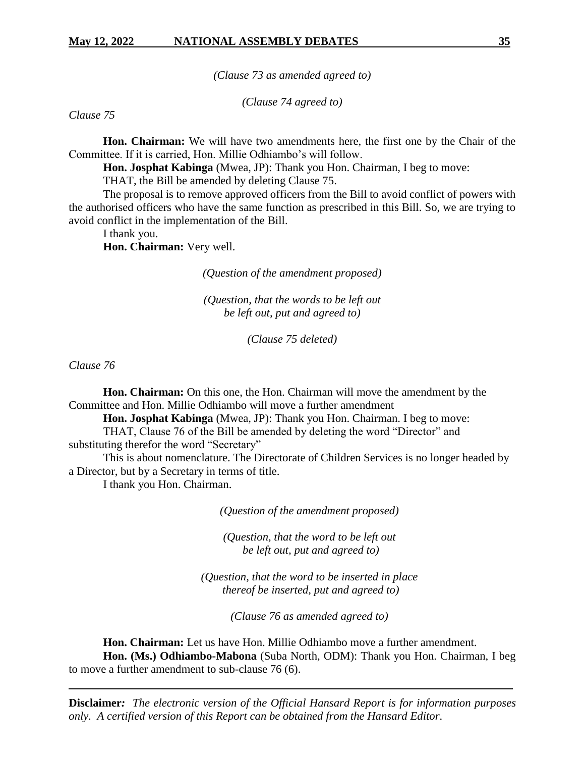*(Clause 73 as amended agreed to)*

*(Clause 74 agreed to)*

*Clause 75*

**Hon. Chairman:** We will have two amendments here, the first one by the Chair of the Committee. If it is carried, Hon. Millie Odhiambo's will follow.

**Hon. Josphat Kabinga** (Mwea, JP): Thank you Hon. Chairman, I beg to move:

THAT, the Bill be amended by deleting Clause 75.

The proposal is to remove approved officers from the Bill to avoid conflict of powers with the authorised officers who have the same function as prescribed in this Bill. So, we are trying to avoid conflict in the implementation of the Bill.

I thank you.

**Hon. Chairman:** Very well.

*(Question of the amendment proposed)*

*(Question, that the words to be left out be left out, put and agreed to)*

*(Clause 75 deleted)*

*Clause 76*

**Hon. Chairman:** On this one, the Hon. Chairman will move the amendment by the Committee and Hon. Millie Odhiambo will move a further amendment

**Hon. Josphat Kabinga** (Mwea, JP): Thank you Hon. Chairman. I beg to move:

THAT, Clause 76 of the Bill be amended by deleting the word "Director" and substituting therefor the word "Secretary"

This is about nomenclature. The Directorate of Children Services is no longer headed by a Director, but by a Secretary in terms of title.

I thank you Hon. Chairman.

*(Question of the amendment proposed)*

*(Question, that the word to be left out be left out, put and agreed to)*

*(Question, that the word to be inserted in place thereof be inserted, put and agreed to)*

*(Clause 76 as amended agreed to)*

**Hon. Chairman:** Let us have Hon. Millie Odhiambo move a further amendment.

**Hon. (Ms.) Odhiambo-Mabona** (Suba North, ODM): Thank you Hon. Chairman, I beg to move a further amendment to sub-clause 76 (6).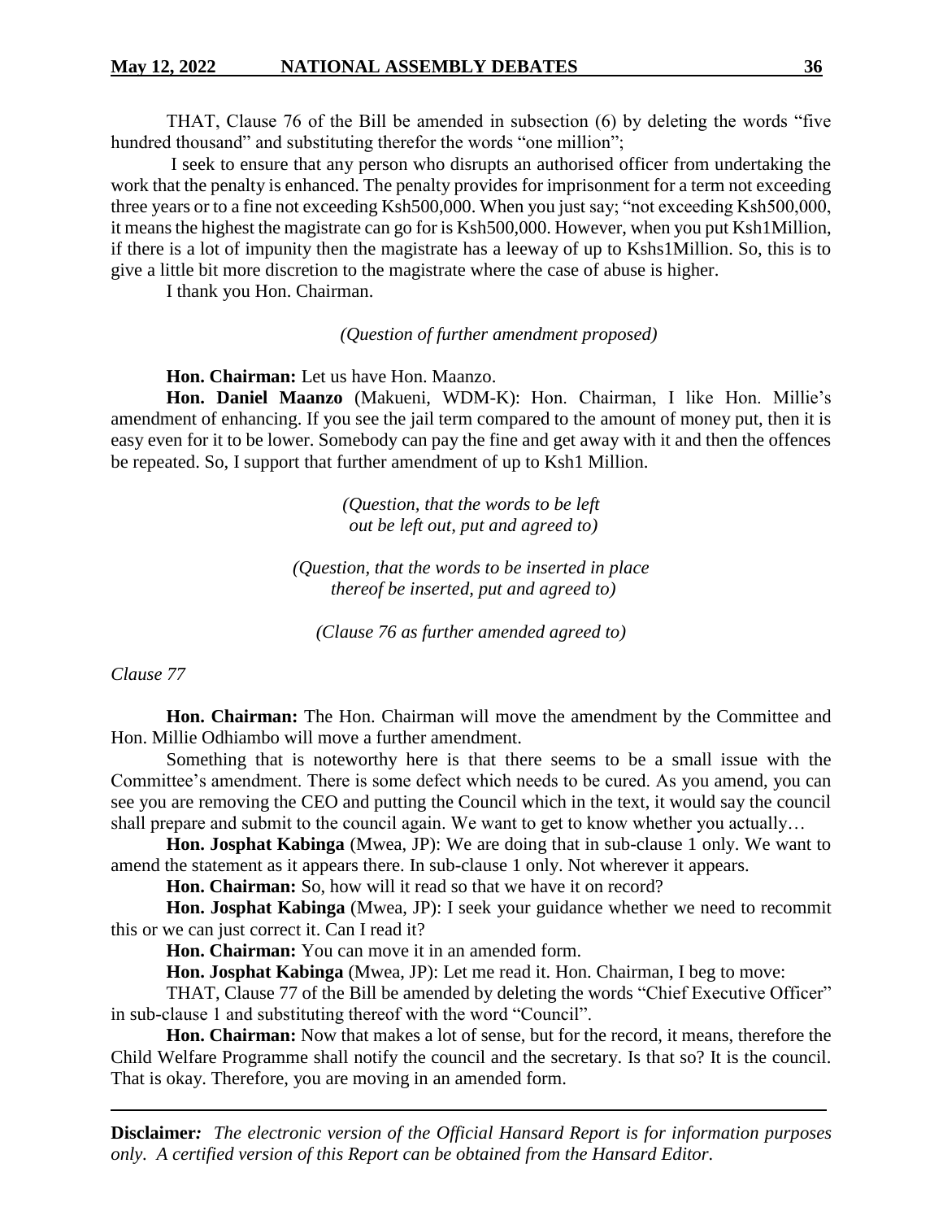THAT, Clause 76 of the Bill be amended in subsection (6) by deleting the words "five hundred thousand" and substituting therefor the words "one million";

I seek to ensure that any person who disrupts an authorised officer from undertaking the work that the penalty is enhanced. The penalty provides for imprisonment for a term not exceeding three years or to a fine not exceeding Ksh500,000. When you just say; "not exceeding Ksh500,000, it means the highest the magistrate can go for is Ksh500,000. However, when you put Ksh1Million, if there is a lot of impunity then the magistrate has a leeway of up to Kshs1Million. So, this is to give a little bit more discretion to the magistrate where the case of abuse is higher.

I thank you Hon. Chairman.

*(Question of further amendment proposed)*

**Hon. Chairman:** Let us have Hon. Maanzo.

**Hon. Daniel Maanzo** (Makueni, WDM-K): Hon. Chairman, I like Hon. Millie's amendment of enhancing. If you see the jail term compared to the amount of money put, then it is easy even for it to be lower. Somebody can pay the fine and get away with it and then the offences be repeated. So, I support that further amendment of up to Ksh1 Million.

*(Question, that the words to be left out be left out, put and agreed to)*

*(Question, that the words to be inserted in place thereof be inserted, put and agreed to)*

*(Clause 76 as further amended agreed to)*

*Clause 77*

**Hon. Chairman:** The Hon. Chairman will move the amendment by the Committee and Hon. Millie Odhiambo will move a further amendment.

Something that is noteworthy here is that there seems to be a small issue with the Committee's amendment. There is some defect which needs to be cured. As you amend, you can see you are removing the CEO and putting the Council which in the text, it would say the council shall prepare and submit to the council again. We want to get to know whether you actually…

**Hon. Josphat Kabinga** (Mwea, JP): We are doing that in sub-clause 1 only. We want to amend the statement as it appears there. In sub-clause 1 only. Not wherever it appears.

**Hon. Chairman:** So, how will it read so that we have it on record?

**Hon. Josphat Kabinga** (Mwea, JP): I seek your guidance whether we need to recommit this or we can just correct it. Can I read it?

**Hon. Chairman:** You can move it in an amended form.

**Hon. Josphat Kabinga** (Mwea, JP): Let me read it. Hon. Chairman, I beg to move:

THAT, Clause 77 of the Bill be amended by deleting the words "Chief Executive Officer" in sub-clause 1 and substituting thereof with the word "Council".

**Hon. Chairman:** Now that makes a lot of sense, but for the record, it means, therefore the Child Welfare Programme shall notify the council and the secretary. Is that so? It is the council. That is okay. Therefore, you are moving in an amended form.

**Disclaimer***:* *The electronic version of the Official Hansard Report is for information purposes only. A certified version of this Report can be obtained from the Hansard Editor.*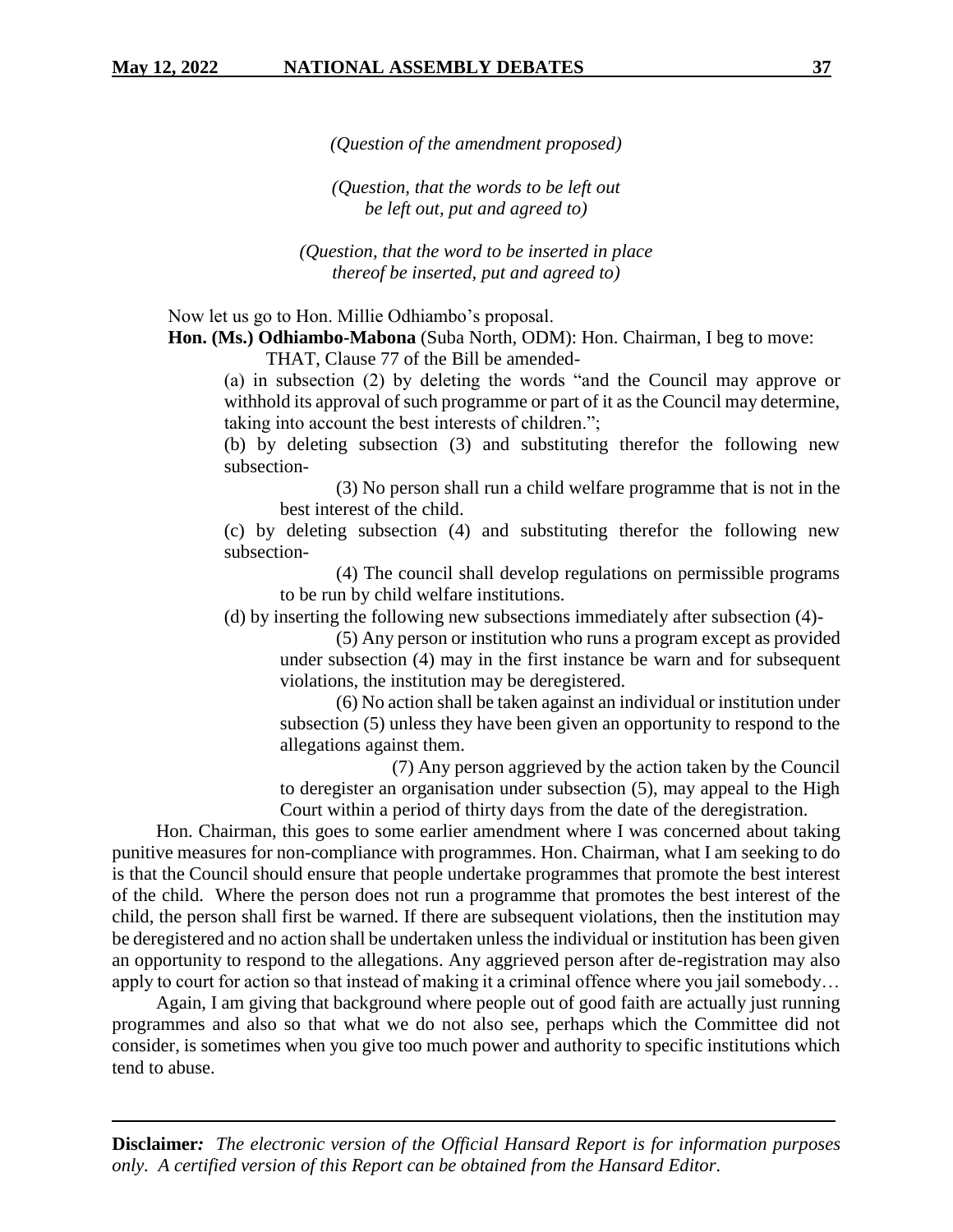*(Question of the amendment proposed)*

*(Question, that the words to be left out be left out, put and agreed to)*

*(Question, that the word to be inserted in place thereof be inserted, put and agreed to)*

Now let us go to Hon. Millie Odhiambo's proposal.

**Hon. (Ms.) Odhiambo-Mabona** (Suba North, ODM): Hon. Chairman, I beg to move:

THAT, Clause 77 of the Bill be amended-

(a) in subsection (2) by deleting the words "and the Council may approve or withhold its approval of such programme or part of it as the Council may determine, taking into account the best interests of children.";

(b) by deleting subsection (3) and substituting therefor the following new subsection-

(3) No person shall run a child welfare programme that is not in the best interest of the child.

(c) by deleting subsection (4) and substituting therefor the following new subsection-

(4) The council shall develop regulations on permissible programs to be run by child welfare institutions.

(d) by inserting the following new subsections immediately after subsection (4)-

(5) Any person or institution who runs a program except as provided under subsection (4) may in the first instance be warn and for subsequent violations, the institution may be deregistered.

(6) No action shall be taken against an individual or institution under subsection (5) unless they have been given an opportunity to respond to the allegations against them.

(7) Any person aggrieved by the action taken by the Council to deregister an organisation under subsection (5), may appeal to the High Court within a period of thirty days from the date of the deregistration.

Hon. Chairman, this goes to some earlier amendment where I was concerned about taking punitive measures for non-compliance with programmes. Hon. Chairman, what I am seeking to do is that the Council should ensure that people undertake programmes that promote the best interest of the child. Where the person does not run a programme that promotes the best interest of the child, the person shall first be warned. If there are subsequent violations, then the institution may be deregistered and no action shall be undertaken unless the individual or institution has been given an opportunity to respond to the allegations. Any aggrieved person after de-registration may also apply to court for action so that instead of making it a criminal offence where you jail somebody…

Again, I am giving that background where people out of good faith are actually just running programmes and also so that what we do not also see, perhaps which the Committee did not consider, is sometimes when you give too much power and authority to specific institutions which tend to abuse.

**Disclaimer***:* *The electronic version of the Official Hansard Report is for information purposes only. A certified version of this Report can be obtained from the Hansard Editor.*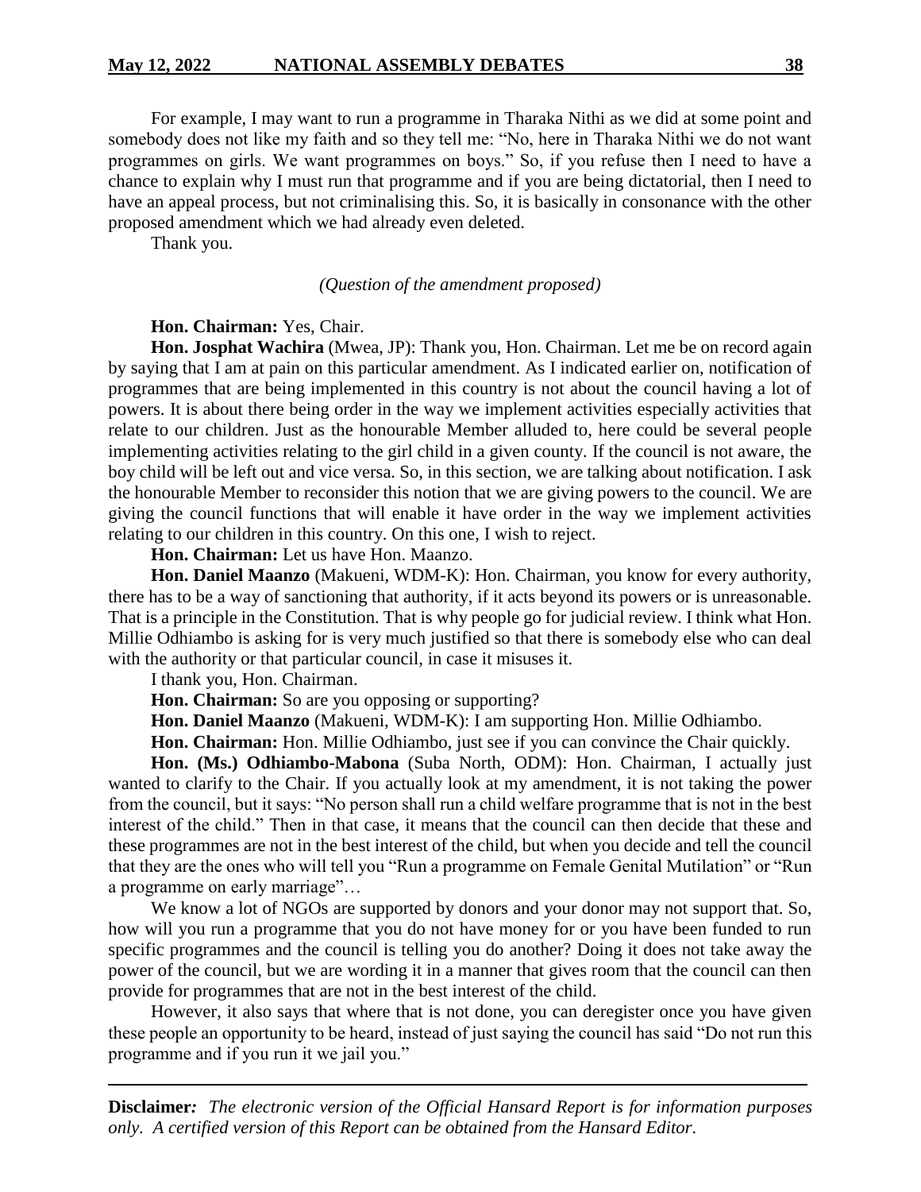For example, I may want to run a programme in Tharaka Nithi as we did at some point and somebody does not like my faith and so they tell me: "No, here in Tharaka Nithi we do not want programmes on girls. We want programmes on boys." So, if you refuse then I need to have a chance to explain why I must run that programme and if you are being dictatorial, then I need to have an appeal process, but not criminalising this. So, it is basically in consonance with the other proposed amendment which we had already even deleted.

Thank you.

*(Question of the amendment proposed)*

**Hon. Chairman:** Yes, Chair.

**Hon. Josphat Wachira** (Mwea, JP): Thank you, Hon. Chairman. Let me be on record again by saying that I am at pain on this particular amendment. As I indicated earlier on, notification of programmes that are being implemented in this country is not about the council having a lot of powers. It is about there being order in the way we implement activities especially activities that relate to our children. Just as the honourable Member alluded to, here could be several people implementing activities relating to the girl child in a given county. If the council is not aware, the boy child will be left out and vice versa. So, in this section, we are talking about notification. I ask the honourable Member to reconsider this notion that we are giving powers to the council. We are giving the council functions that will enable it have order in the way we implement activities relating to our children in this country. On this one, I wish to reject.

**Hon. Chairman:** Let us have Hon. Maanzo.

**Hon. Daniel Maanzo** (Makueni, WDM-K): Hon. Chairman, you know for every authority, there has to be a way of sanctioning that authority, if it acts beyond its powers or is unreasonable. That is a principle in the Constitution. That is why people go for judicial review. I think what Hon. Millie Odhiambo is asking for is very much justified so that there is somebody else who can deal with the authority or that particular council, in case it misuses it.

I thank you, Hon. Chairman.

**Hon. Chairman:** So are you opposing or supporting?

**Hon. Daniel Maanzo** (Makueni, WDM-K): I am supporting Hon. Millie Odhiambo.

**Hon. Chairman:** Hon. Millie Odhiambo, just see if you can convince the Chair quickly.

**Hon. (Ms.) Odhiambo-Mabona** (Suba North, ODM): Hon. Chairman, I actually just wanted to clarify to the Chair. If you actually look at my amendment, it is not taking the power from the council, but it says: "No person shall run a child welfare programme that is not in the best interest of the child." Then in that case, it means that the council can then decide that these and these programmes are not in the best interest of the child, but when you decide and tell the council that they are the ones who will tell you "Run a programme on Female Genital Mutilation" or "Run a programme on early marriage"…

We know a lot of NGOs are supported by donors and your donor may not support that. So, how will you run a programme that you do not have money for or you have been funded to run specific programmes and the council is telling you do another? Doing it does not take away the power of the council, but we are wording it in a manner that gives room that the council can then provide for programmes that are not in the best interest of the child.

However, it also says that where that is not done, you can deregister once you have given these people an opportunity to be heard, instead of just saying the council has said "Do not run this programme and if you run it we jail you."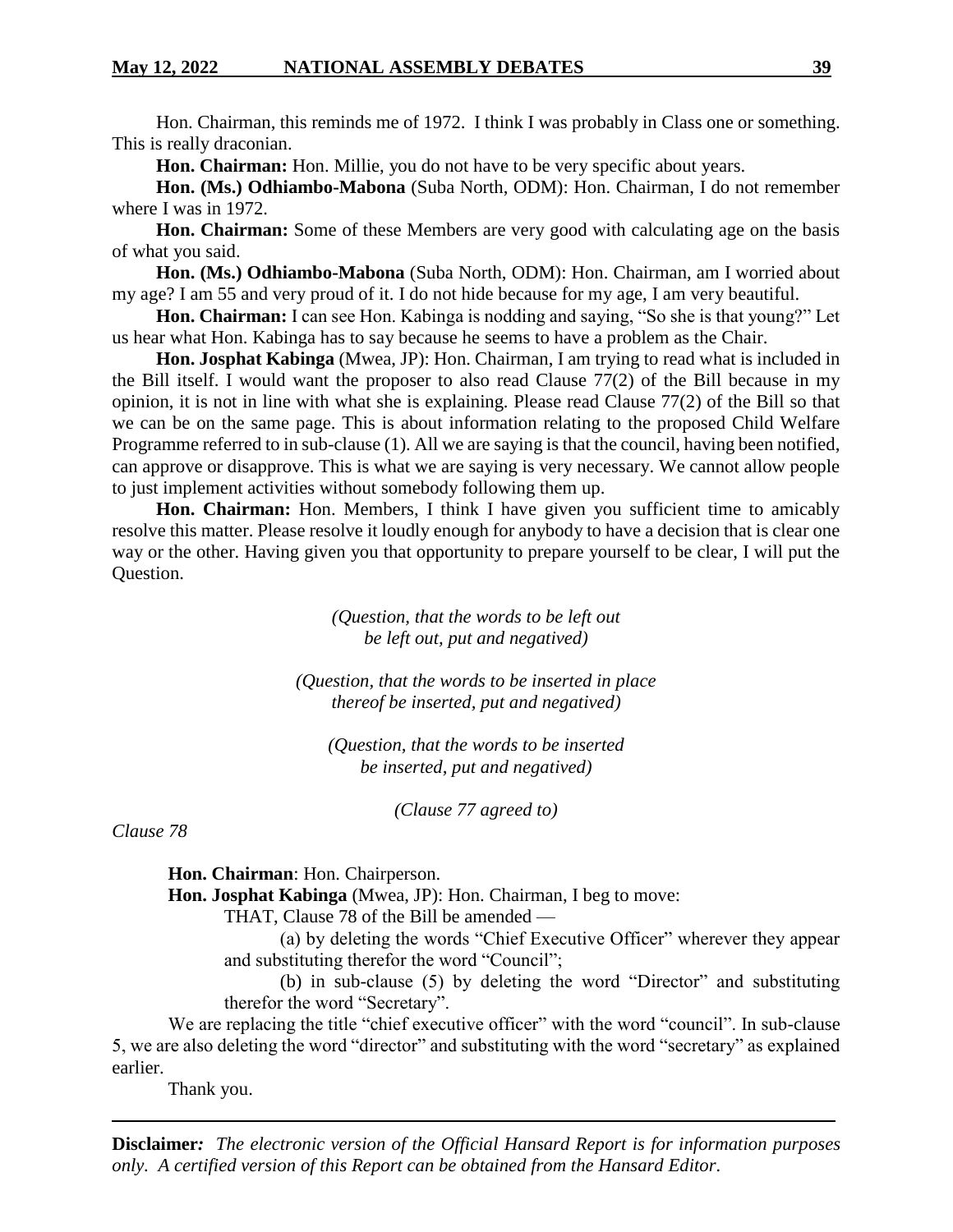Hon. Chairman, this reminds me of 1972. I think I was probably in Class one or something. This is really draconian.

**Hon. Chairman:** Hon. Millie, you do not have to be very specific about years.

**Hon. (Ms.) Odhiambo-Mabona** (Suba North, ODM): Hon. Chairman, I do not remember where I was in 1972.

**Hon. Chairman:** Some of these Members are very good with calculating age on the basis of what you said.

**Hon. (Ms.) Odhiambo-Mabona** (Suba North, ODM): Hon. Chairman, am I worried about my age? I am 55 and very proud of it. I do not hide because for my age, I am very beautiful.

**Hon. Chairman:** I can see Hon. Kabinga is nodding and saying, "So she is that young?" Let us hear what Hon. Kabinga has to say because he seems to have a problem as the Chair.

**Hon. Josphat Kabinga** (Mwea, JP): Hon. Chairman, I am trying to read what is included in the Bill itself. I would want the proposer to also read Clause 77(2) of the Bill because in my opinion, it is not in line with what she is explaining. Please read Clause 77(2) of the Bill so that we can be on the same page. This is about information relating to the proposed Child Welfare Programme referred to in sub-clause (1). All we are saying is that the council, having been notified, can approve or disapprove. This is what we are saying is very necessary. We cannot allow people to just implement activities without somebody following them up.

**Hon. Chairman:** Hon. Members, I think I have given you sufficient time to amicably resolve this matter. Please resolve it loudly enough for anybody to have a decision that is clear one way or the other. Having given you that opportunity to prepare yourself to be clear, I will put the Question.

*(Question, that the words to be left out be left out, put and negatived)*

*(Question, that the words to be inserted in place thereof be inserted, put and negatived)*

*(Question, that the words to be inserted be inserted, put and negatived)*

*(Clause 77 agreed to)*

*Clause 78*

**Hon. Chairman**: Hon. Chairperson.

**Hon. Josphat Kabinga** (Mwea, JP): Hon. Chairman, I beg to move:

THAT, Clause 78 of the Bill be amended —

(a) by deleting the words "Chief Executive Officer" wherever they appear and substituting therefor the word "Council";

(b) in sub-clause (5) by deleting the word "Director" and substituting therefor the word "Secretary".

We are replacing the title "chief executive officer" with the word "council". In sub-clause 5, we are also deleting the word "director" and substituting with the word "secretary" as explained earlier.

Thank you.

**Disclaimer***:* *The electronic version of the Official Hansard Report is for information purposes only. A certified version of this Report can be obtained from the Hansard Editor.*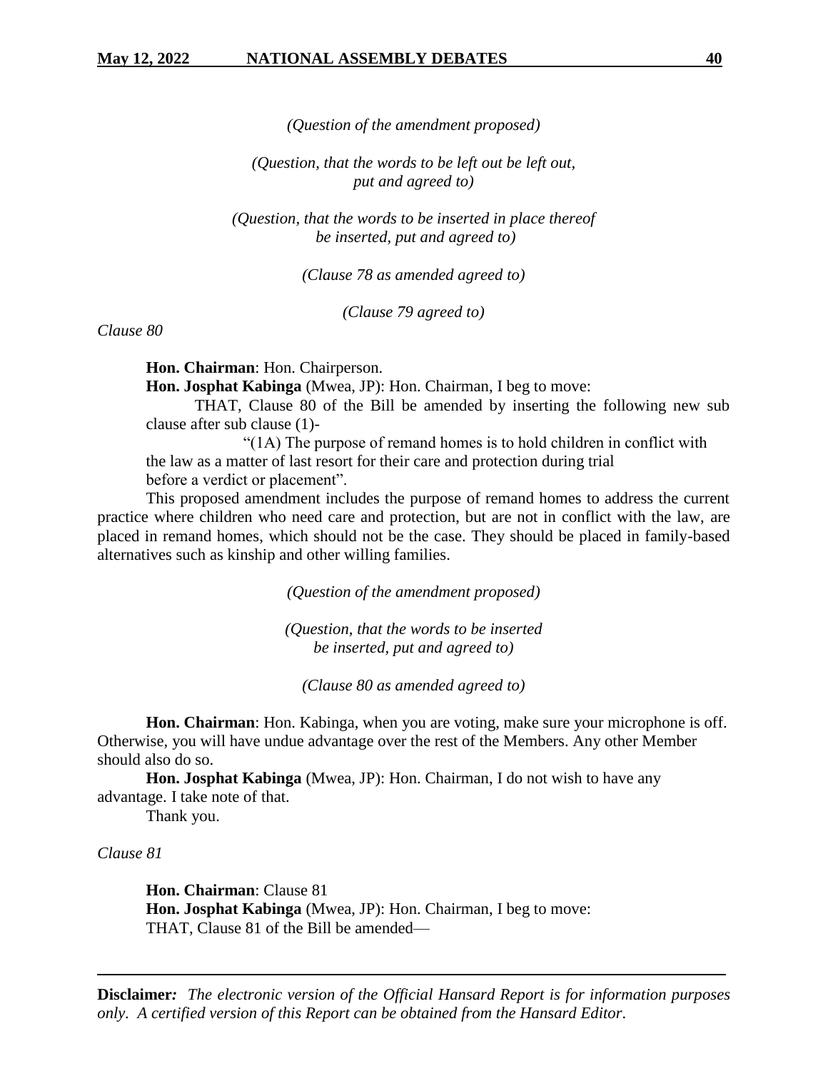*(Question of the amendment proposed)*

*(Question, that the words to be left out be left out, put and agreed to)*

*(Question, that the words to be inserted in place thereof be inserted, put and agreed to)*

*(Clause 78 as amended agreed to)*

*(Clause 79 agreed to)*

*Clause 80*

**Hon. Chairman**: Hon. Chairperson.

**Hon. Josphat Kabinga** (Mwea, JP): Hon. Chairman, I beg to move:

THAT, Clause 80 of the Bill be amended by inserting the following new sub clause after sub clause (1)-

"(1A) The purpose of remand homes is to hold children in conflict with the law as a matter of last resort for their care and protection during trial before a verdict or placement".

This proposed amendment includes the purpose of remand homes to address the current practice where children who need care and protection, but are not in conflict with the law, are placed in remand homes, which should not be the case. They should be placed in family-based alternatives such as kinship and other willing families.

*(Question of the amendment proposed)*

*(Question, that the words to be inserted be inserted, put and agreed to)*

*(Clause 80 as amended agreed to)*

**Hon. Chairman**: Hon. Kabinga, when you are voting, make sure your microphone is off. Otherwise, you will have undue advantage over the rest of the Members. Any other Member should also do so.

**Hon. Josphat Kabinga** (Mwea, JP): Hon. Chairman, I do not wish to have any advantage. I take note of that.

Thank you.

*Clause 81*

**Hon. Chairman**: Clause 81

**Hon. Josphat Kabinga** (Mwea, JP): Hon. Chairman, I beg to move:

THAT, Clause 81 of the Bill be amended—

**Disclaimer:** *The electronic version of the Official Hansard Report is for information purposes only. A certified version of this Report can be obtained from the Hansard Editor.*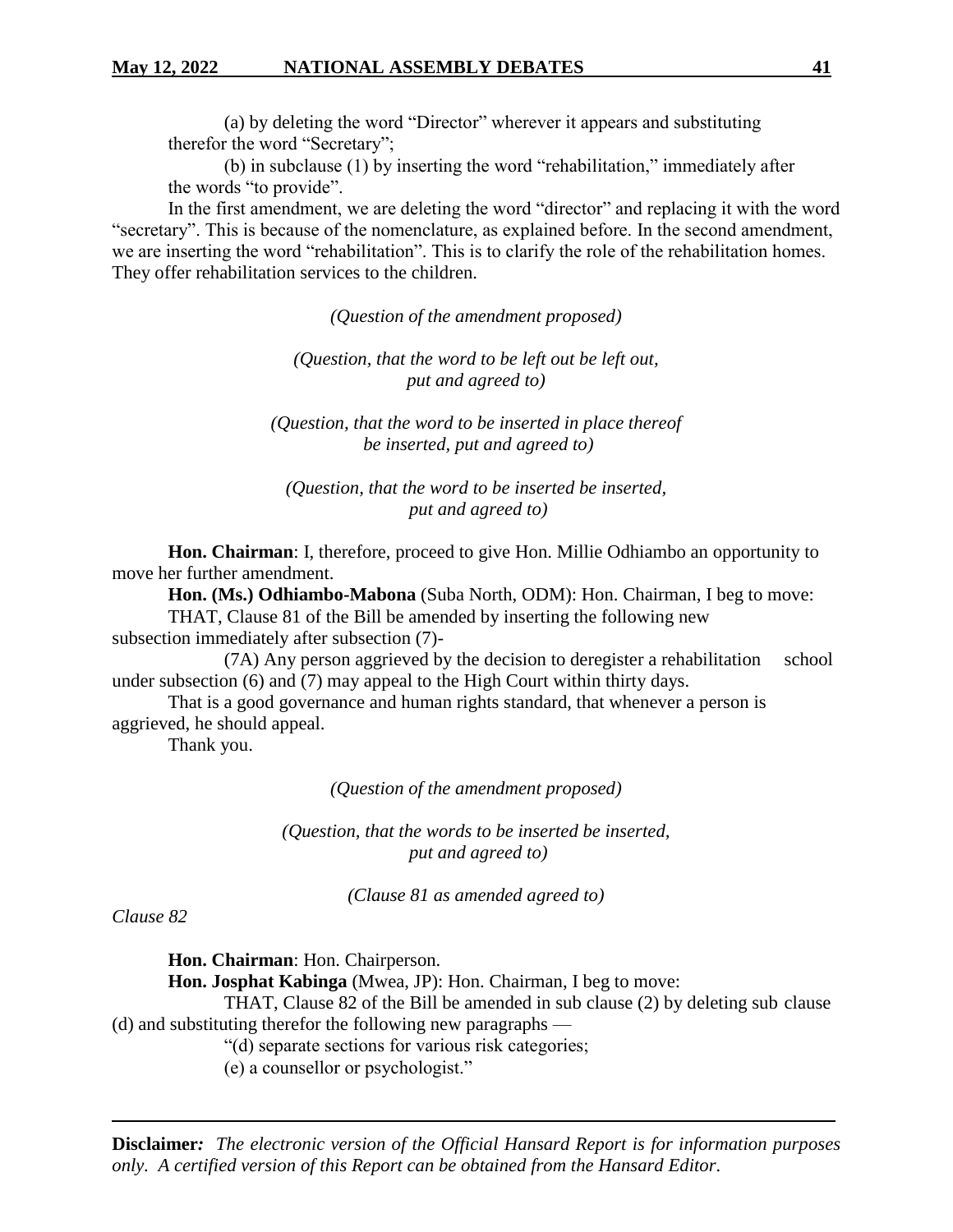(a) by deleting the word "Director" wherever it appears and substituting therefor the word "Secretary";

(b) in subclause (1) by inserting the word "rehabilitation," immediately after the words "to provide".

In the first amendment, we are deleting the word "director" and replacing it with the word "secretary". This is because of the nomenclature, as explained before. In the second amendment, we are inserting the word "rehabilitation". This is to clarify the role of the rehabilitation homes. They offer rehabilitation services to the children.

*(Question of the amendment proposed)*

*(Question, that the word to be left out be left out, put and agreed to)*

*(Question, that the word to be inserted in place thereof be inserted, put and agreed to)*

*(Question, that the word to be inserted be inserted, put and agreed to)*

**Hon. Chairman**: I, therefore, proceed to give Hon. Millie Odhiambo an opportunity to move her further amendment.

**Hon. (Ms.) Odhiambo-Mabona** (Suba North, ODM): Hon. Chairman, I beg to move:

THAT, Clause 81 of the Bill be amended by inserting the following new subsection immediately after subsection (7)-

(7A) Any person aggrieved by the decision to deregister a rehabilitation school under subsection (6) and (7) may appeal to the High Court within thirty days.

That is a good governance and human rights standard, that whenever a person is aggrieved, he should appeal.

Thank you.

*(Question of the amendment proposed)*

*(Question, that the words to be inserted be inserted, put and agreed to)*

*(Clause 81 as amended agreed to)*

*Clause 82*

**Hon. Chairman**: Hon. Chairperson.

**Hon. Josphat Kabinga** (Mwea, JP): Hon. Chairman, I beg to move:

THAT, Clause 82 of the Bill be amended in sub clause (2) by deleting sub clause (d) and substituting therefor the following new paragraphs —

"(d) separate sections for various risk categories;

(e) a counsellor or psychologist."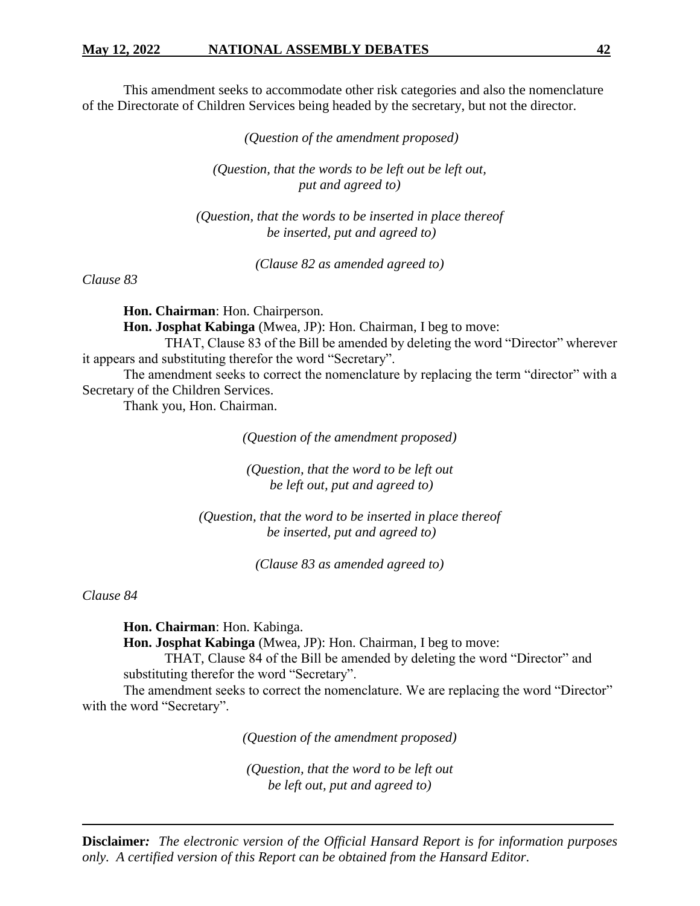This amendment seeks to accommodate other risk categories and also the nomenclature of the Directorate of Children Services being headed by the secretary, but not the director.

*(Question of the amendment proposed)*

*(Question, that the words to be left out be left out, put and agreed to)*

*(Question, that the words to be inserted in place thereof be inserted, put and agreed to)*

*(Clause 82 as amended agreed to)*

*Clause 83*

**Hon. Chairman**: Hon. Chairperson.

**Hon. Josphat Kabinga** (Mwea, JP): Hon. Chairman, I beg to move:

THAT, Clause 83 of the Bill be amended by deleting the word "Director" wherever it appears and substituting therefor the word "Secretary".

The amendment seeks to correct the nomenclature by replacing the term "director" with a Secretary of the Children Services.

Thank you, Hon. Chairman.

*(Question of the amendment proposed)*

*(Question, that the word to be left out be left out, put and agreed to)*

*(Question, that the word to be inserted in place thereof be inserted, put and agreed to)*

*(Clause 83 as amended agreed to)*

*Clause 84*

**Hon. Chairman**: Hon. Kabinga.

**Hon. Josphat Kabinga** (Mwea, JP): Hon. Chairman, I beg to move:

THAT, Clause 84 of the Bill be amended by deleting the word "Director" and substituting therefor the word "Secretary".

The amendment seeks to correct the nomenclature. We are replacing the word "Director" with the word "Secretary".

*(Question of the amendment proposed)*

*(Question, that the word to be left out be left out, put and agreed to)*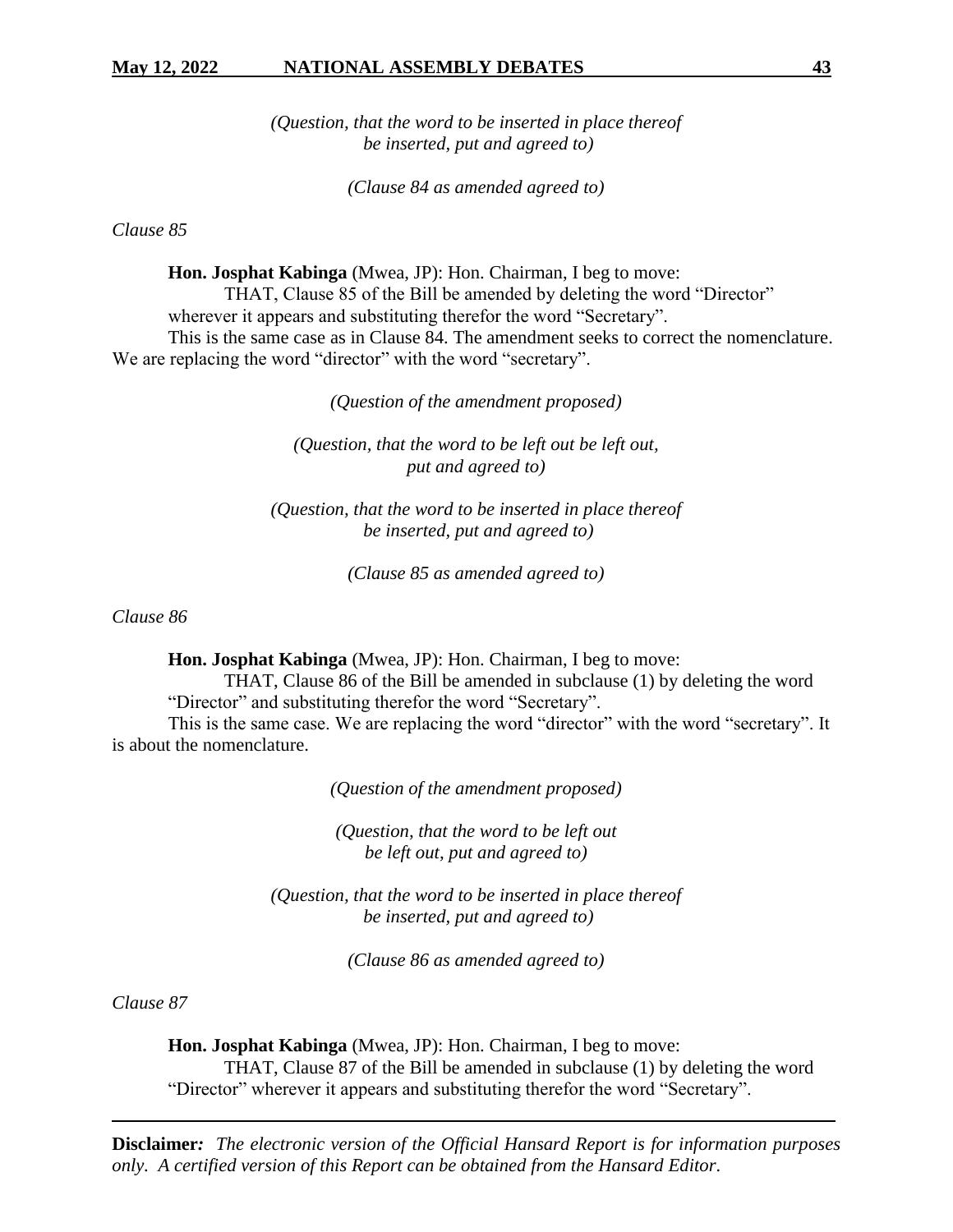*(Question, that the word to be inserted in place thereof be inserted, put and agreed to)*

*(Clause 84 as amended agreed to)*

*Clause 85*

**Hon. Josphat Kabinga** (Mwea, JP): Hon. Chairman, I beg to move:

THAT, Clause 85 of the Bill be amended by deleting the word "Director" wherever it appears and substituting therefor the word "Secretary".

This is the same case as in Clause 84. The amendment seeks to correct the nomenclature. We are replacing the word "director" with the word "secretary".

*(Question of the amendment proposed)*

*(Question, that the word to be left out be left out, put and agreed to)*

*(Question, that the word to be inserted in place thereof be inserted, put and agreed to)*

*(Clause 85 as amended agreed to)*

*Clause 86*

**Hon. Josphat Kabinga** (Mwea, JP): Hon. Chairman, I beg to move:

THAT, Clause 86 of the Bill be amended in subclause (1) by deleting the word "Director" and substituting therefor the word "Secretary".

This is the same case. We are replacing the word "director" with the word "secretary". It is about the nomenclature.

*(Question of the amendment proposed)*

*(Question, that the word to be left out be left out, put and agreed to)*

*(Question, that the word to be inserted in place thereof be inserted, put and agreed to)*

*(Clause 86 as amended agreed to)*

*Clause 87*

**Hon. Josphat Kabinga** (Mwea, JP): Hon. Chairman, I beg to move:

THAT, Clause 87 of the Bill be amended in subclause (1) by deleting the word "Director" wherever it appears and substituting therefor the word "Secretary".

**Disclaimer***:* *The electronic version of the Official Hansard Report is for information purposes only. A certified version of this Report can be obtained from the Hansard Editor.*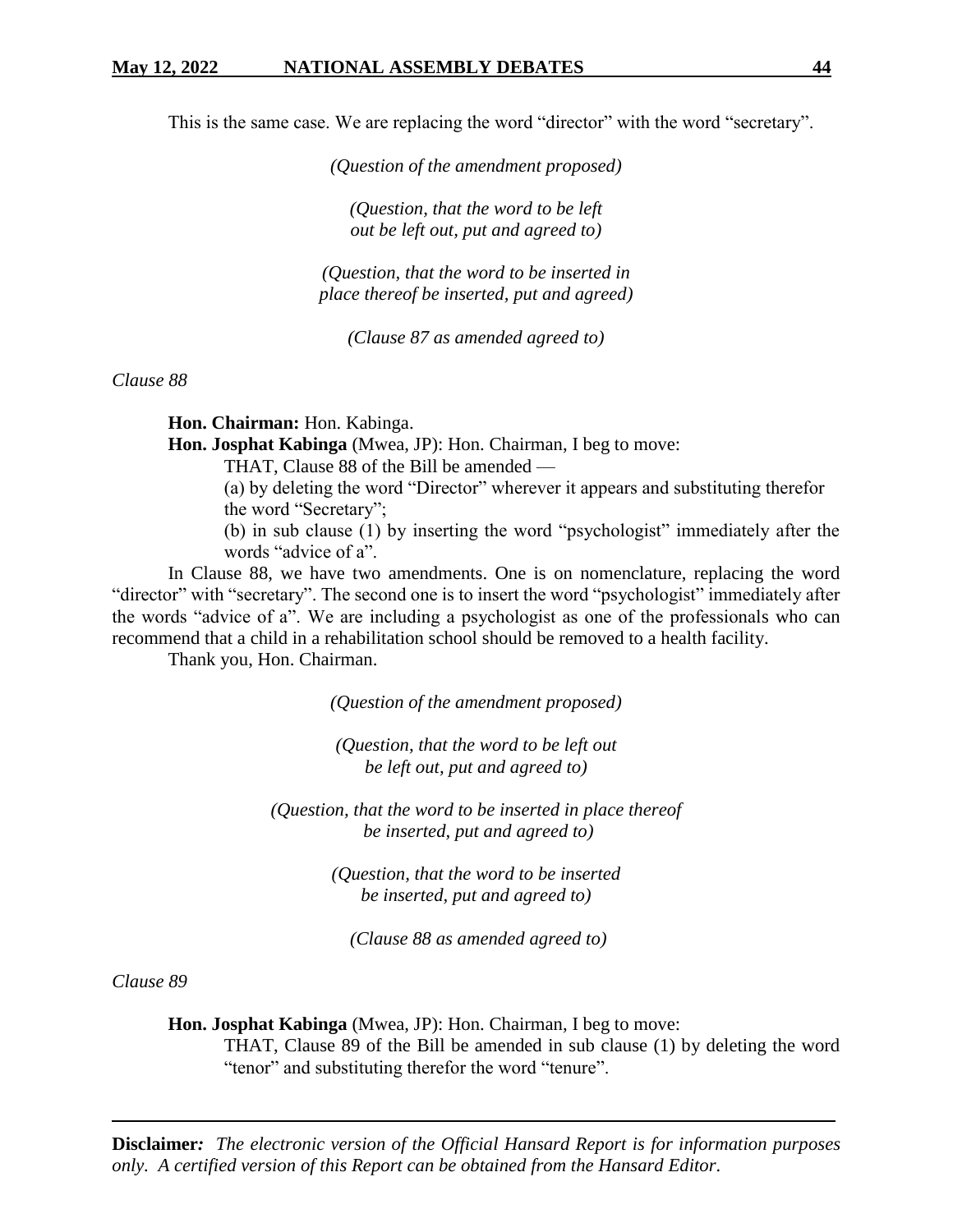This is the same case. We are replacing the word "director" with the word "secretary".

*(Question of the amendment proposed)*

*(Question, that the word to be left out be left out, put and agreed to)*

*(Question, that the word to be inserted in place thereof be inserted, put and agreed)*

*(Clause 87 as amended agreed to)*

*Clause 88*

**Hon. Chairman:** Hon. Kabinga.

**Hon. Josphat Kabinga** (Mwea, JP): Hon. Chairman, I beg to move:

THAT, Clause 88 of the Bill be amended —

(a) by deleting the word "Director" wherever it appears and substituting therefor the word "Secretary";

(b) in sub clause (1) by inserting the word "psychologist" immediately after the words "advice of a".

In Clause 88, we have two amendments. One is on nomenclature, replacing the word "director" with "secretary". The second one is to insert the word "psychologist" immediately after the words "advice of a". We are including a psychologist as one of the professionals who can recommend that a child in a rehabilitation school should be removed to a health facility.

Thank you, Hon. Chairman.

*(Question of the amendment proposed)*

*(Question, that the word to be left out be left out, put and agreed to)*

*(Question, that the word to be inserted in place thereof be inserted, put and agreed to)*

*(Question, that the word to be inserted be inserted, put and agreed to)*

*(Clause 88 as amended agreed to)*

*Clause 89*

**Hon. Josphat Kabinga** (Mwea, JP): Hon. Chairman, I beg to move:

THAT, Clause 89 of the Bill be amended in sub clause (1) by deleting the word "tenor" and substituting therefor the word "tenure".

**Disclaimer***:* *The electronic version of the Official Hansard Report is for information purposes only. A certified version of this Report can be obtained from the Hansard Editor.*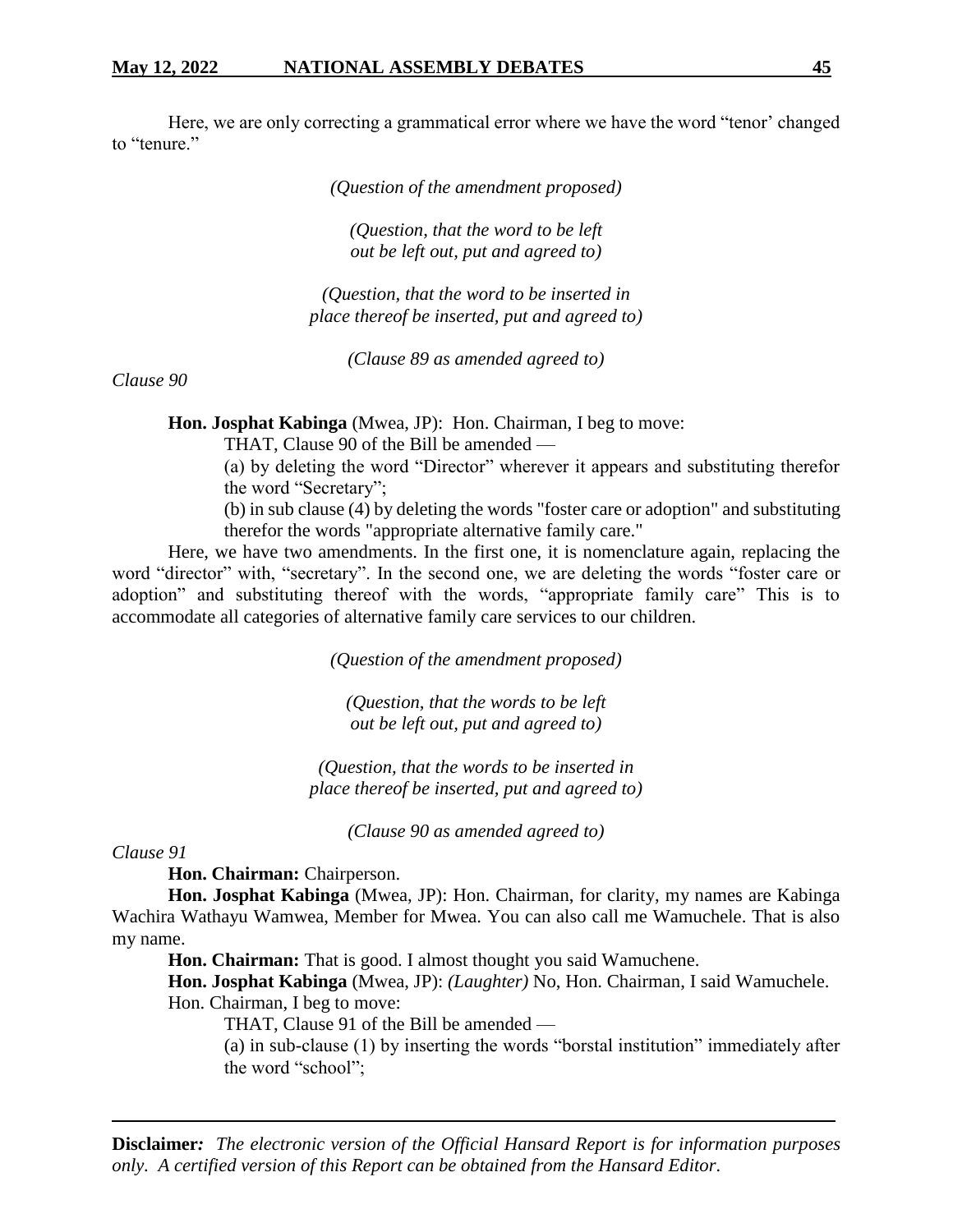Here, we are only correcting a grammatical error where we have the word "tenor' changed to "tenure."

*(Question of the amendment proposed)*

*(Question, that the word to be left out be left out, put and agreed to)*

*(Question, that the word to be inserted in place thereof be inserted, put and agreed to)*

*(Clause 89 as amended agreed to)*

*Clause 90*

**Hon. Josphat Kabinga** (Mwea, JP): Hon. Chairman, I beg to move:

THAT, Clause 90 of the Bill be amended —

(a) by deleting the word "Director" wherever it appears and substituting therefor the word "Secretary";

(b) in sub clause (4) by deleting the words "foster care or adoption" and substituting therefor the words "appropriate alternative family care."

Here, we have two amendments. In the first one, it is nomenclature again, replacing the word "director" with, "secretary". In the second one, we are deleting the words "foster care or adoption" and substituting thereof with the words, "appropriate family care" This is to accommodate all categories of alternative family care services to our children.

*(Question of the amendment proposed)*

*(Question, that the words to be left out be left out, put and agreed to)*

*(Question, that the words to be inserted in place thereof be inserted, put and agreed to)*

*(Clause 90 as amended agreed to)*

*Clause 91*

**Hon. Chairman:** Chairperson.

**Hon. Josphat Kabinga** (Mwea, JP): Hon. Chairman, for clarity, my names are Kabinga Wachira Wathayu Wamwea, Member for Mwea. You can also call me Wamuchele. That is also my name.

**Hon. Chairman:** That is good. I almost thought you said Wamuchene.

**Hon. Josphat Kabinga** (Mwea, JP): *(Laughter)* No, Hon. Chairman, I said Wamuchele.

Hon. Chairman, I beg to move:

THAT, Clause 91 of the Bill be amended —

(a) in sub-clause (1) by inserting the words "borstal institution" immediately after the word "school";

**Disclaimer***:* *The electronic version of the Official Hansard Report is for information purposes only. A certified version of this Report can be obtained from the Hansard Editor.*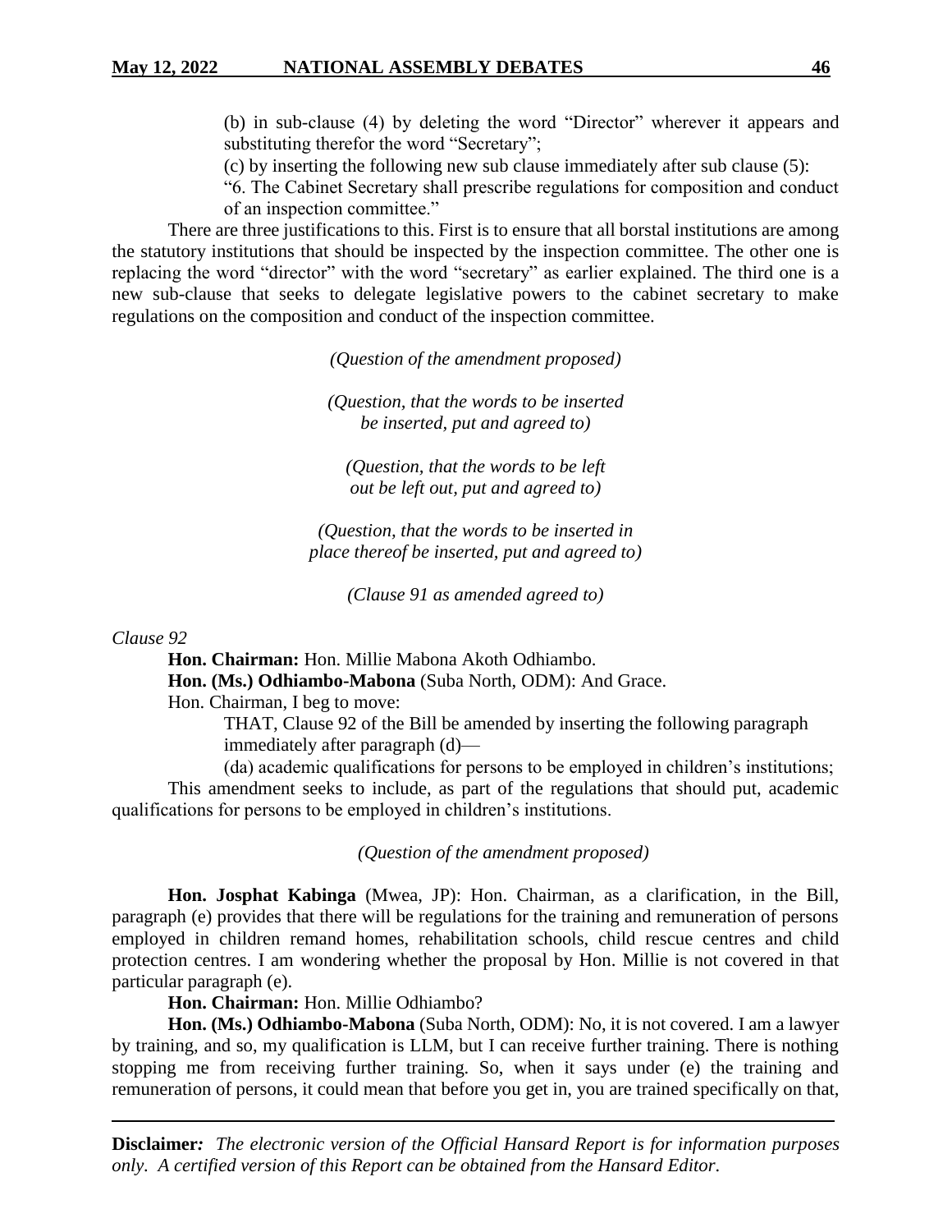(b) in sub-clause (4) by deleting the word "Director" wherever it appears and substituting therefor the word "Secretary";

(c) by inserting the following new sub clause immediately after sub clause (5):

"6. The Cabinet Secretary shall prescribe regulations for composition and conduct of an inspection committee."

There are three justifications to this. First is to ensure that all borstal institutions are among the statutory institutions that should be inspected by the inspection committee. The other one is replacing the word "director" with the word "secretary" as earlier explained. The third one is a new sub-clause that seeks to delegate legislative powers to the cabinet secretary to make regulations on the composition and conduct of the inspection committee.

*(Question of the amendment proposed)*

*(Question, that the words to be inserted be inserted, put and agreed to)*

*(Question, that the words to be left out be left out, put and agreed to)*

*(Question, that the words to be inserted in place thereof be inserted, put and agreed to)*

*(Clause 91 as amended agreed to)*

*Clause 92*

**Hon. Chairman:** Hon. Millie Mabona Akoth Odhiambo.

**Hon. (Ms.) Odhiambo-Mabona** (Suba North, ODM): And Grace.

Hon. Chairman, I beg to move:

THAT, Clause 92 of the Bill be amended by inserting the following paragraph immediately after paragraph (d)—

(da) academic qualifications for persons to be employed in children's institutions;

This amendment seeks to include, as part of the regulations that should put, academic qualifications for persons to be employed in children's institutions.

*(Question of the amendment proposed)*

**Hon. Josphat Kabinga** (Mwea, JP): Hon. Chairman, as a clarification, in the Bill, paragraph (e) provides that there will be regulations for the training and remuneration of persons employed in children remand homes, rehabilitation schools, child rescue centres and child protection centres. I am wondering whether the proposal by Hon. Millie is not covered in that particular paragraph (e).

**Hon. Chairman:** Hon. Millie Odhiambo?

**Hon. (Ms.) Odhiambo-Mabona** (Suba North, ODM): No, it is not covered. I am a lawyer by training, and so, my qualification is LLM, but I can receive further training. There is nothing stopping me from receiving further training. So, when it says under (e) the training and remuneration of persons, it could mean that before you get in, you are trained specifically on that,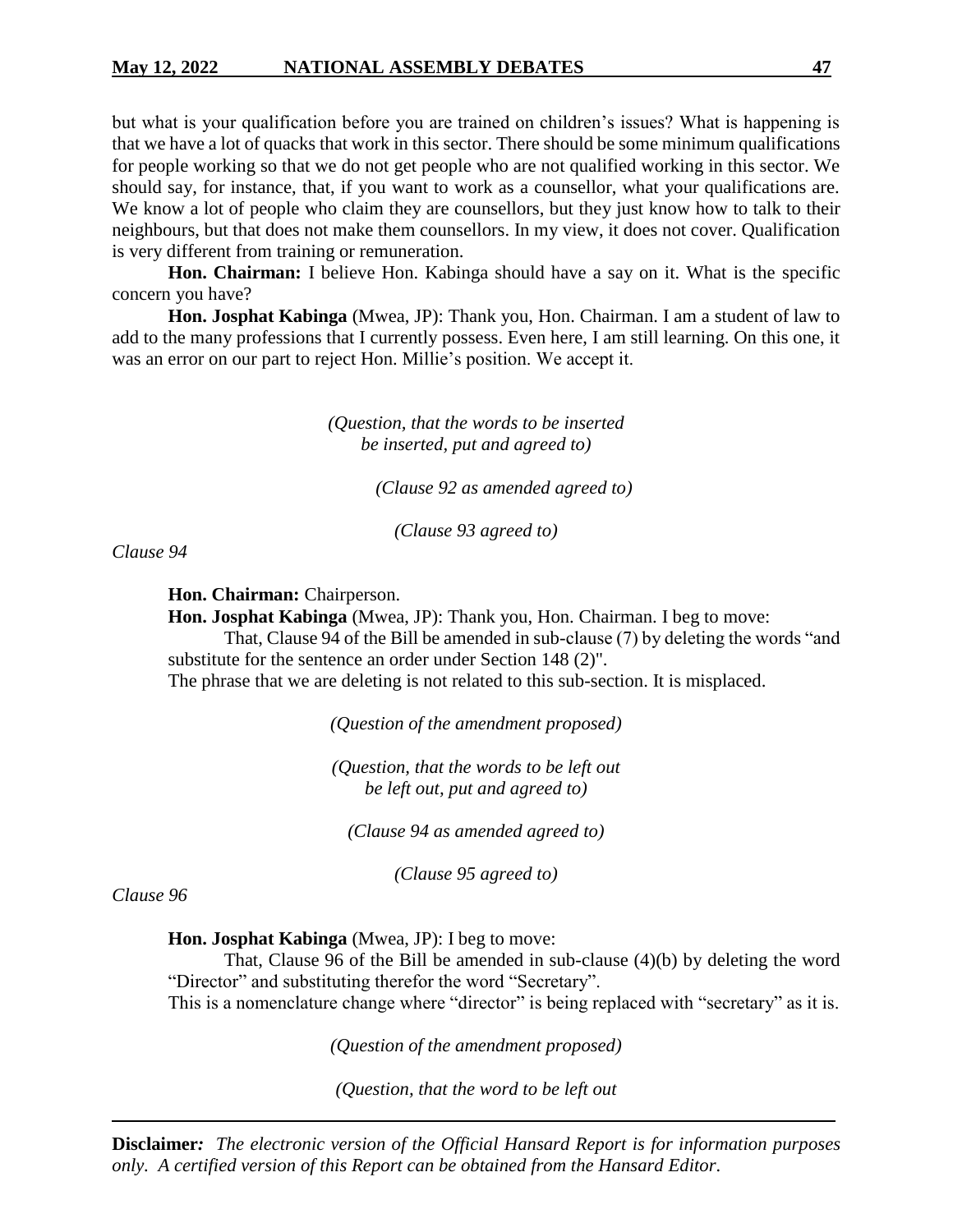but what is your qualification before you are trained on children's issues? What is happening is that we have a lot of quacks that work in this sector. There should be some minimum qualifications for people working so that we do not get people who are not qualified working in this sector. We should say, for instance, that, if you want to work as a counsellor, what your qualifications are. We know a lot of people who claim they are counsellors, but they just know how to talk to their neighbours, but that does not make them counsellors. In my view, it does not cover. Qualification is very different from training or remuneration.

**Hon. Chairman:** I believe Hon. Kabinga should have a say on it. What is the specific concern you have?

**Hon. Josphat Kabinga** (Mwea, JP): Thank you, Hon. Chairman. I am a student of law to add to the many professions that I currently possess. Even here, I am still learning. On this one, it was an error on our part to reject Hon. Millie's position. We accept it.

*(Question, that the words to be inserted be inserted, put and agreed to)*

*(Clause 92 as amended agreed to)*

*(Clause 93 agreed to)*

*Clause 94*

**Hon. Chairman:** Chairperson.

**Hon. Josphat Kabinga** (Mwea, JP): Thank you, Hon. Chairman. I beg to move:

That, Clause 94 of the Bill be amended in sub-clause (7) by deleting the words "and substitute for the sentence an order under Section 148 (2)".

The phrase that we are deleting is not related to this sub-section. It is misplaced.

*(Question of the amendment proposed)*

*(Question, that the words to be left out be left out, put and agreed to)*

*(Clause 94 as amended agreed to)*

*(Clause 95 agreed to)*

*Clause 96*

**Hon. Josphat Kabinga** (Mwea, JP): I beg to move:

That, Clause 96 of the Bill be amended in sub-clause (4)(b) by deleting the word "Director" and substituting therefor the word "Secretary".

This is a nomenclature change where "director" is being replaced with "secretary" as it is.

*(Question of the amendment proposed)*

*(Question, that the word to be left out*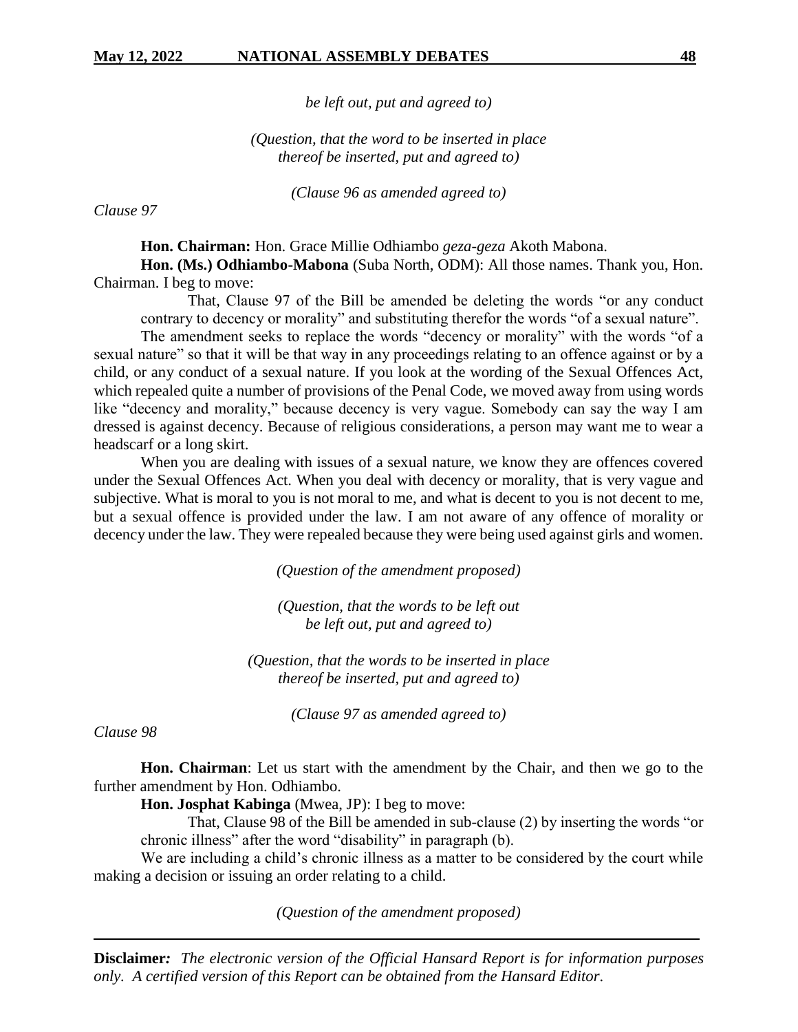*be left out, put and agreed to)*

*(Question, that the word to be inserted in place thereof be inserted, put and agreed to)*

*(Clause 96 as amended agreed to)*

*Clause 97*

**Hon. Chairman:** Hon. Grace Millie Odhiambo *geza-geza* Akoth Mabona.

**Hon. (Ms.) Odhiambo-Mabona** (Suba North, ODM): All those names. Thank you, Hon. Chairman. I beg to move:

> That, Clause 97 of the Bill be amended be deleting the words "or any conduct contrary to decency or morality" and substituting therefor the words "of a sexual nature".

The amendment seeks to replace the words "decency or morality" with the words "of a sexual nature" so that it will be that way in any proceedings relating to an offence against or by a child, or any conduct of a sexual nature. If you look at the wording of the Sexual Offences Act, which repealed quite a number of provisions of the Penal Code, we moved away from using words like "decency and morality," because decency is very vague. Somebody can say the way I am dressed is against decency. Because of religious considerations, a person may want me to wear a headscarf or a long skirt.

When you are dealing with issues of a sexual nature, we know they are offences covered under the Sexual Offences Act. When you deal with decency or morality, that is very vague and subjective. What is moral to you is not moral to me, and what is decent to you is not decent to me, but a sexual offence is provided under the law. I am not aware of any offence of morality or decency under the law. They were repealed because they were being used against girls and women.

*(Question of the amendment proposed)*

*(Question, that the words to be left out be left out, put and agreed to)*

*(Question, that the words to be inserted in place thereof be inserted, put and agreed to)*

*(Clause 97 as amended agreed to)*

*Clause 98*

**Hon. Chairman**: Let us start with the amendment by the Chair, and then we go to the further amendment by Hon. Odhiambo.

**Hon. Josphat Kabinga** (Mwea, JP): I beg to move:

> That, Clause 98 of the Bill be amended in sub-clause (2) by inserting the words "or chronic illness" after the word "disability" in paragraph (b).

We are including a child's chronic illness as a matter to be considered by the court while making a decision or issuing an order relating to a child.

*(Question of the amendment proposed)*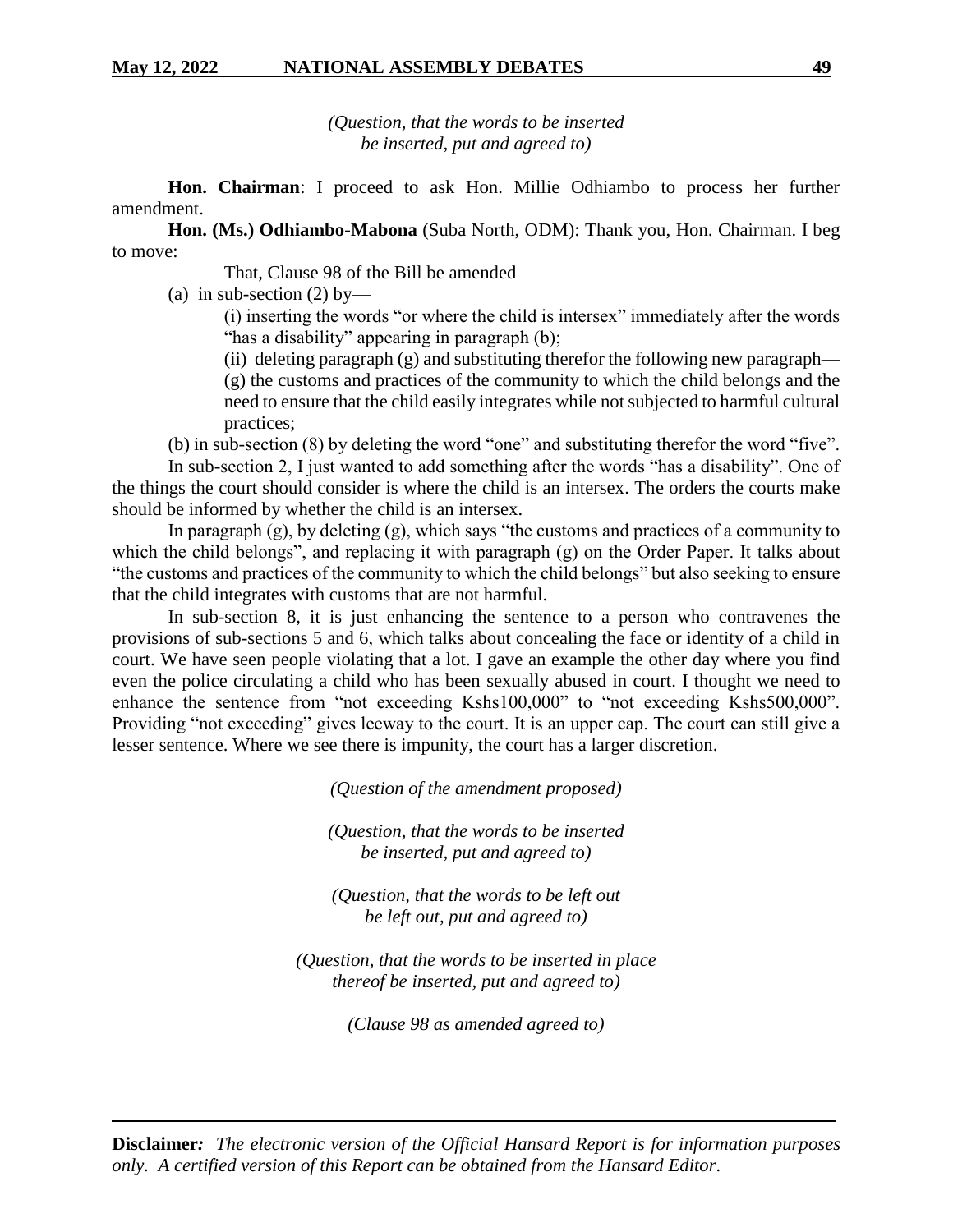*(Question, that the words to be inserted be inserted, put and agreed to)*

**Hon. Chairman**: I proceed to ask Hon. Millie Odhiambo to process her further amendment.

**Hon. (Ms.) Odhiambo-Mabona** (Suba North, ODM): Thank you, Hon. Chairman. I beg to move:

That, Clause 98 of the Bill be amended—

(a) in sub-section (2) by—

(i) inserting the words "or where the child is intersex" immediately after the words "has a disability" appearing in paragraph (b);

(ii) deleting paragraph (g) and substituting therefor the following new paragraph—

(g) the customs and practices of the community to which the child belongs and the need to ensure that the child easily integrates while not subjected to harmful cultural practices;

(b) in sub-section (8) by deleting the word "one" and substituting therefor the word "five".

In sub-section 2, I just wanted to add something after the words "has a disability". One of the things the court should consider is where the child is an intersex. The orders the courts make should be informed by whether the child is an intersex.

In paragraph (g), by deleting (g), which says "the customs and practices of a community to which the child belongs", and replacing it with paragraph (g) on the Order Paper. It talks about "the customs and practices of the community to which the child belongs" but also seeking to ensure that the child integrates with customs that are not harmful.

In sub-section 8, it is just enhancing the sentence to a person who contravenes the provisions of sub-sections 5 and 6, which talks about concealing the face or identity of a child in court. We have seen people violating that a lot. I gave an example the other day where you find even the police circulating a child who has been sexually abused in court. I thought we need to enhance the sentence from "not exceeding Kshs100,000" to "not exceeding Kshs500,000". Providing "not exceeding" gives leeway to the court. It is an upper cap. The court can still give a lesser sentence. Where we see there is impunity, the court has a larger discretion.

*(Question of the amendment proposed)*

*(Question, that the words to be inserted be inserted, put and agreed to)*

*(Question, that the words to be left out be left out, put and agreed to)*

*(Question, that the words to be inserted in place thereof be inserted, put and agreed to)*

*(Clause 98 as amended agreed to)*

**Disclaimer***:* *The electronic version of the Official Hansard Report is for information purposes only. A certified version of this Report can be obtained from the Hansard Editor.*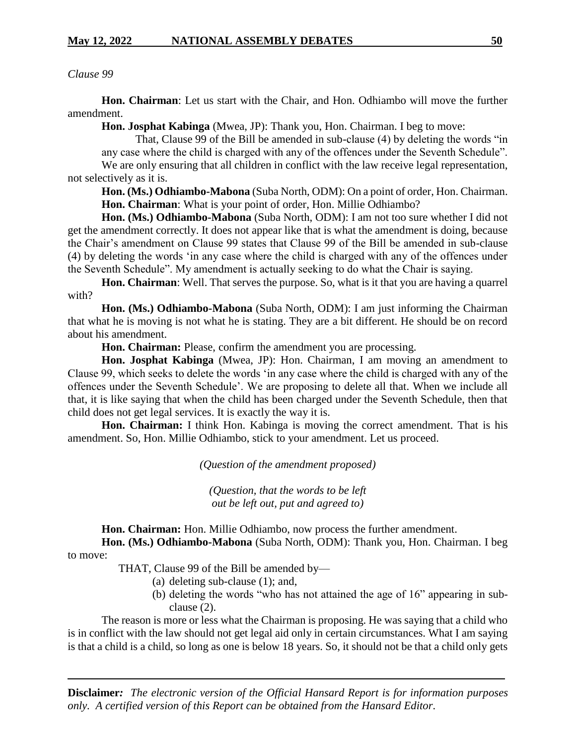*Clause 99*

**Hon. Chairman**: Let us start with the Chair, and Hon. Odhiambo will move the further amendment.

**Hon. Josphat Kabinga** (Mwea, JP): Thank you, Hon. Chairman. I beg to move:

> That, Clause 99 of the Bill be amended in sub-clause (4) by deleting the words "in any case where the child is charged with any of the offences under the Seventh Schedule".

We are only ensuring that all children in conflict with the law receive legal representation, not selectively as it is.

**Hon. (Ms.) Odhiambo-Mabona** (Suba North, ODM): On a point of order, Hon. Chairman.

**Hon. Chairman**: What is your point of order, Hon. Millie Odhiambo?

**Hon. (Ms.) Odhiambo-Mabona** (Suba North, ODM): I am not too sure whether I did not get the amendment correctly. It does not appear like that is what the amendment is doing, because the Chair's amendment on Clause 99 states that Clause 99 of the Bill be amended in sub-clause (4) by deleting the words 'in any case where the child is charged with any of the offences under the Seventh Schedule". My amendment is actually seeking to do what the Chair is saying.

**Hon. Chairman**: Well. That serves the purpose. So, what is it that you are having a quarrel with?

**Hon. (Ms.) Odhiambo-Mabona** (Suba North, ODM): I am just informing the Chairman that what he is moving is not what he is stating. They are a bit different. He should be on record about his amendment.

**Hon. Chairman:** Please, confirm the amendment you are processing.

**Hon. Josphat Kabinga** (Mwea, JP): Hon. Chairman, I am moving an amendment to Clause 99, which seeks to delete the words 'in any case where the child is charged with any of the offences under the Seventh Schedule'. We are proposing to delete all that. When we include all that, it is like saying that when the child has been charged under the Seventh Schedule, then that child does not get legal services. It is exactly the way it is.

**Hon. Chairman:** I think Hon. Kabinga is moving the correct amendment. That is his amendment. So, Hon. Millie Odhiambo, stick to your amendment. Let us proceed.

*(Question of the amendment proposed)*

*(Question, that the words to be left out be left out, put and agreed to)*

**Hon. Chairman:** Hon. Millie Odhiambo, now process the further amendment.

**Hon. (Ms.) Odhiambo-Mabona** (Suba North, ODM): Thank you, Hon. Chairman. I beg to move:

> THAT, Clause 99 of the Bill be amended by—
>
> (a) deleting sub-clause (1); and,
>
> (b) deleting the words "who has not attained the age of 16" appearing in sub-clause (2).

The reason is more or less what the Chairman is proposing. He was saying that a child who is in conflict with the law should not get legal aid only in certain circumstances. What I am saying is that a child is a child, so long as one is below 18 years. So, it should not be that a child only gets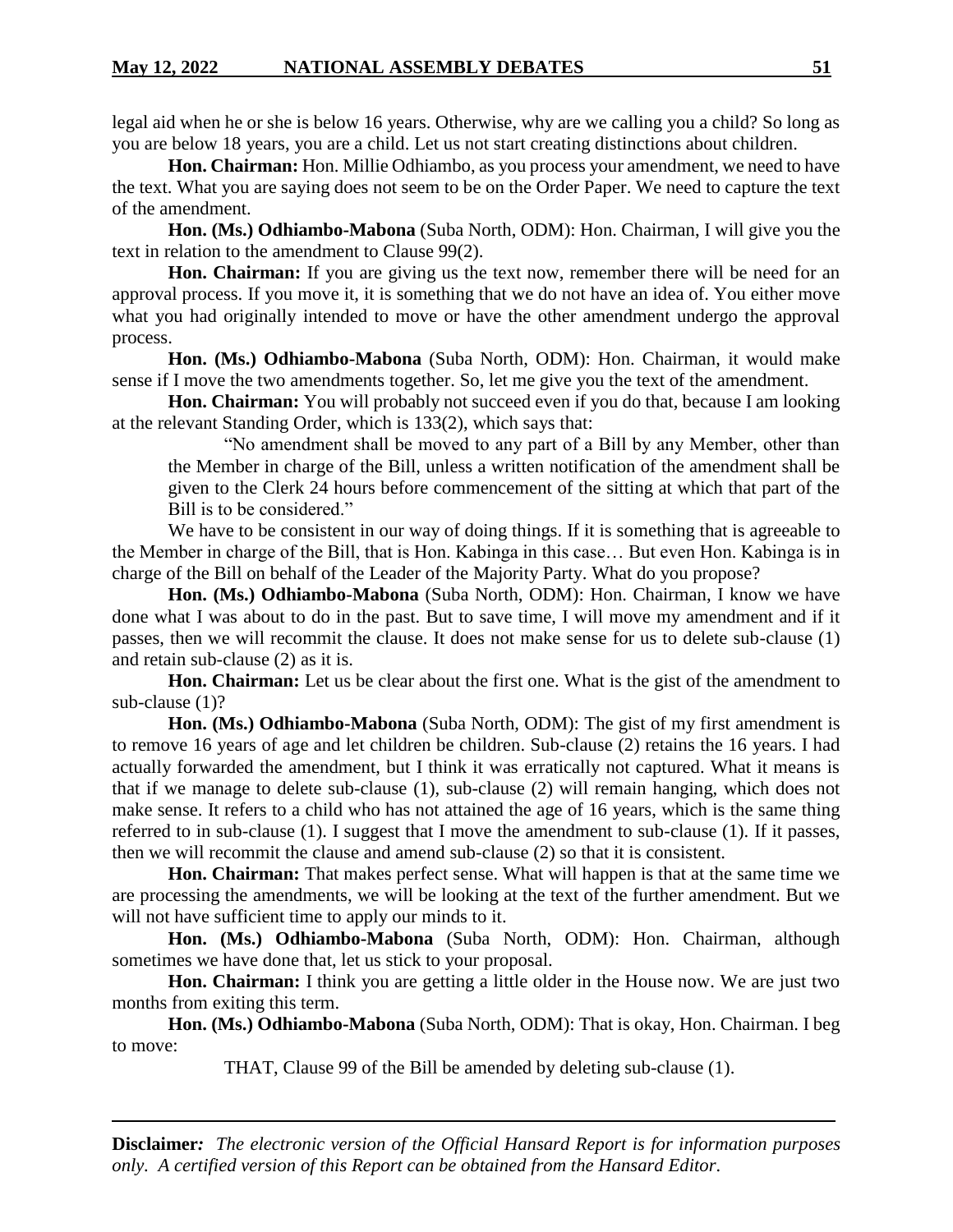legal aid when he or she is below 16 years. Otherwise, why are we calling you a child? So long as you are below 18 years, you are a child. Let us not start creating distinctions about children.

**Hon. Chairman:** Hon. Millie Odhiambo, as you process your amendment, we need to have the text. What you are saying does not seem to be on the Order Paper. We need to capture the text of the amendment.

**Hon. (Ms.) Odhiambo-Mabona** (Suba North, ODM): Hon. Chairman, I will give you the text in relation to the amendment to Clause 99(2).

**Hon. Chairman:** If you are giving us the text now, remember there will be need for an approval process. If you move it, it is something that we do not have an idea of. You either move what you had originally intended to move or have the other amendment undergo the approval process.

**Hon. (Ms.) Odhiambo-Mabona** (Suba North, ODM): Hon. Chairman, it would make sense if I move the two amendments together. So, let me give you the text of the amendment.

**Hon. Chairman:** You will probably not succeed even if you do that, because I am looking at the relevant Standing Order, which is 133(2), which says that:

> "No amendment shall be moved to any part of a Bill by any Member, other than the Member in charge of the Bill, unless a written notification of the amendment shall be given to the Clerk 24 hours before commencement of the sitting at which that part of the Bill is to be considered."

We have to be consistent in our way of doing things. If it is something that is agreeable to the Member in charge of the Bill, that is Hon. Kabinga in this case… But even Hon. Kabinga is in charge of the Bill on behalf of the Leader of the Majority Party. What do you propose?

**Hon. (Ms.) Odhiambo-Mabona** (Suba North, ODM): Hon. Chairman, I know we have done what I was about to do in the past. But to save time, I will move my amendment and if it passes, then we will recommit the clause. It does not make sense for us to delete sub-clause (1) and retain sub-clause (2) as it is.

**Hon. Chairman:** Let us be clear about the first one. What is the gist of the amendment to sub-clause (1)?

**Hon. (Ms.) Odhiambo-Mabona** (Suba North, ODM): The gist of my first amendment is to remove 16 years of age and let children be children. Sub-clause (2) retains the 16 years. I had actually forwarded the amendment, but I think it was erratically not captured. What it means is that if we manage to delete sub-clause (1), sub-clause (2) will remain hanging, which does not make sense. It refers to a child who has not attained the age of 16 years, which is the same thing referred to in sub-clause (1). I suggest that I move the amendment to sub-clause (1). If it passes, then we will recommit the clause and amend sub-clause (2) so that it is consistent.

**Hon. Chairman:** That makes perfect sense. What will happen is that at the same time we are processing the amendments, we will be looking at the text of the further amendment. But we will not have sufficient time to apply our minds to it.

**Hon. (Ms.) Odhiambo-Mabona** (Suba North, ODM): Hon. Chairman, although sometimes we have done that, let us stick to your proposal.

**Hon. Chairman:** I think you are getting a little older in the House now. We are just two months from exiting this term.

**Hon. (Ms.) Odhiambo-Mabona** (Suba North, ODM): That is okay, Hon. Chairman. I beg to move:

THAT, Clause 99 of the Bill be amended by deleting sub-clause (1).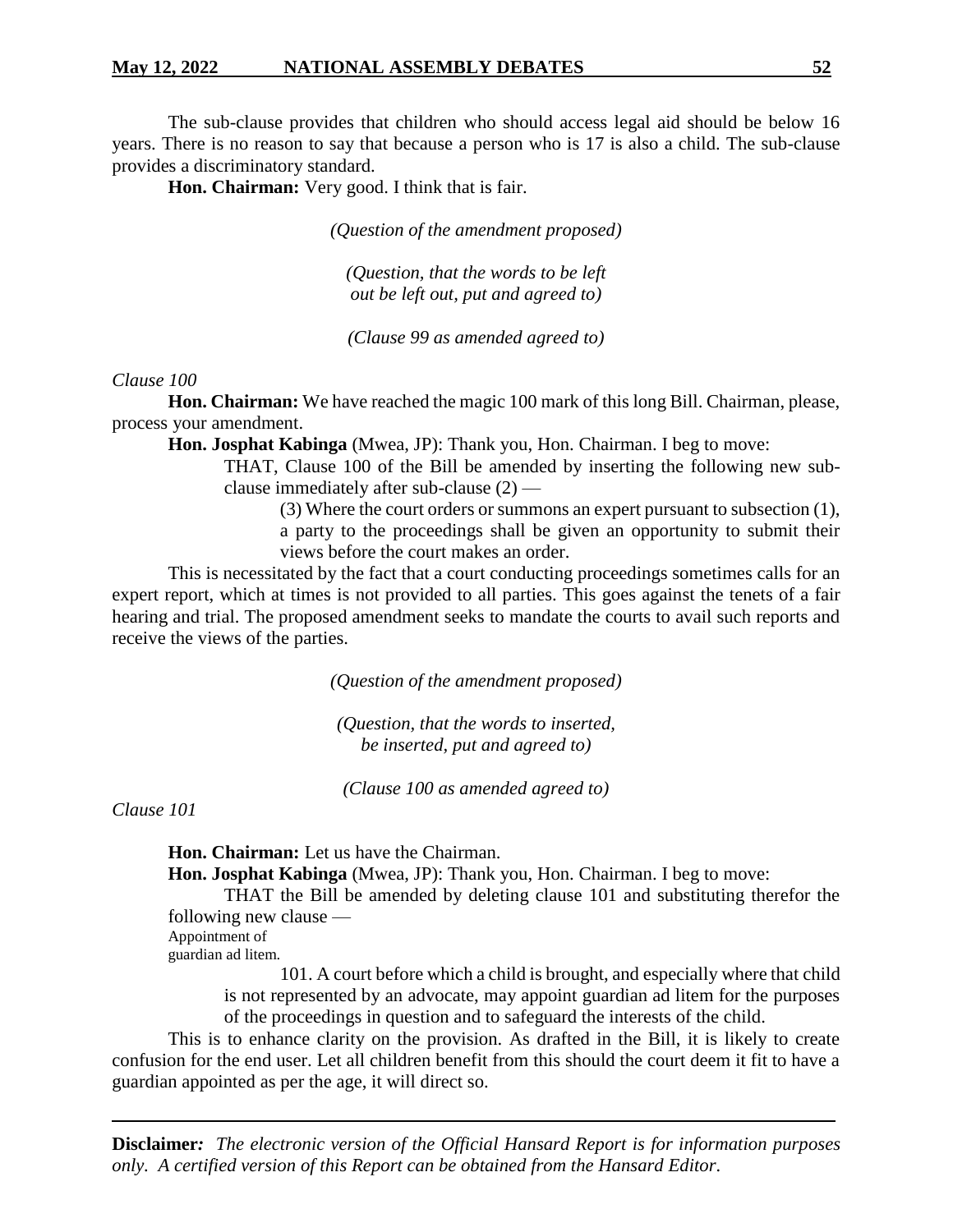The sub-clause provides that children who should access legal aid should be below 16 years. There is no reason to say that because a person who is 17 is also a child. The sub-clause provides a discriminatory standard.

**Hon. Chairman:** Very good. I think that is fair.

*(Question of the amendment proposed)*

*(Question, that the words to be left out be left out, put and agreed to)*

*(Clause 99 as amended agreed to)*

*Clause 100*

**Hon. Chairman:** We have reached the magic 100 mark of this long Bill. Chairman, please, process your amendment.

**Hon. Josphat Kabinga** (Mwea, JP): Thank you, Hon. Chairman. I beg to move:

> THAT, Clause 100 of the Bill be amended by inserting the following new sub-clause immediately after sub-clause (2) —
>
> > (3) Where the court orders or summons an expert pursuant to subsection (1), a party to the proceedings shall be given an opportunity to submit their views before the court makes an order.

This is necessitated by the fact that a court conducting proceedings sometimes calls for an expert report, which at times is not provided to all parties. This goes against the tenets of a fair hearing and trial. The proposed amendment seeks to mandate the courts to avail such reports and receive the views of the parties.

*(Question of the amendment proposed)*

*(Question, that the words to inserted, be inserted, put and agreed to)*

*(Clause 100 as amended agreed to)*

*Clause 101*

**Hon. Chairman:** Let us have the Chairman.

**Hon. Josphat Kabinga** (Mwea, JP): Thank you, Hon. Chairman. I beg to move:

> THAT the Bill be amended by deleting clause 101 and substituting therefor the following new clause —
>
> Appointment of guardian ad litem.
>
> > 101. A court before which a child is brought, and especially where that child is not represented by an advocate, may appoint guardian ad litem for the purposes of the proceedings in question and to safeguard the interests of the child.

This is to enhance clarity on the provision. As drafted in the Bill, it is likely to create confusion for the end user. Let all children benefit from this should the court deem it fit to have a guardian appointed as per the age, it will direct so.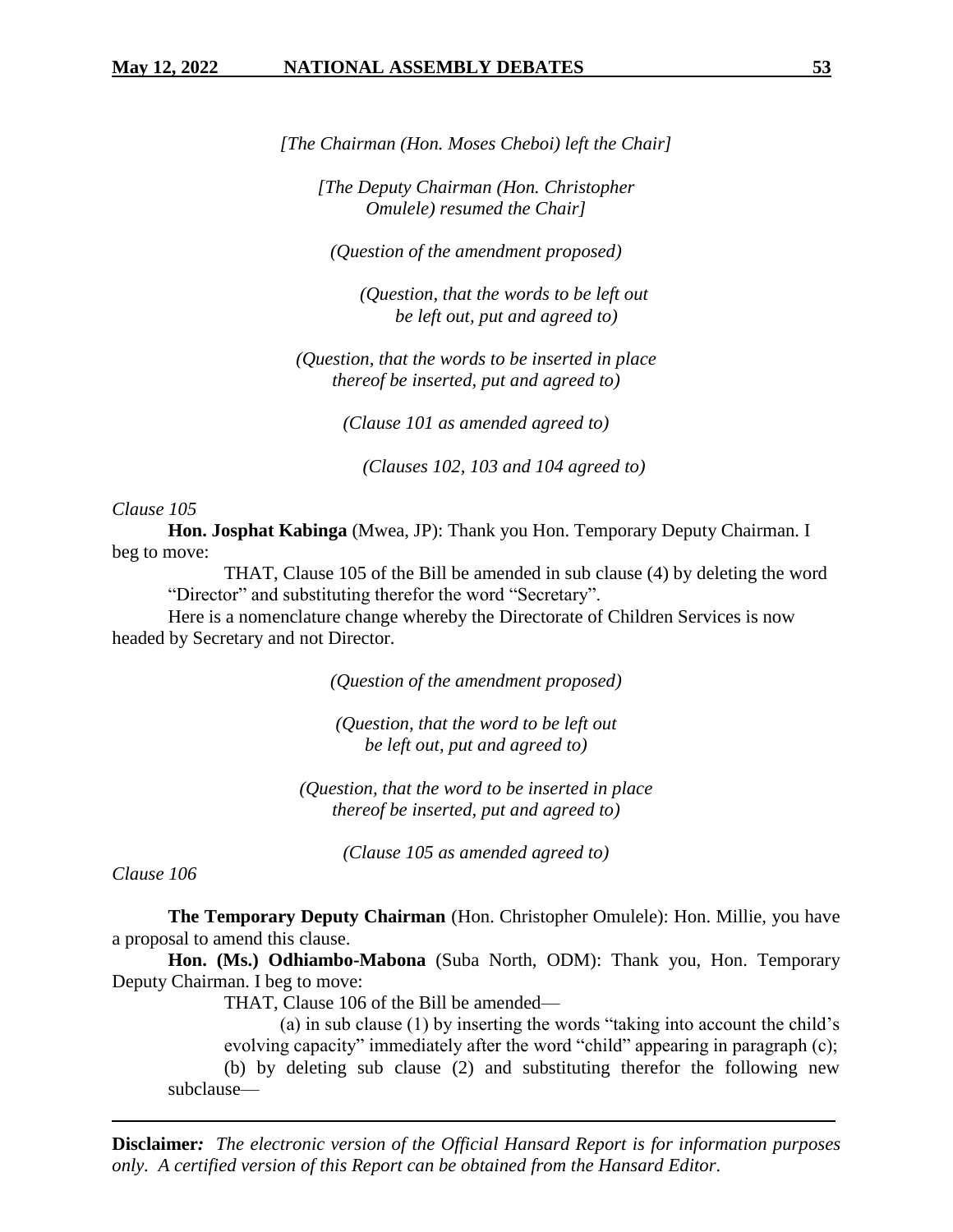*[The Chairman (Hon. Moses Cheboi) left the Chair]*

*[The Deputy Chairman (Hon. Christopher Omulele) resumed the Chair]*

*(Question of the amendment proposed)*

*(Question, that the words to be left out be left out, put and agreed to)*

*(Question, that the words to be inserted in place thereof be inserted, put and agreed to)*

*(Clause 101 as amended agreed to)*

*(Clauses 102, 103 and 104 agreed to)*

*Clause 105*

**Hon. Josphat Kabinga** (Mwea, JP): Thank you Hon. Temporary Deputy Chairman. I beg to move:

THAT, Clause 105 of the Bill be amended in sub clause (4) by deleting the word "Director" and substituting therefor the word "Secretary".

Here is a nomenclature change whereby the Directorate of Children Services is now headed by Secretary and not Director.

*(Question of the amendment proposed)*

*(Question, that the word to be left out be left out, put and agreed to)*

*(Question, that the word to be inserted in place thereof be inserted, put and agreed to)*

*(Clause 105 as amended agreed to)*

*Clause 106*

**The Temporary Deputy Chairman** (Hon. Christopher Omulele): Hon. Millie, you have a proposal to amend this clause.

**Hon. (Ms.) Odhiambo-Mabona** (Suba North, ODM): Thank you, Hon. Temporary Deputy Chairman. I beg to move:

THAT, Clause 106 of the Bill be amended—

(a) in sub clause (1) by inserting the words "taking into account the child's evolving capacity" immediately after the word "child" appearing in paragraph (c);

(b) by deleting sub clause (2) and substituting therefor the following new subclause—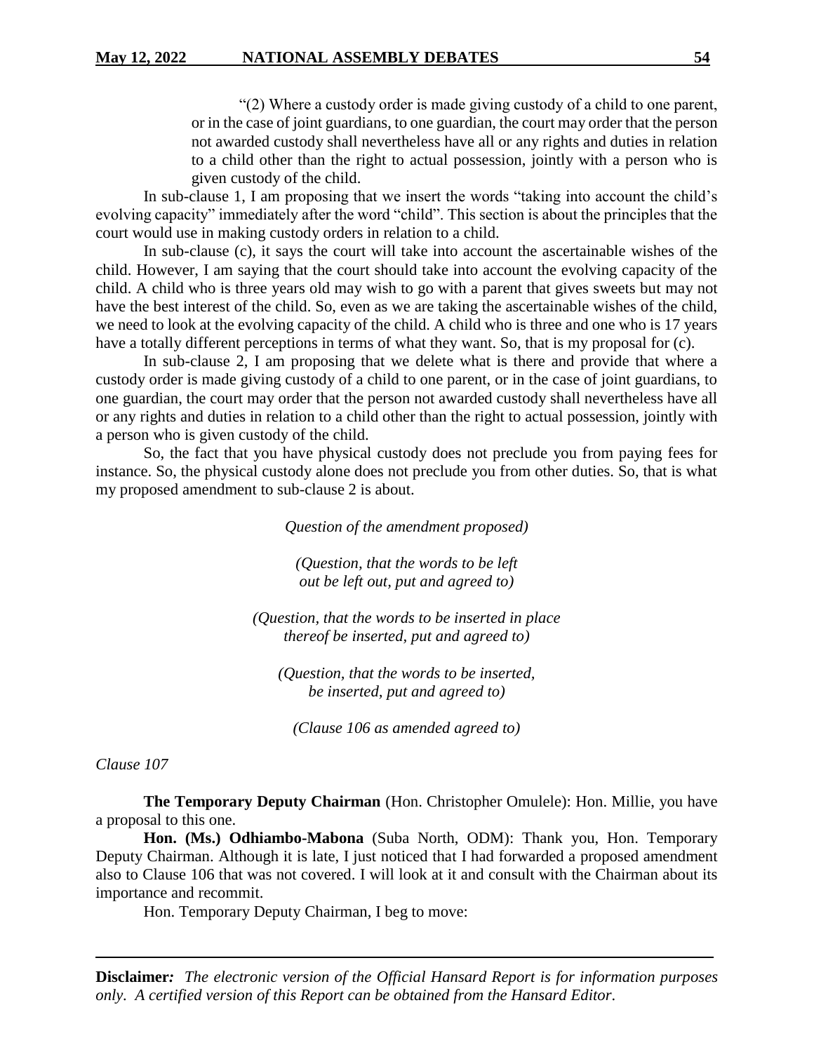> "(2) Where a custody order is made giving custody of a child to one parent, or in the case of joint guardians, to one guardian, the court may order that the person not awarded custody shall nevertheless have all or any rights and duties in relation to a child other than the right to actual possession, jointly with a person who is given custody of the child.

In sub-clause 1, I am proposing that we insert the words "taking into account the child's evolving capacity" immediately after the word "child". This section is about the principles that the court would use in making custody orders in relation to a child.

In sub-clause (c), it says the court will take into account the ascertainable wishes of the child. However, I am saying that the court should take into account the evolving capacity of the child. A child who is three years old may wish to go with a parent that gives sweets but may not have the best interest of the child. So, even as we are taking the ascertainable wishes of the child, we need to look at the evolving capacity of the child. A child who is three and one who is 17 years have a totally different perceptions in terms of what they want. So, that is my proposal for (c).

In sub-clause 2, I am proposing that we delete what is there and provide that where a custody order is made giving custody of a child to one parent, or in the case of joint guardians, to one guardian, the court may order that the person not awarded custody shall nevertheless have all or any rights and duties in relation to a child other than the right to actual possession, jointly with a person who is given custody of the child.

So, the fact that you have physical custody does not preclude you from paying fees for instance. So, the physical custody alone does not preclude you from other duties. So, that is what my proposed amendment to sub-clause 2 is about.

*Question of the amendment proposed)*

*(Question, that the words to be left out be left out, put and agreed to)*

*(Question, that the words to be inserted in place thereof be inserted, put and agreed to)*

*(Question, that the words to be inserted, be inserted, put and agreed to)*

*(Clause 106 as amended agreed to)*

*Clause 107*

**The Temporary Deputy Chairman** (Hon. Christopher Omulele): Hon. Millie, you have a proposal to this one.

**Hon. (Ms.) Odhiambo-Mabona** (Suba North, ODM): Thank you, Hon. Temporary Deputy Chairman. Although it is late, I just noticed that I had forwarded a proposed amendment also to Clause 106 that was not covered. I will look at it and consult with the Chairman about its importance and recommit.

Hon. Temporary Deputy Chairman, I beg to move: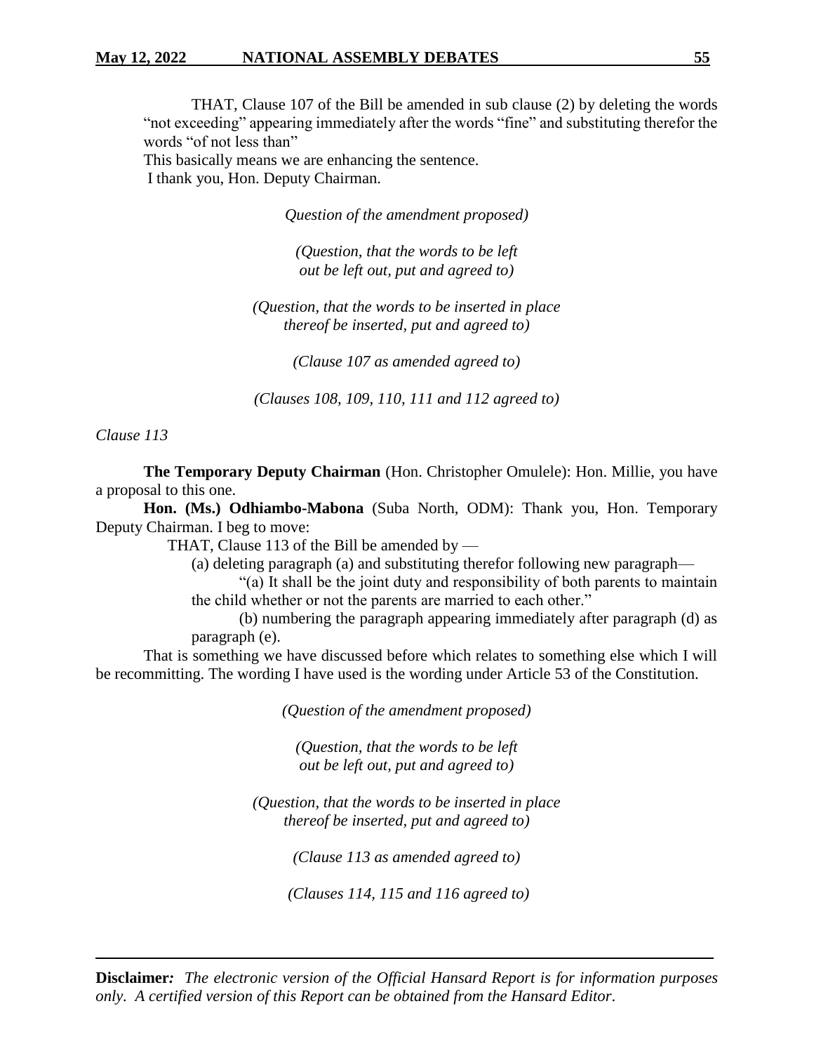THAT, Clause 107 of the Bill be amended in sub clause (2) by deleting the words "not exceeding" appearing immediately after the words "fine" and substituting therefor the words "of not less than"

This basically means we are enhancing the sentence.

I thank you, Hon. Deputy Chairman.

*Question of the amendment proposed)*

*(Question, that the words to be left out be left out, put and agreed to)*

*(Question, that the words to be inserted in place thereof be inserted, put and agreed to)*

*(Clause 107 as amended agreed to)*

*(Clauses 108, 109, 110, 111 and 112 agreed to)*

*Clause 113*

**The Temporary Deputy Chairman** (Hon. Christopher Omulele): Hon. Millie, you have a proposal to this one.

**Hon. (Ms.) Odhiambo-Mabona** (Suba North, ODM): Thank you, Hon. Temporary Deputy Chairman. I beg to move:

THAT, Clause 113 of the Bill be amended by —

(a) deleting paragraph (a) and substituting therefor following new paragraph—

"(a) It shall be the joint duty and responsibility of both parents to maintain the child whether or not the parents are married to each other."

(b) numbering the paragraph appearing immediately after paragraph (d) as paragraph (e).

That is something we have discussed before which relates to something else which I will be recommitting. The wording I have used is the wording under Article 53 of the Constitution.

*(Question of the amendment proposed)*

*(Question, that the words to be left out be left out, put and agreed to)*

*(Question, that the words to be inserted in place thereof be inserted, put and agreed to)*

*(Clause 113 as amended agreed to)*

*(Clauses 114, 115 and 116 agreed to)*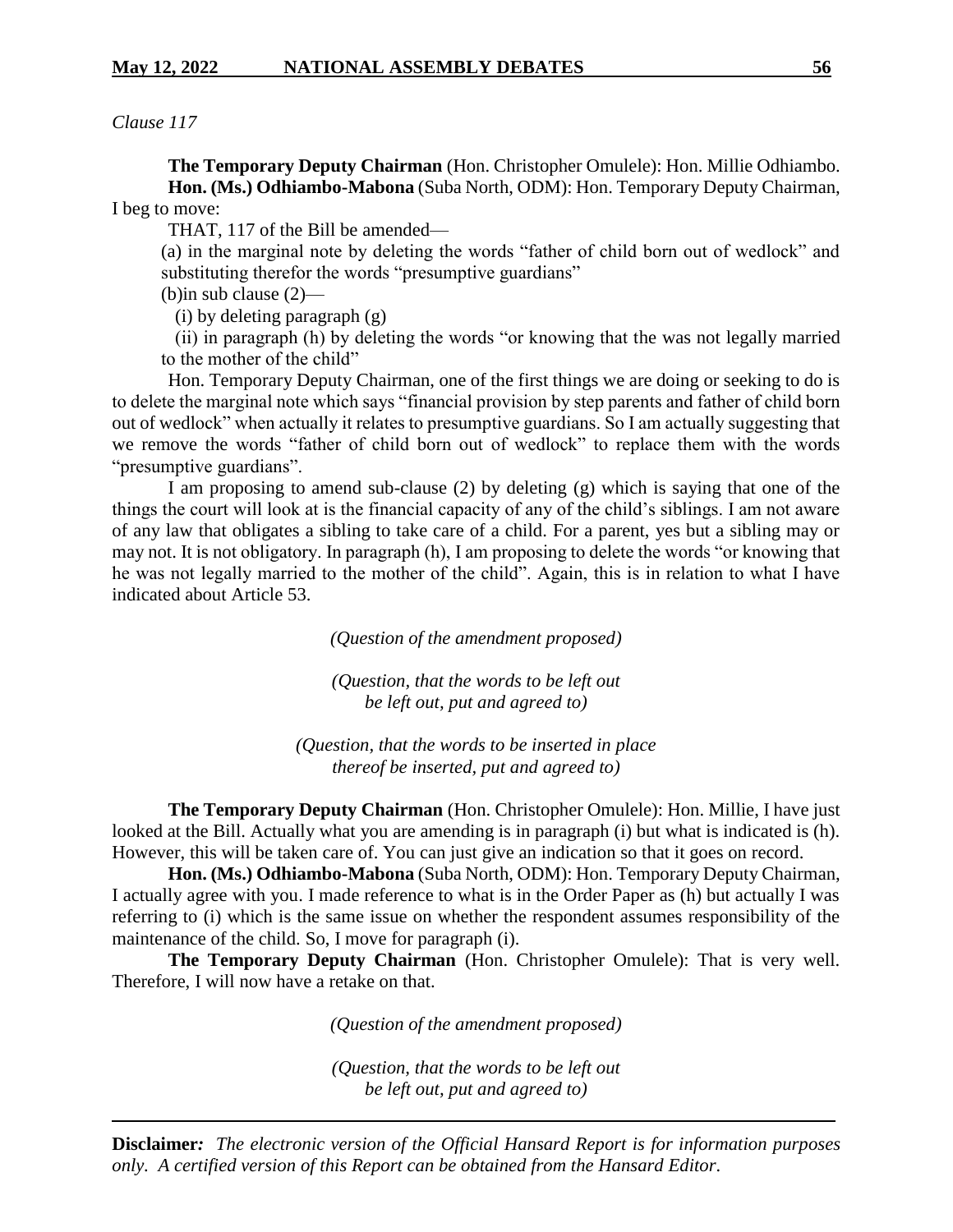*Clause 117*

**The Temporary Deputy Chairman** (Hon. Christopher Omulele): Hon. Millie Odhiambo.

**Hon. (Ms.) Odhiambo-Mabona** (Suba North, ODM): Hon. Temporary Deputy Chairman, I beg to move:

THAT, 117 of the Bill be amended—

(a) in the marginal note by deleting the words "father of child born out of wedlock" and substituting therefor the words "presumptive guardians"

(b)in sub clause (2)—

(i) by deleting paragraph (g)

(ii) in paragraph (h) by deleting the words "or knowing that the was not legally married to the mother of the child"

Hon. Temporary Deputy Chairman, one of the first things we are doing or seeking to do is to delete the marginal note which says "financial provision by step parents and father of child born out of wedlock" when actually it relates to presumptive guardians. So I am actually suggesting that we remove the words "father of child born out of wedlock" to replace them with the words "presumptive guardians".

I am proposing to amend sub-clause (2) by deleting (g) which is saying that one of the things the court will look at is the financial capacity of any of the child's siblings. I am not aware of any law that obligates a sibling to take care of a child. For a parent, yes but a sibling may or may not. It is not obligatory. In paragraph (h), I am proposing to delete the words "or knowing that he was not legally married to the mother of the child". Again, this is in relation to what I have indicated about Article 53.

*(Question of the amendment proposed)*

*(Question, that the words to be left out be left out, put and agreed to)*

*(Question, that the words to be inserted in place thereof be inserted, put and agreed to)*

**The Temporary Deputy Chairman** (Hon. Christopher Omulele): Hon. Millie, I have just looked at the Bill. Actually what you are amending is in paragraph (i) but what is indicated is (h). However, this will be taken care of. You can just give an indication so that it goes on record.

**Hon. (Ms.) Odhiambo-Mabona** (Suba North, ODM): Hon. Temporary Deputy Chairman, I actually agree with you. I made reference to what is in the Order Paper as (h) but actually I was referring to (i) which is the same issue on whether the respondent assumes responsibility of the maintenance of the child. So, I move for paragraph (i).

**The Temporary Deputy Chairman** (Hon. Christopher Omulele): That is very well. Therefore, I will now have a retake on that.

*(Question of the amendment proposed)*

*(Question, that the words to be left out be left out, put and agreed to)*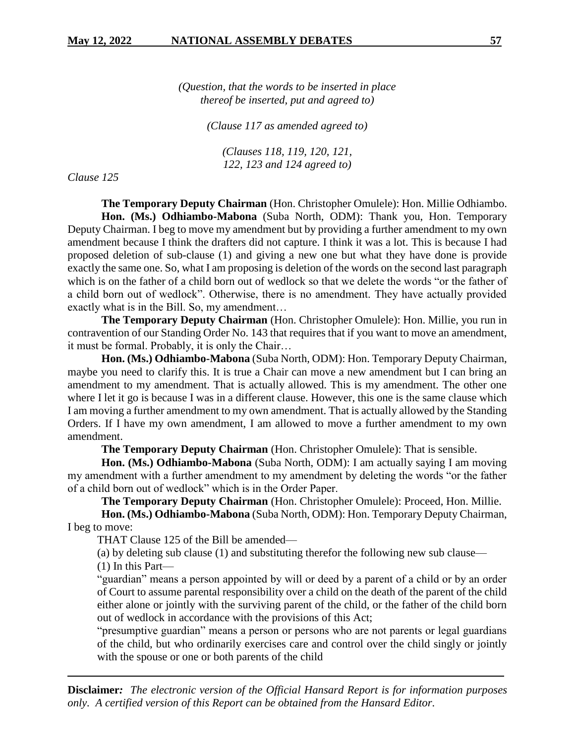*(Question, that the words to be inserted in place thereof be inserted, put and agreed to)*

*(Clause 117 as amended agreed to)*

*(Clauses 118, 119, 120, 121, 122, 123 and 124 agreed to)*

*Clause 125*

**The Temporary Deputy Chairman** (Hon. Christopher Omulele): Hon. Millie Odhiambo.

**Hon. (Ms.) Odhiambo-Mabona** (Suba North, ODM): Thank you, Hon. Temporary Deputy Chairman. I beg to move my amendment but by providing a further amendment to my own amendment because I think the drafters did not capture. I think it was a lot. This is because I had proposed deletion of sub-clause (1) and giving a new one but what they have done is provide exactly the same one. So, what I am proposing is deletion of the words on the second last paragraph which is on the father of a child born out of wedlock so that we delete the words "or the father of a child born out of wedlock". Otherwise, there is no amendment. They have actually provided exactly what is in the Bill. So, my amendment…

**The Temporary Deputy Chairman** (Hon. Christopher Omulele): Hon. Millie, you run in contravention of our Standing Order No. 143 that requires that if you want to move an amendment, it must be formal. Probably, it is only the Chair…

**Hon. (Ms.) Odhiambo-Mabona** (Suba North, ODM): Hon. Temporary Deputy Chairman, maybe you need to clarify this. It is true a Chair can move a new amendment but I can bring an amendment to my amendment. That is actually allowed. This is my amendment. The other one where I let it go is because I was in a different clause. However, this one is the same clause which I am moving a further amendment to my own amendment. That is actually allowed by the Standing Orders. If I have my own amendment, I am allowed to move a further amendment to my own amendment.

**The Temporary Deputy Chairman** (Hon. Christopher Omulele): That is sensible.

**Hon. (Ms.) Odhiambo-Mabona** (Suba North, ODM): I am actually saying I am moving my amendment with a further amendment to my amendment by deleting the words "or the father of a child born out of wedlock" which is in the Order Paper.

**The Temporary Deputy Chairman** (Hon. Christopher Omulele): Proceed, Hon. Millie.

**Hon. (Ms.) Odhiambo-Mabona** (Suba North, ODM): Hon. Temporary Deputy Chairman, I beg to move:

THAT Clause 125 of the Bill be amended—

(a) by deleting sub clause (1) and substituting therefor the following new sub clause—

(1) In this Part—

"guardian" means a person appointed by will or deed by a parent of a child or by an order of Court to assume parental responsibility over a child on the death of the parent of the child either alone or jointly with the surviving parent of the child, or the father of the child born out of wedlock in accordance with the provisions of this Act;

"presumptive guardian" means a person or persons who are not parents or legal guardians of the child, but who ordinarily exercises care and control over the child singly or jointly with the spouse or one or both parents of the child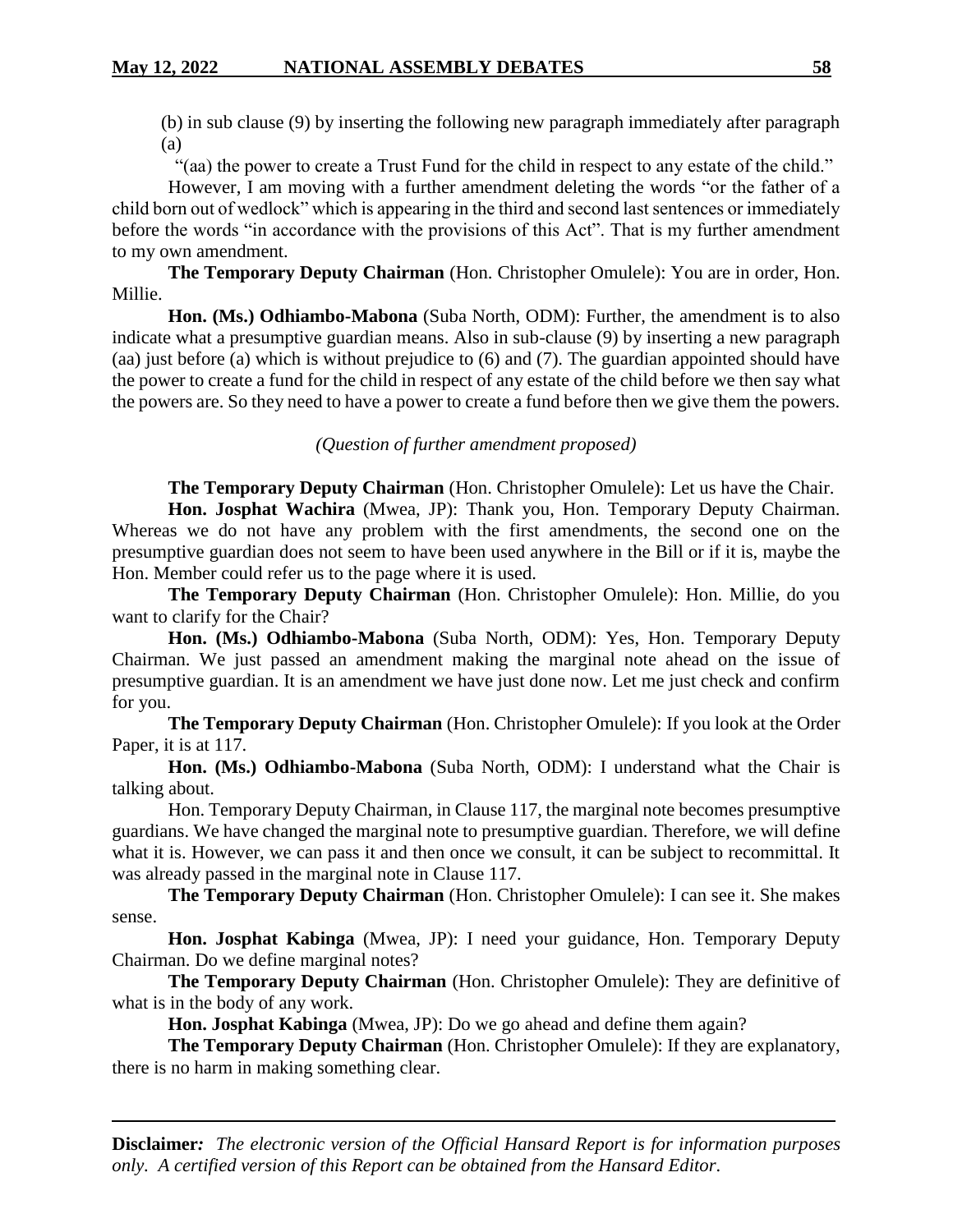(b) in sub clause (9) by inserting the following new paragraph immediately after paragraph (a)

"(aa) the power to create a Trust Fund for the child in respect to any estate of the child."

However, I am moving with a further amendment deleting the words "or the father of a child born out of wedlock" which is appearing in the third and second last sentences or immediately before the words "in accordance with the provisions of this Act". That is my further amendment to my own amendment.

**The Temporary Deputy Chairman** (Hon. Christopher Omulele): You are in order, Hon. Millie.

**Hon. (Ms.) Odhiambo-Mabona** (Suba North, ODM): Further, the amendment is to also indicate what a presumptive guardian means. Also in sub-clause (9) by inserting a new paragraph (aa) just before (a) which is without prejudice to (6) and (7). The guardian appointed should have the power to create a fund for the child in respect of any estate of the child before we then say what the powers are. So they need to have a power to create a fund before then we give them the powers.

*(Question of further amendment proposed)*

**The Temporary Deputy Chairman** (Hon. Christopher Omulele): Let us have the Chair.

**Hon. Josphat Wachira** (Mwea, JP): Thank you, Hon. Temporary Deputy Chairman. Whereas we do not have any problem with the first amendments, the second one on the presumptive guardian does not seem to have been used anywhere in the Bill or if it is, maybe the Hon. Member could refer us to the page where it is used.

**The Temporary Deputy Chairman** (Hon. Christopher Omulele): Hon. Millie, do you want to clarify for the Chair?

**Hon. (Ms.) Odhiambo-Mabona** (Suba North, ODM): Yes, Hon. Temporary Deputy Chairman. We just passed an amendment making the marginal note ahead on the issue of presumptive guardian. It is an amendment we have just done now. Let me just check and confirm for you.

**The Temporary Deputy Chairman** (Hon. Christopher Omulele): If you look at the Order Paper, it is at 117.

**Hon. (Ms.) Odhiambo-Mabona** (Suba North, ODM): I understand what the Chair is talking about.

Hon. Temporary Deputy Chairman, in Clause 117, the marginal note becomes presumptive guardians. We have changed the marginal note to presumptive guardian. Therefore, we will define what it is. However, we can pass it and then once we consult, it can be subject to recommittal. It was already passed in the marginal note in Clause 117.

**The Temporary Deputy Chairman** (Hon. Christopher Omulele): I can see it. She makes sense.

**Hon. Josphat Kabinga** (Mwea, JP): I need your guidance, Hon. Temporary Deputy Chairman. Do we define marginal notes?

**The Temporary Deputy Chairman** (Hon. Christopher Omulele): They are definitive of what is in the body of any work.

**Hon. Josphat Kabinga** (Mwea, JP): Do we go ahead and define them again?

**The Temporary Deputy Chairman** (Hon. Christopher Omulele): If they are explanatory, there is no harm in making something clear.

**Disclaimer***: The electronic version of the Official Hansard Report is for information purposes only. A certified version of this Report can be obtained from the Hansard Editor.*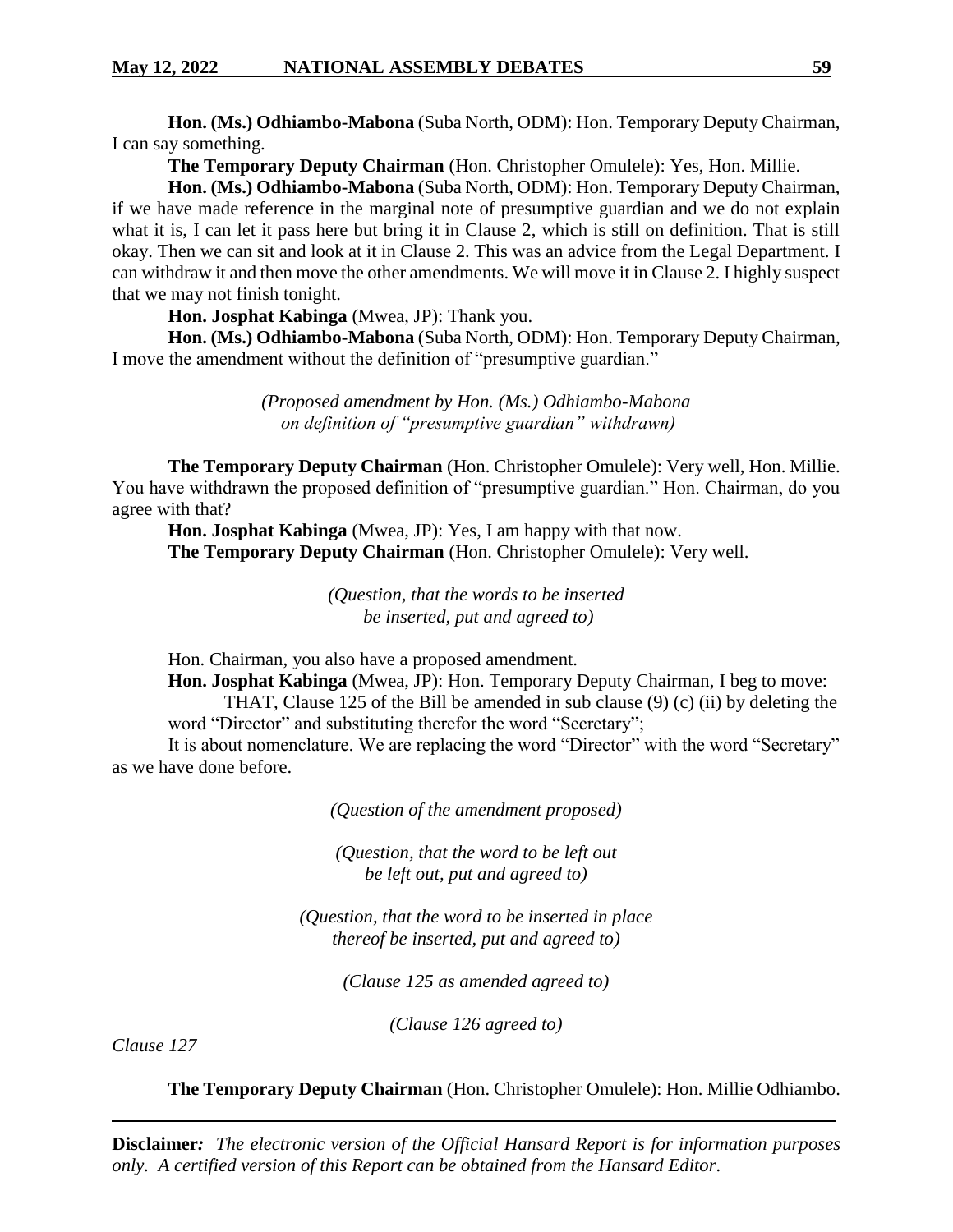**Hon. (Ms.) Odhiambo-Mabona** (Suba North, ODM): Hon. Temporary Deputy Chairman, I can say something.

**The Temporary Deputy Chairman** (Hon. Christopher Omulele): Yes, Hon. Millie.

**Hon. (Ms.) Odhiambo-Mabona** (Suba North, ODM): Hon. Temporary Deputy Chairman, if we have made reference in the marginal note of presumptive guardian and we do not explain what it is, I can let it pass here but bring it in Clause 2, which is still on definition. That is still okay. Then we can sit and look at it in Clause 2. This was an advice from the Legal Department. I can withdraw it and then move the other amendments. We will move it in Clause 2. I highly suspect that we may not finish tonight.

**Hon. Josphat Kabinga** (Mwea, JP): Thank you.

**Hon. (Ms.) Odhiambo-Mabona** (Suba North, ODM): Hon. Temporary Deputy Chairman, I move the amendment without the definition of "presumptive guardian."

*(Proposed amendment by Hon. (Ms.) Odhiambo-Mabona on definition of "presumptive guardian" withdrawn)*

**The Temporary Deputy Chairman** (Hon. Christopher Omulele): Very well, Hon. Millie. You have withdrawn the proposed definition of "presumptive guardian." Hon. Chairman, do you agree with that?

**Hon. Josphat Kabinga** (Mwea, JP): Yes, I am happy with that now.

**The Temporary Deputy Chairman** (Hon. Christopher Omulele): Very well.

*(Question, that the words to be inserted be inserted, put and agreed to)*

Hon. Chairman, you also have a proposed amendment.

**Hon. Josphat Kabinga** (Mwea, JP): Hon. Temporary Deputy Chairman, I beg to move:

> THAT, Clause 125 of the Bill be amended in sub clause (9) (c) (ii) by deleting the word "Director" and substituting therefor the word "Secretary";

It is about nomenclature. We are replacing the word "Director" with the word "Secretary" as we have done before.

*(Question of the amendment proposed)*

*(Question, that the word to be left out be left out, put and agreed to)*

*(Question, that the word to be inserted in place thereof be inserted, put and agreed to)*

*(Clause 125 as amended agreed to)*

*(Clause 126 agreed to)*

*Clause 127*

**The Temporary Deputy Chairman** (Hon. Christopher Omulele): Hon. Millie Odhiambo.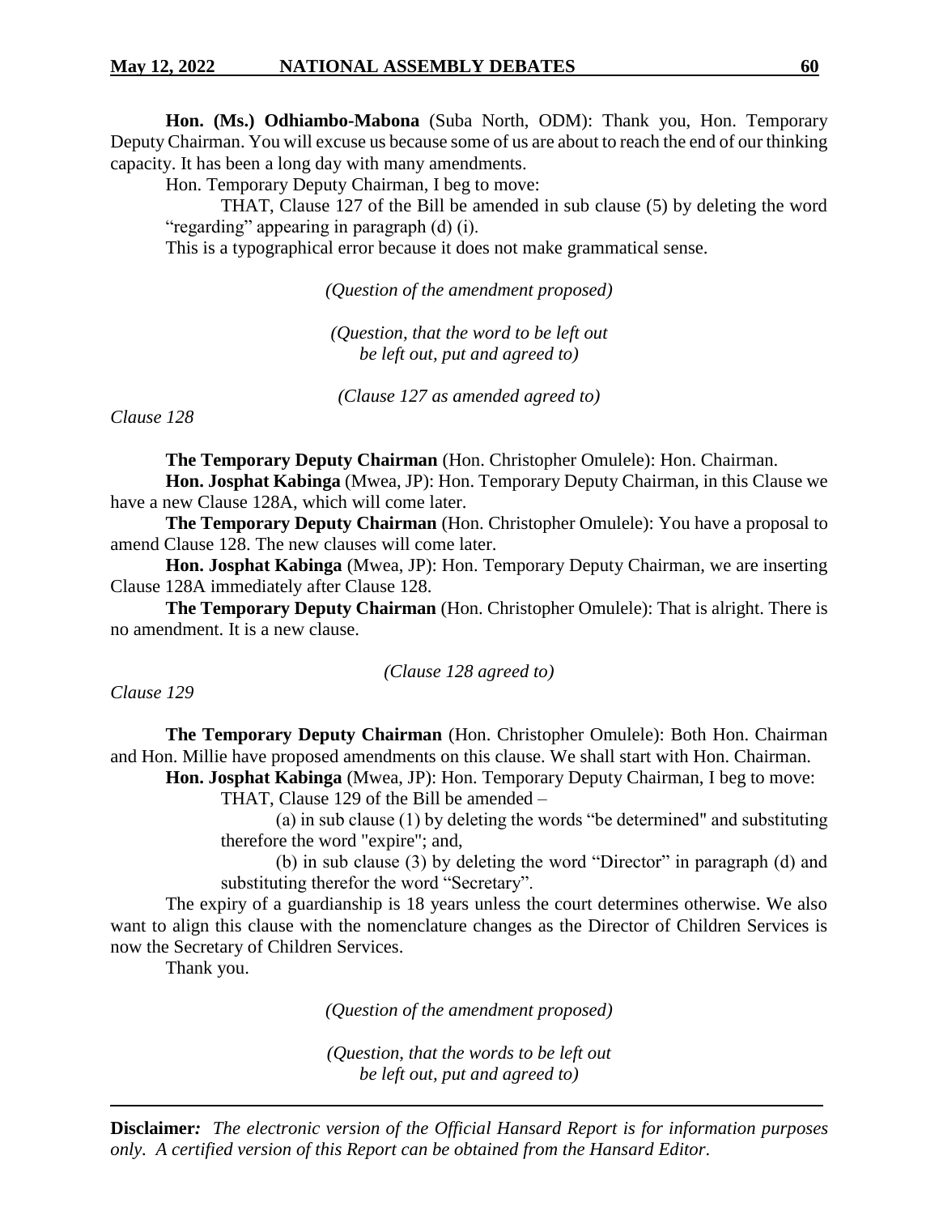**Hon. (Ms.) Odhiambo-Mabona** (Suba North, ODM): Thank you, Hon. Temporary Deputy Chairman. You will excuse us because some of us are about to reach the end of our thinking capacity. It has been a long day with many amendments.

Hon. Temporary Deputy Chairman, I beg to move:

THAT, Clause 127 of the Bill be amended in sub clause (5) by deleting the word "regarding" appearing in paragraph (d) (i).

This is a typographical error because it does not make grammatical sense.

*(Question of the amendment proposed)*

*(Question, that the word to be left out be left out, put and agreed to)*

*(Clause 127 as amended agreed to)*

*Clause 128*

**The Temporary Deputy Chairman** (Hon. Christopher Omulele): Hon. Chairman.

**Hon. Josphat Kabinga** (Mwea, JP): Hon. Temporary Deputy Chairman, in this Clause we have a new Clause 128A, which will come later.

**The Temporary Deputy Chairman** (Hon. Christopher Omulele): You have a proposal to amend Clause 128. The new clauses will come later.

**Hon. Josphat Kabinga** (Mwea, JP): Hon. Temporary Deputy Chairman, we are inserting Clause 128A immediately after Clause 128.

**The Temporary Deputy Chairman** (Hon. Christopher Omulele): That is alright. There is no amendment. It is a new clause.

*(Clause 128 agreed to)*

*Clause 129*

**The Temporary Deputy Chairman** (Hon. Christopher Omulele): Both Hon. Chairman and Hon. Millie have proposed amendments on this clause. We shall start with Hon. Chairman.

**Hon. Josphat Kabinga** (Mwea, JP): Hon. Temporary Deputy Chairman, I beg to move:

THAT, Clause 129 of the Bill be amended –

(a) in sub clause (1) by deleting the words "be determined" and substituting therefore the word "expire"; and,

(b) in sub clause (3) by deleting the word "Director" in paragraph (d) and substituting therefor the word "Secretary".

The expiry of a guardianship is 18 years unless the court determines otherwise. We also want to align this clause with the nomenclature changes as the Director of Children Services is now the Secretary of Children Services.

Thank you.

*(Question of the amendment proposed)*

*(Question, that the words to be left out be left out, put and agreed to)*

**Disclaimer***: The electronic version of the Official Hansard Report is for information purposes only. A certified version of this Report can be obtained from the Hansard Editor.*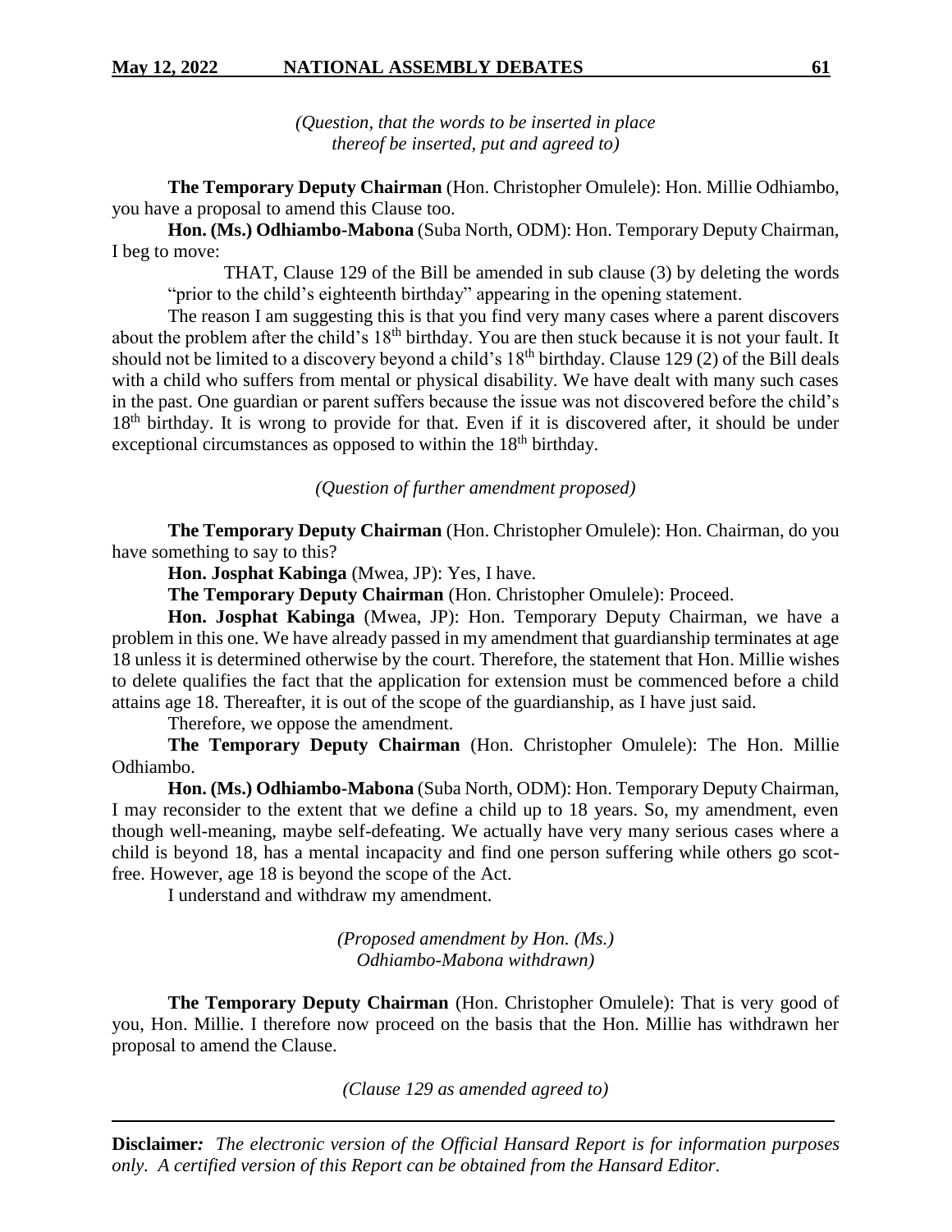*(Question, that the words to be inserted in place thereof be inserted, put and agreed to)*

**The Temporary Deputy Chairman** (Hon. Christopher Omulele): Hon. Millie Odhiambo, you have a proposal to amend this Clause too.

**Hon. (Ms.) Odhiambo-Mabona** (Suba North, ODM): Hon. Temporary Deputy Chairman, I beg to move:

> THAT, Clause 129 of the Bill be amended in sub clause (3) by deleting the words "prior to the child's eighteenth birthday" appearing in the opening statement.

The reason I am suggesting this is that you find very many cases where a parent discovers about the problem after the child's 18th birthday. You are then stuck because it is not your fault. It should not be limited to a discovery beyond a child's 18th birthday. Clause 129 (2) of the Bill deals with a child who suffers from mental or physical disability. We have dealt with many such cases in the past. One guardian or parent suffers because the issue was not discovered before the child's 18th birthday. It is wrong to provide for that. Even if it is discovered after, it should be under exceptional circumstances as opposed to within the 18th birthday.

*(Question of further amendment proposed)*

**The Temporary Deputy Chairman** (Hon. Christopher Omulele): Hon. Chairman, do you have something to say to this?

**Hon. Josphat Kabinga** (Mwea, JP): Yes, I have.

**The Temporary Deputy Chairman** (Hon. Christopher Omulele): Proceed.

**Hon. Josphat Kabinga** (Mwea, JP): Hon. Temporary Deputy Chairman, we have a problem in this one. We have already passed in my amendment that guardianship terminates at age 18 unless it is determined otherwise by the court. Therefore, the statement that Hon. Millie wishes to delete qualifies the fact that the application for extension must be commenced before a child attains age 18. Thereafter, it is out of the scope of the guardianship, as I have just said.

Therefore, we oppose the amendment.

**The Temporary Deputy Chairman** (Hon. Christopher Omulele): The Hon. Millie Odhiambo.

**Hon. (Ms.) Odhiambo-Mabona** (Suba North, ODM): Hon. Temporary Deputy Chairman, I may reconsider to the extent that we define a child up to 18 years. So, my amendment, even though well-meaning, maybe self-defeating. We actually have very many serious cases where a child is beyond 18, has a mental incapacity and find one person suffering while others go scot-free. However, age 18 is beyond the scope of the Act.

I understand and withdraw my amendment.

*(Proposed amendment by Hon. (Ms.) Odhiambo-Mabona withdrawn)*

**The Temporary Deputy Chairman** (Hon. Christopher Omulele): That is very good of you, Hon. Millie. I therefore now proceed on the basis that the Hon. Millie has withdrawn her proposal to amend the Clause.

*(Clause 129 as amended agreed to)*

**Disclaimer***: The electronic version of the Official Hansard Report is for information purposes only. A certified version of this Report can be obtained from the Hansard Editor.*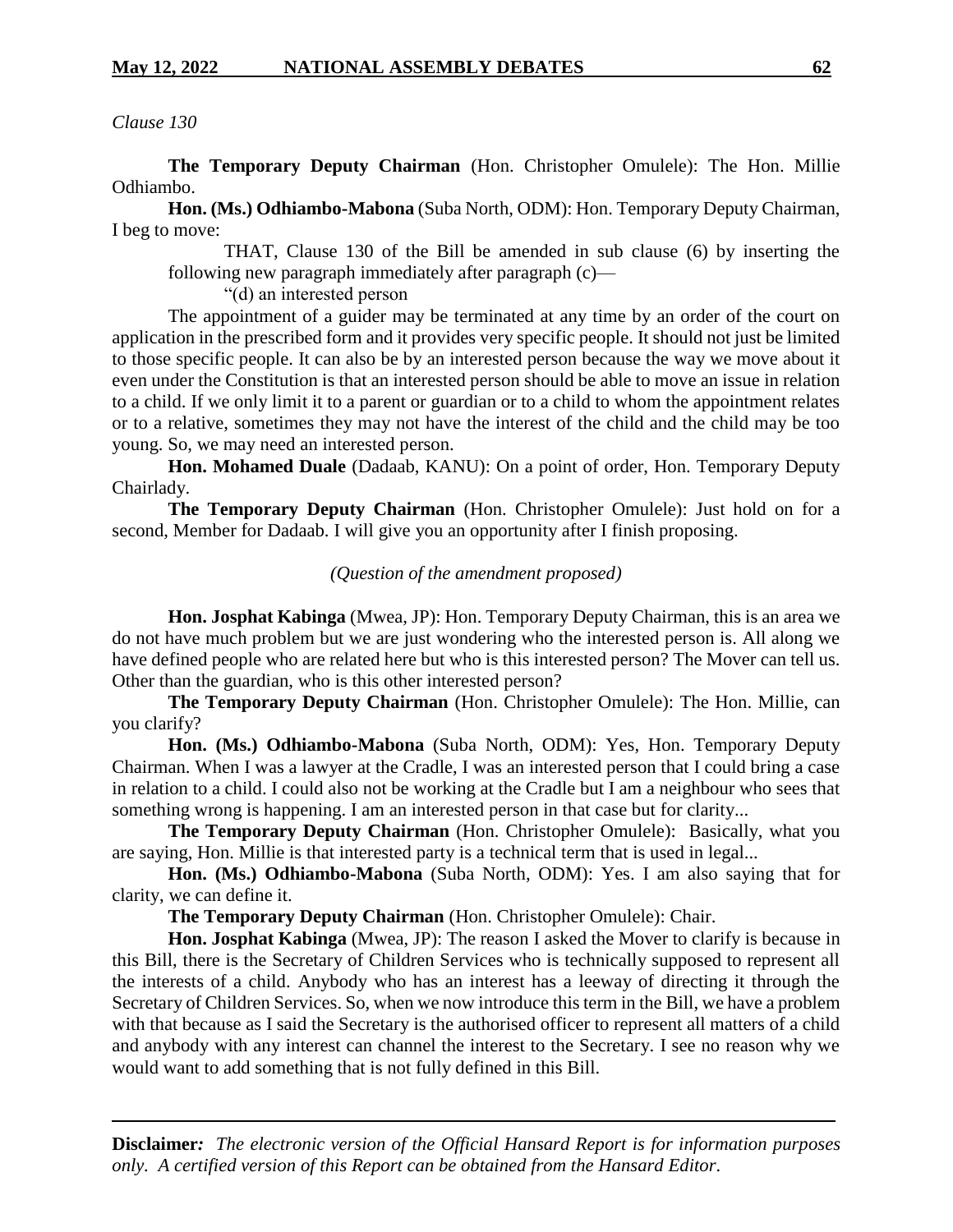*Clause 130*

**The Temporary Deputy Chairman** (Hon. Christopher Omulele): The Hon. Millie Odhiambo.

**Hon. (Ms.) Odhiambo-Mabona** (Suba North, ODM): Hon. Temporary Deputy Chairman, I beg to move:

> THAT, Clause 130 of the Bill be amended in sub clause (6) by inserting the following new paragraph immediately after paragraph (c)—
>
> "(d) an interested person

The appointment of a guider may be terminated at any time by an order of the court on application in the prescribed form and it provides very specific people. It should not just be limited to those specific people. It can also be by an interested person because the way we move about it even under the Constitution is that an interested person should be able to move an issue in relation to a child. If we only limit it to a parent or guardian or to a child to whom the appointment relates or to a relative, sometimes they may not have the interest of the child and the child may be too young. So, we may need an interested person.

**Hon. Mohamed Duale** (Dadaab, KANU): On a point of order, Hon. Temporary Deputy Chairlady.

**The Temporary Deputy Chairman** (Hon. Christopher Omulele): Just hold on for a second, Member for Dadaab. I will give you an opportunity after I finish proposing.

*(Question of the amendment proposed)*

**Hon. Josphat Kabinga** (Mwea, JP): Hon. Temporary Deputy Chairman, this is an area we do not have much problem but we are just wondering who the interested person is. All along we have defined people who are related here but who is this interested person? The Mover can tell us. Other than the guardian, who is this other interested person?

**The Temporary Deputy Chairman** (Hon. Christopher Omulele): The Hon. Millie, can you clarify?

**Hon. (Ms.) Odhiambo-Mabona** (Suba North, ODM): Yes, Hon. Temporary Deputy Chairman. When I was a lawyer at the Cradle, I was an interested person that I could bring a case in relation to a child. I could also not be working at the Cradle but I am a neighbour who sees that something wrong is happening. I am an interested person in that case but for clarity...

**The Temporary Deputy Chairman** (Hon. Christopher Omulele): Basically, what you are saying, Hon. Millie is that interested party is a technical term that is used in legal...

**Hon. (Ms.) Odhiambo-Mabona** (Suba North, ODM): Yes. I am also saying that for clarity, we can define it.

**The Temporary Deputy Chairman** (Hon. Christopher Omulele): Chair.

**Hon. Josphat Kabinga** (Mwea, JP): The reason I asked the Mover to clarify is because in this Bill, there is the Secretary of Children Services who is technically supposed to represent all the interests of a child. Anybody who has an interest has a leeway of directing it through the Secretary of Children Services. So, when we now introduce this term in the Bill, we have a problem with that because as I said the Secretary is the authorised officer to represent all matters of a child and anybody with any interest can channel the interest to the Secretary. I see no reason why we would want to add something that is not fully defined in this Bill.

**Disclaimer***:* *The electronic version of the Official Hansard Report is for information purposes only. A certified version of this Report can be obtained from the Hansard Editor.*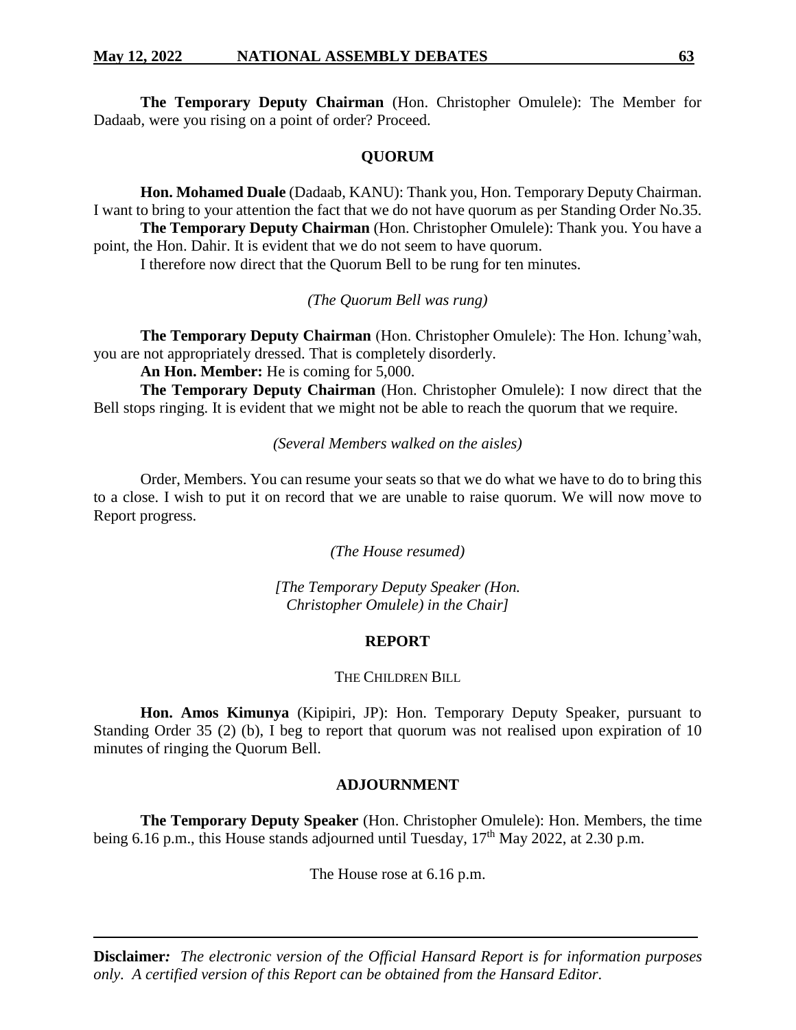**The Temporary Deputy Chairman** (Hon. Christopher Omulele): The Member for Dadaab, were you rising on a point of order? Proceed.

## QUORUM

**Hon. Mohamed Duale** (Dadaab, KANU): Thank you, Hon. Temporary Deputy Chairman. I want to bring to your attention the fact that we do not have quorum as per Standing Order No.35.

**The Temporary Deputy Chairman** (Hon. Christopher Omulele): Thank you. You have a point, the Hon. Dahir. It is evident that we do not seem to have quorum.

I therefore now direct that the Quorum Bell to be rung for ten minutes.

*(The Quorum Bell was rung)*

**The Temporary Deputy Chairman** (Hon. Christopher Omulele): The Hon. Ichung'wah, you are not appropriately dressed. That is completely disorderly.

**An Hon. Member:** He is coming for 5,000.

**The Temporary Deputy Chairman** (Hon. Christopher Omulele): I now direct that the Bell stops ringing. It is evident that we might not be able to reach the quorum that we require.

*(Several Members walked on the aisles)*

Order, Members. You can resume your seats so that we do what we have to do to bring this to a close. I wish to put it on record that we are unable to raise quorum. We will now move to Report progress.

*(The House resumed)*

*[The Temporary Deputy Speaker (Hon. Christopher Omulele) in the Chair]*

## REPORT

THE CHILDREN BILL

**Hon. Amos Kimunya** (Kipipiri, JP): Hon. Temporary Deputy Speaker, pursuant to Standing Order 35 (2) (b), I beg to report that quorum was not realised upon expiration of 10 minutes of ringing the Quorum Bell.

## ADJOURNMENT

**The Temporary Deputy Speaker** (Hon. Christopher Omulele): Hon. Members, the time being 6.16 p.m., this House stands adjourned until Tuesday, 17th May 2022, at 2.30 p.m.

The House rose at 6.16 p.m.

---

**Disclaimer:** *The electronic version of the Official Hansard Report is for information purposes only. A certified version of this Report can be obtained from the Hansard Editor.*